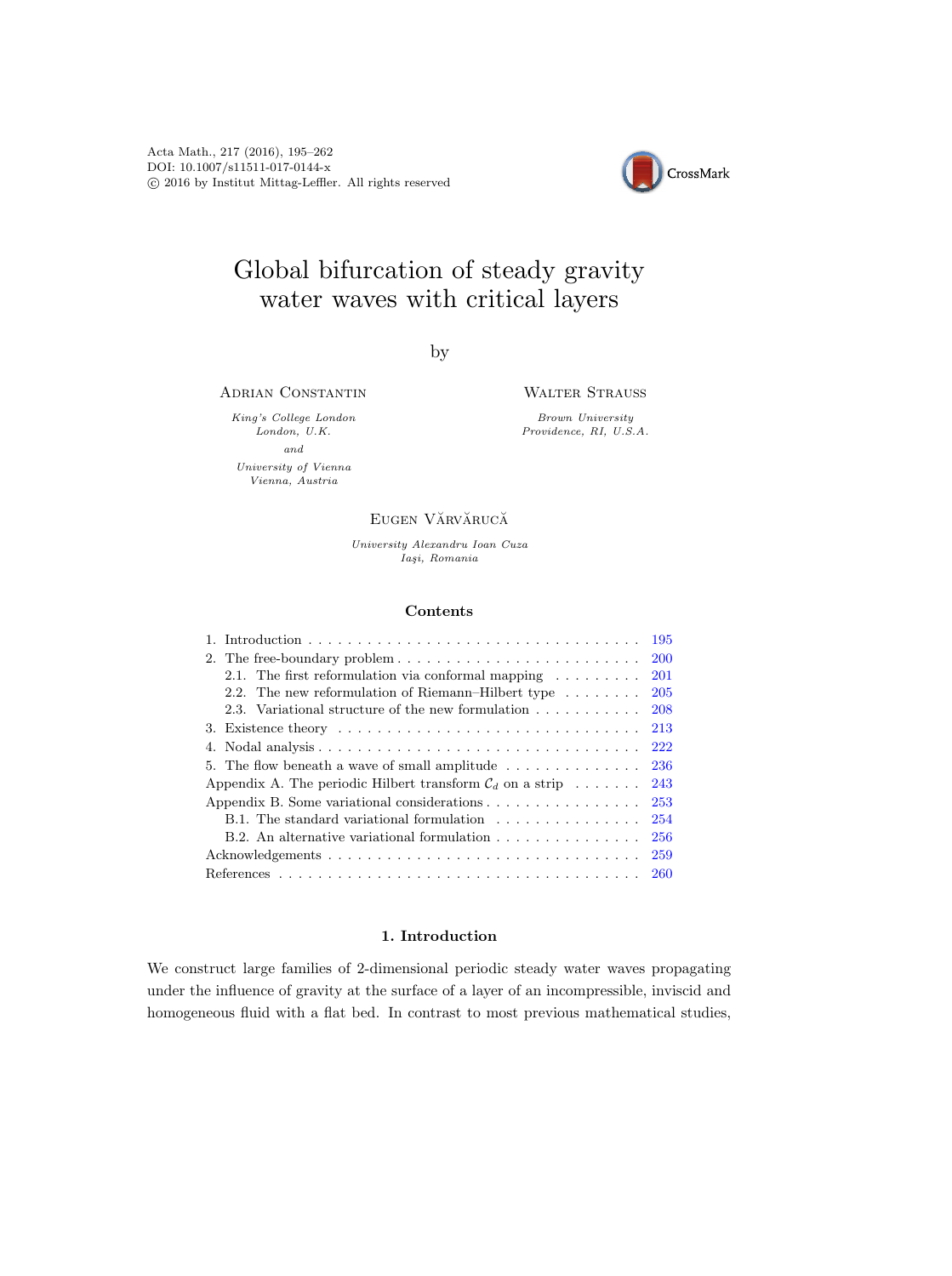Acta Math., 217 (2016), 195–262
DOI: 10.1007/s11511-017-0144-x
© 2016 by Institut Mittag-Leffler. All rights reserved

# Global bifurcation of steady gravity water waves with critical layers

by

Adrian Constantin

*King's College London*
*London, U.K.*
*and*
*University of Vienna*
*Vienna, Austria*

Walter Strauss

*Brown University*
*Providence, RI, U.S.A.*

Eugen Vărvărucă

*University Alexandru Ioan Cuza*
*Iaşi, Romania*

## Contents

1. Introduction ... 195
2. The free-boundary problem ... 200
   - 2.1. The first reformulation via conformal mapping ... 201
   - 2.2. The new reformulation of Riemann–Hilbert type ... 205
   - 2.3. Variational structure of the new formulation ... 208
3. Existence theory ... 213
4. Nodal analysis ... 222
5. The flow beneath a wave of small amplitude ... 236

Appendix A. The periodic Hilbert transform $\mathcal{C}_d$ on a strip ... 243

Appendix B. Some variational considerations ... 253
   - B.1. The standard variational formulation ... 254
   - B.2. An alternative variational formulation ... 256

Acknowledgements ... 259

References ... 260

## 1. Introduction

We construct large families of 2-dimensional periodic steady water waves propagating under the influence of gravity at the surface of a layer of an incompressible, inviscid and homogeneous fluid with a flat bed. In contrast to most previous mathematical studies,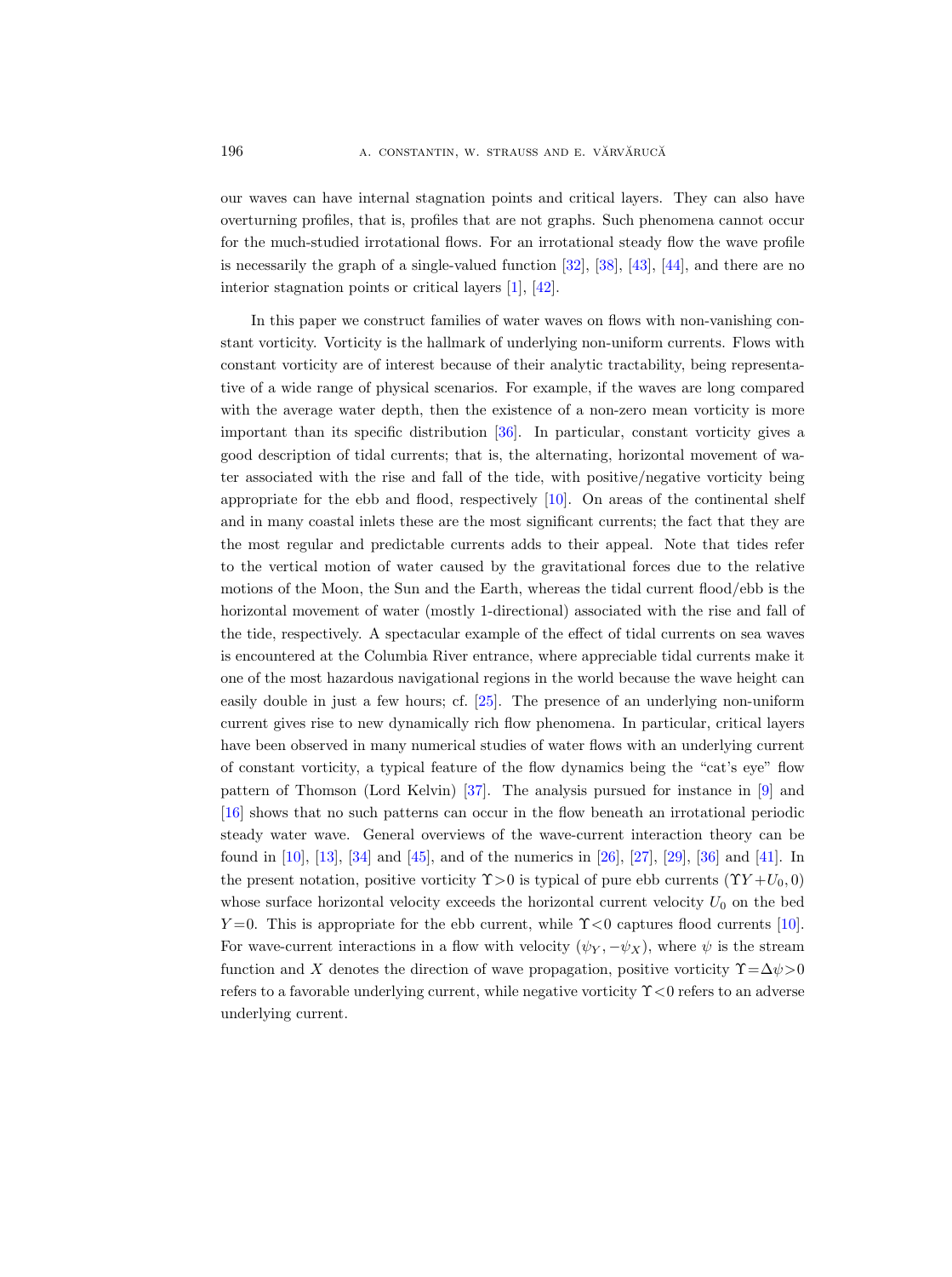our waves can have internal stagnation points and critical layers. They can also have overturning profiles, that is, profiles that are not graphs. Such phenomena cannot occur for the much-studied irrotational flows. For an irrotational steady flow the wave profile is necessarily the graph of a single-valued function [32], [38], [43], [44], and there are no interior stagnation points or critical layers [1], [42].

In this paper we construct families of water waves on flows with non-vanishing constant vorticity. Vorticity is the hallmark of underlying non-uniform currents. Flows with constant vorticity are of interest because of their analytic tractability, being representative of a wide range of physical scenarios. For example, if the waves are long compared with the average water depth, then the existence of a non-zero mean vorticity is more important than its specific distribution [36]. In particular, constant vorticity gives a good description of tidal currents; that is, the alternating, horizontal movement of water associated with the rise and fall of the tide, with positive/negative vorticity being appropriate for the ebb and flood, respectively [10]. On areas of the continental shelf and in many coastal inlets these are the most significant currents; the fact that they are the most regular and predictable currents adds to their appeal. Note that tides refer to the vertical motion of water caused by the gravitational forces due to the relative motions of the Moon, the Sun and the Earth, whereas the tidal current flood/ebb is the horizontal movement of water (mostly 1-directional) associated with the rise and fall of the tide, respectively. A spectacular example of the effect of tidal currents on sea waves is encountered at the Columbia River entrance, where appreciable tidal currents make it one of the most hazardous navigational regions in the world because the wave height can easily double in just a few hours; cf. [25]. The presence of an underlying non-uniform current gives rise to new dynamically rich flow phenomena. In particular, critical layers have been observed in many numerical studies of water flows with an underlying current of constant vorticity, a typical feature of the flow dynamics being the "cat's eye" flow pattern of Thomson (Lord Kelvin) [37]. The analysis pursued for instance in [9] and [16] shows that no such patterns can occur in the flow beneath an irrotational periodic steady water wave. General overviews of the wave-current interaction theory can be found in [10], [13], [34] and [45], and of the numerics in [26], [27], [29], [36] and [41]. In the present notation, positive vorticity $\Upsilon > 0$ is typical of pure ebb currents $(\Upsilon Y + U_0, 0)$ whose surface horizontal velocity exceeds the horizontal current velocity $U_0$ on the bed $Y = 0$. This is appropriate for the ebb current, while $\Upsilon < 0$ captures flood currents [10]. For wave-current interactions in a flow with velocity $(\psi_Y, -\psi_X)$, where $\psi$ is the stream function and $X$ denotes the direction of wave propagation, positive vorticity $\Upsilon = \Delta\psi > 0$ refers to a favorable underlying current, while negative vorticity $\Upsilon < 0$ refers to an adverse underlying current.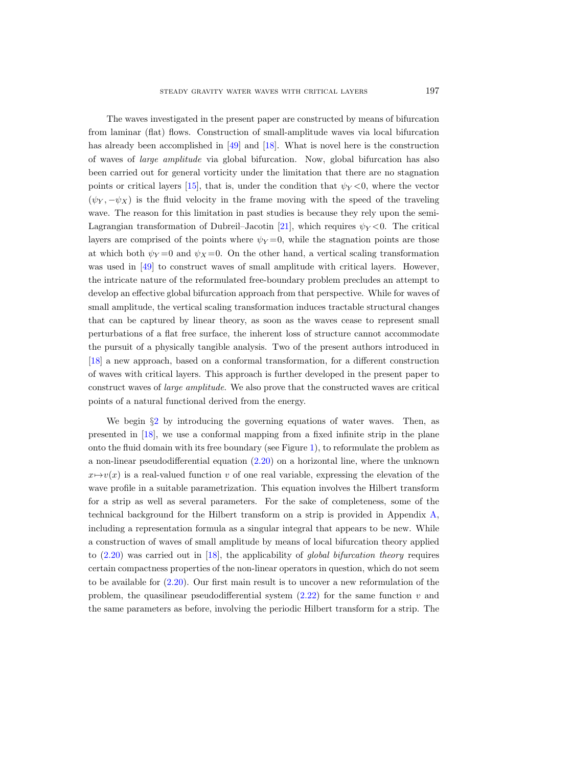The waves investigated in the present paper are constructed by means of bifurcation from laminar (flat) flows. Construction of small-amplitude waves via local bifurcation has already been accomplished in [49] and [18]. What is novel here is the construction of waves of *large amplitude* via global bifurcation. Now, global bifurcation has also been carried out for general vorticity under the limitation that there are no stagnation points or critical layers [15], that is, under the condition that $\psi_Y < 0$, where the vector $(\psi_Y, -\psi_X)$ is the fluid velocity in the frame moving with the speed of the traveling wave. The reason for this limitation in past studies is because they rely upon the semi-Lagrangian transformation of Dubreil–Jacotin [21], which requires $\psi_Y < 0$. The critical layers are comprised of the points where $\psi_Y = 0$, while the stagnation points are those at which both $\psi_Y = 0$ and $\psi_X = 0$. On the other hand, a vertical scaling transformation was used in [49] to construct waves of small amplitude with critical layers. However, the intricate nature of the reformulated free-boundary problem precludes an attempt to develop an effective global bifurcation approach from that perspective. While for waves of small amplitude, the vertical scaling transformation induces tractable structural changes that can be captured by linear theory, as soon as the waves cease to represent small perturbations of a flat free surface, the inherent loss of structure cannot accommodate the pursuit of a physically tangible analysis. Two of the present authors introduced in [18] a new approach, based on a conformal transformation, for a different construction of waves with critical layers. This approach is further developed in the present paper to construct waves of *large amplitude*. We also prove that the constructed waves are critical points of a natural functional derived from the energy.

We begin §2 by introducing the governing equations of water waves. Then, as presented in [18], we use a conformal mapping from a fixed infinite strip in the plane onto the fluid domain with its free boundary (see Figure 1), to reformulate the problem as a non-linear pseudodifferential equation (2.20) on a horizontal line, where the unknown $x \mapsto v(x)$ is a real-valued function $v$ of one real variable, expressing the elevation of the wave profile in a suitable parametrization. This equation involves the Hilbert transform for a strip as well as several parameters. For the sake of completeness, some of the technical background for the Hilbert transform on a strip is provided in Appendix A, including a representation formula as a singular integral that appears to be new. While a construction of waves of small amplitude by means of local bifurcation theory applied to (2.20) was carried out in [18], the applicability of *global bifurcation theory* requires certain compactness properties of the non-linear operators in question, which do not seem to be available for (2.20). Our first main result is to uncover a new reformulation of the problem, the quasilinear pseudodifferential system (2.22) for the same function $v$ and the same parameters as before, involving the periodic Hilbert transform for a strip. The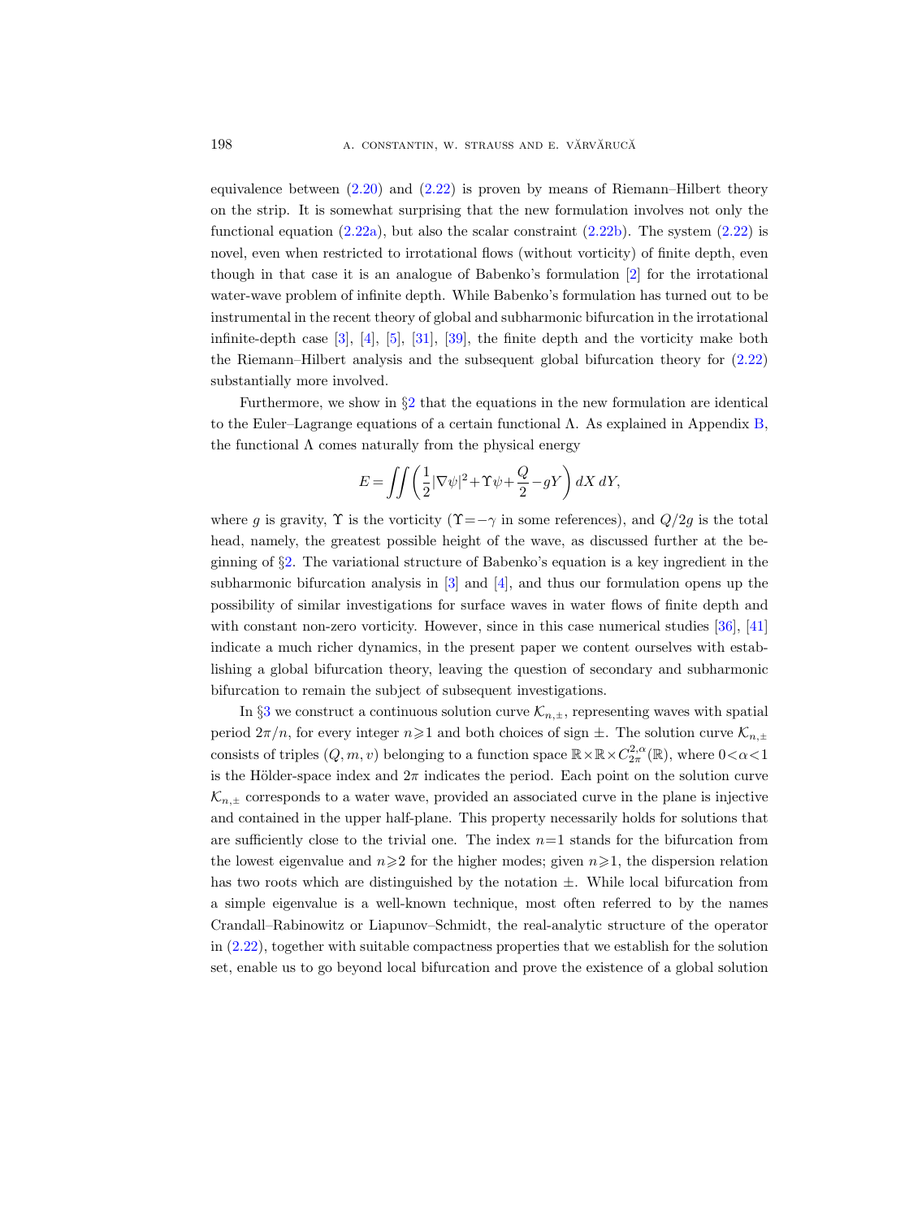equivalence between (2.20) and (2.22) is proven by means of Riemann–Hilbert theory on the strip. It is somewhat surprising that the new formulation involves not only the functional equation (2.22a), but also the scalar constraint (2.22b). The system (2.22) is novel, even when restricted to irrotational flows (without vorticity) of finite depth, even though in that case it is an analogue of Babenko's formulation [2] for the irrotational water-wave problem of infinite depth. While Babenko's formulation has turned out to be instrumental in the recent theory of global and subharmonic bifurcation in the irrotational infinite-depth case [3], [4], [5], [31], [39], the finite depth and the vorticity make both the Riemann–Hilbert analysis and the subsequent global bifurcation theory for (2.22) substantially more involved.

Furthermore, we show in §2 that the equations in the new formulation are identical to the Euler–Lagrange equations of a certain functional $\Lambda$. As explained in Appendix B, the functional $\Lambda$ comes naturally from the physical energy

$$E=\iint\left(\frac{1}{2}|\nabla\psi|^2+\Upsilon\psi+\frac{Q}{2}-gY\right)dX\,dY,$$

where $g$ is gravity, $\Upsilon$ is the vorticity ($\Upsilon=-\gamma$ in some references), and $Q/2g$ is the total head, namely, the greatest possible height of the wave, as discussed further at the beginning of §2. The variational structure of Babenko's equation is a key ingredient in the subharmonic bifurcation analysis in [3] and [4], and thus our formulation opens up the possibility of similar investigations for surface waves in water flows of finite depth and with constant non-zero vorticity. However, since in this case numerical studies [36], [41] indicate a much richer dynamics, in the present paper we content ourselves with establishing a global bifurcation theory, leaving the question of secondary and subharmonic bifurcation to remain the subject of subsequent investigations.

In §3 we construct a continuous solution curve $\mathcal{K}_{n,\pm}$, representing waves with spatial period $2\pi/n$, for every integer $n\geqslant 1$ and both choices of sign $\pm$. The solution curve $\mathcal{K}_{n,\pm}$ consists of triples $(Q,m,v)$ belonging to a function space $\mathbb{R}\times\mathbb{R}\times C^{2,\alpha}_{2\pi}(\mathbb{R})$, where $0<\alpha<1$ is the Hölder-space index and $2\pi$ indicates the period. Each point on the solution curve $\mathcal{K}_{n,\pm}$ corresponds to a water wave, provided an associated curve in the plane is injective and contained in the upper half-plane. This property necessarily holds for solutions that are sufficiently close to the trivial one. The index $n=1$ stands for the bifurcation from the lowest eigenvalue and $n\geqslant 2$ for the higher modes; given $n\geqslant 1$, the dispersion relation has two roots which are distinguished by the notation $\pm$. While local bifurcation from a simple eigenvalue is a well-known technique, most often referred to by the names Crandall–Rabinowitz or Liapunov–Schmidt, the real-analytic structure of the operator in (2.22), together with suitable compactness properties that we establish for the solution set, enable us to go beyond local bifurcation and prove the existence of a global solution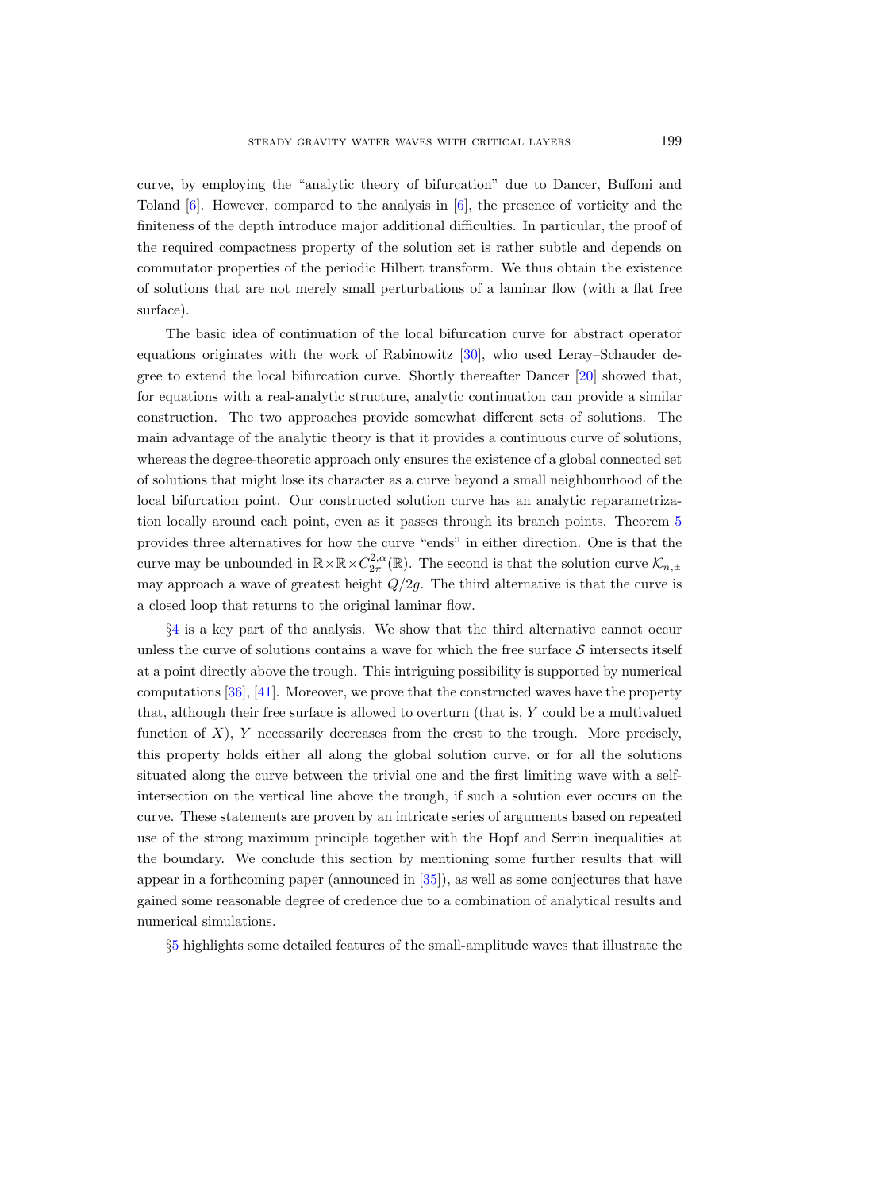curve, by employing the "analytic theory of bifurcation" due to Dancer, Buffoni and Toland [6]. However, compared to the analysis in [6], the presence of vorticity and the finiteness of the depth introduce major additional difficulties. In particular, the proof of the required compactness property of the solution set is rather subtle and depends on commutator properties of the periodic Hilbert transform. We thus obtain the existence of solutions that are not merely small perturbations of a laminar flow (with a flat free surface).

The basic idea of continuation of the local bifurcation curve for abstract operator equations originates with the work of Rabinowitz [30], who used Leray–Schauder degree to extend the local bifurcation curve. Shortly thereafter Dancer [20] showed that, for equations with a real-analytic structure, analytic continuation can provide a similar construction. The two approaches provide somewhat different sets of solutions. The main advantage of the analytic theory is that it provides a continuous curve of solutions, whereas the degree-theoretic approach only ensures the existence of a global connected set of solutions that might lose its character as a curve beyond a small neighbourhood of the local bifurcation point. Our constructed solution curve has an analytic reparametrization locally around each point, even as it passes through its branch points. Theorem 5 provides three alternatives for how the curve "ends" in either direction. One is that the curve may be unbounded in $\mathbb{R}\times\mathbb{R}\times C^{2,\alpha}_{2\pi}(\mathbb{R})$. The second is that the solution curve $\mathcal{K}_{n,\pm}$ may approach a wave of greatest height $Q/2g$. The third alternative is that the curve is a closed loop that returns to the original laminar flow.

§4 is a key part of the analysis. We show that the third alternative cannot occur unless the curve of solutions contains a wave for which the free surface $\mathcal{S}$ intersects itself at a point directly above the trough. This intriguing possibility is supported by numerical computations [36], [41]. Moreover, we prove that the constructed waves have the property that, although their free surface is allowed to overturn (that is, $Y$ could be a multivalued function of $X$), $Y$ necessarily decreases from the crest to the trough. More precisely, this property holds either all along the global solution curve, or for all the solutions situated along the curve between the trivial one and the first limiting wave with a self-intersection on the vertical line above the trough, if such a solution ever occurs on the curve. These statements are proven by an intricate series of arguments based on repeated use of the strong maximum principle together with the Hopf and Serrin inequalities at the boundary. We conclude this section by mentioning some further results that will appear in a forthcoming paper (announced in [35]), as well as some conjectures that have gained some reasonable degree of credence due to a combination of analytical results and numerical simulations.

§5 highlights some detailed features of the small-amplitude waves that illustrate the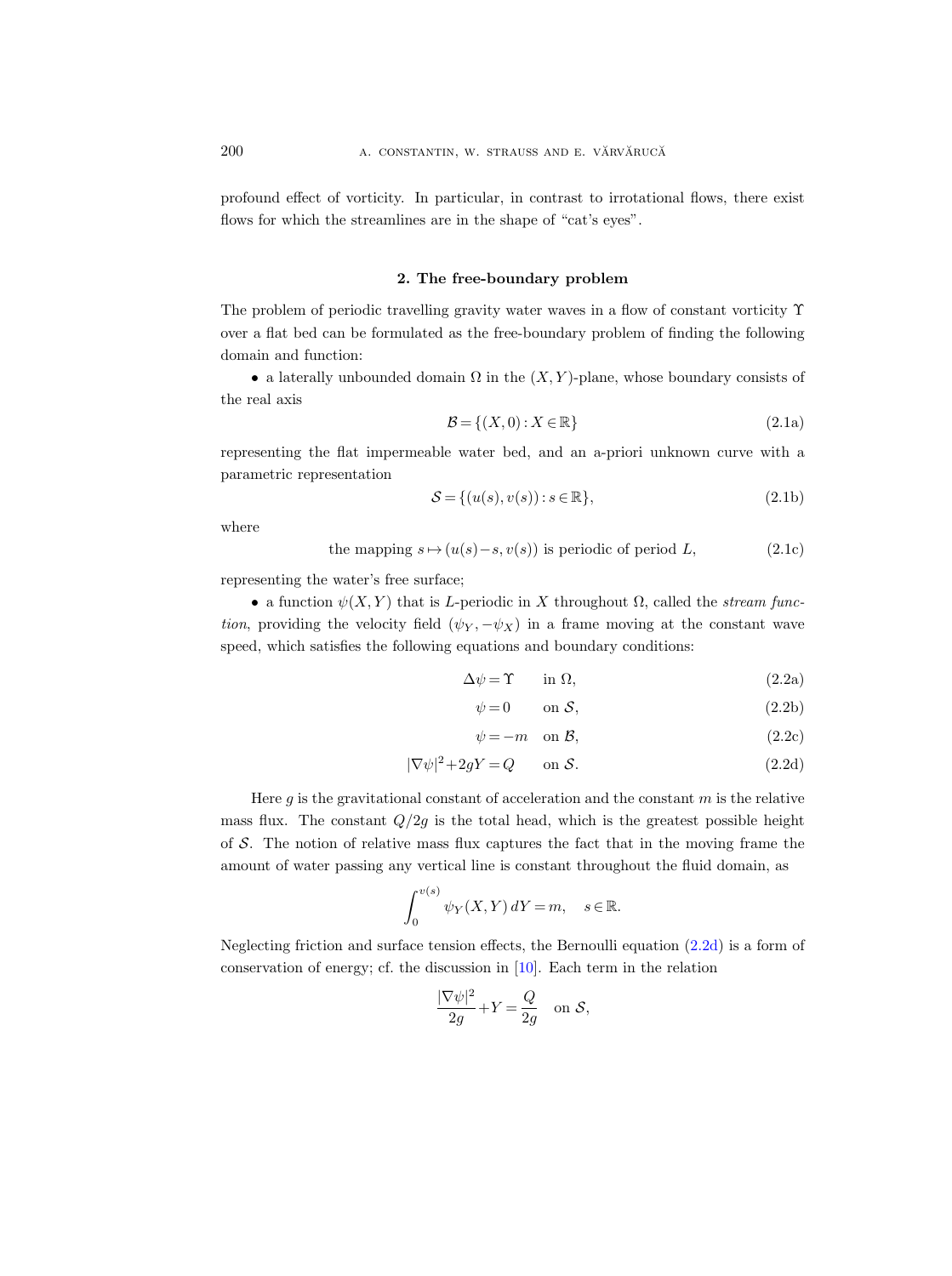profound effect of vorticity. In particular, in contrast to irrotational flows, there exist flows for which the streamlines are in the shape of "cat's eyes".

## 2. The free-boundary problem

The problem of periodic travelling gravity water waves in a flow of constant vorticity $\Upsilon$ over a flat bed can be formulated as the free-boundary problem of finding the following domain and function:

- a laterally unbounded domain $\Omega$ in the $(X,Y)$-plane, whose boundary consists of the real axis

$$\mathcal{B} = \{(X,0) : X \in \mathbb{R}\} \tag{2.1a}$$

representing the flat impermeable water bed, and an a-priori unknown curve with a parametric representation

$$\mathcal{S} = \{(u(s),v(s)) : s \in \mathbb{R}\}, \tag{2.1b}$$

where

$$\text{the mapping } s \mapsto (u(s)-s, v(s)) \text{ is periodic of period } L, \tag{2.1c}$$

representing the water's free surface;

- a function $\psi(X,Y)$ that is $L$-periodic in $X$ throughout $\Omega$, called the *stream function*, providing the velocity field $(\psi_Y, -\psi_X)$ in a frame moving at the constant wave speed, which satisfies the following equations and boundary conditions:

$$\Delta\psi = \Upsilon \qquad \text{in } \Omega, \tag{2.2a}$$

$$\psi = 0 \qquad \text{on } \mathcal{S}, \tag{2.2b}$$

$$\psi = -m \quad \text{on } \mathcal{B}, \tag{2.2c}$$

$$|\nabla\psi|^2 + 2gY = Q \qquad \text{on } \mathcal{S}. \tag{2.2d}$$

Here $g$ is the gravitational constant of acceleration and the constant $m$ is the relative mass flux. The constant $Q/2g$ is the total head, which is the greatest possible height of $\mathcal{S}$. The notion of relative mass flux captures the fact that in the moving frame the amount of water passing any vertical line is constant throughout the fluid domain, as

$$\int_0^{v(s)} \psi_Y(X,Y)\,dY = m, \quad s \in \mathbb{R}.$$

Neglecting friction and surface tension effects, the Bernoulli equation (2.2d) is a form of conservation of energy; cf. the discussion in [10]. Each term in the relation

$$\frac{|\nabla\psi|^2}{2g} + Y = \frac{Q}{2g} \quad \text{on } \mathcal{S},$$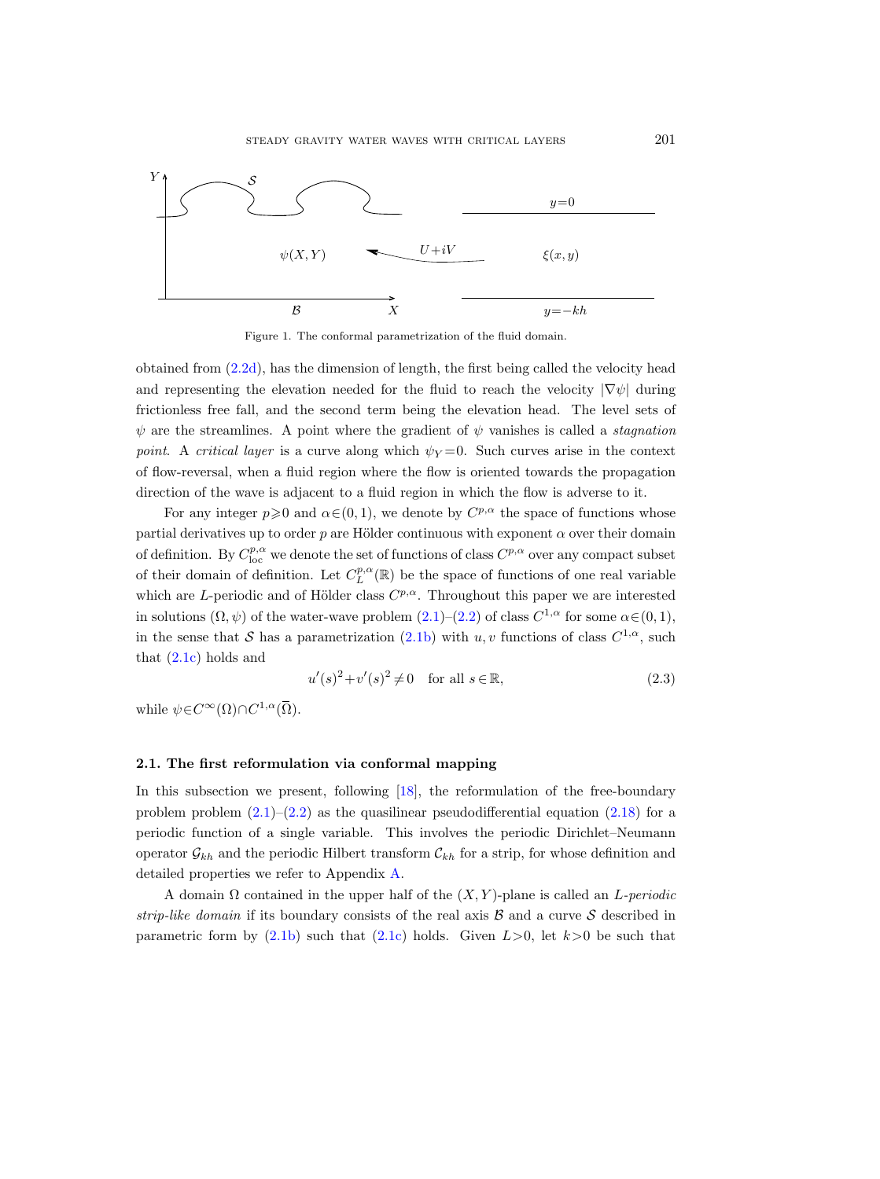Figure 1. The conformal parametrization of the fluid domain.

obtained from (2.2d), has the dimension of length, the first being called the velocity head and representing the elevation needed for the fluid to reach the velocity $|\nabla\psi|$ during frictionless free fall, and the second term being the elevation head. The level sets of $\psi$ are the streamlines. A point where the gradient of $\psi$ vanishes is called a *stagnation point*. A *critical layer* is a curve along which $\psi_Y=0$. Such curves arise in the context of flow-reversal, when a fluid region where the flow is oriented towards the propagation direction of the wave is adjacent to a fluid region in which the flow is adverse to it.

For any integer $p\geqslant 0$ and $\alpha\in(0,1)$, we denote by $C^{p,\alpha}$ the space of functions whose partial derivatives up to order $p$ are Hölder continuous with exponent $\alpha$ over their domain of definition. By $C^{p,\alpha}_{\mathrm{loc}}$ we denote the set of functions of class $C^{p,\alpha}$ over any compact subset of their domain of definition. Let $C^{p,\alpha}_L(\mathbb{R})$ be the space of functions of one real variable which are $L$-periodic and of Hölder class $C^{p,\alpha}$. Throughout this paper we are interested in solutions $(\Omega,\psi)$ of the water-wave problem (2.1)–(2.2) of class $C^{1,\alpha}$ for some $\alpha\in(0,1)$, in the sense that $\mathcal{S}$ has a parametrization (2.1b) with $u,v$ functions of class $C^{1,\alpha}$, such that (2.1c) holds and

$$u'(s)^2+v'(s)^2\neq 0 \quad \text{for all } s\in\mathbb{R}, \tag{2.3}$$

while $\psi\in C^\infty(\Omega)\cap C^{1,\alpha}(\overline{\Omega})$.

### 2.1. The first reformulation via conformal mapping

In this subsection we present, following [18], the reformulation of the free-boundary problem problem (2.1)–(2.2) as the quasilinear pseudodifferential equation (2.18) for a periodic function of a single variable. This involves the periodic Dirichlet–Neumann operator $\mathcal{G}_{kh}$ and the periodic Hilbert transform $\mathcal{C}_{kh}$ for a strip, for whose definition and detailed properties we refer to Appendix A.

A domain $\Omega$ contained in the upper half of the $(X,Y)$-plane is called an *L-periodic strip-like domain* if its boundary consists of the real axis $\mathcal{B}$ and a curve $\mathcal{S}$ described in parametric form by (2.1b) such that (2.1c) holds. Given $L>0$, let $k>0$ be such that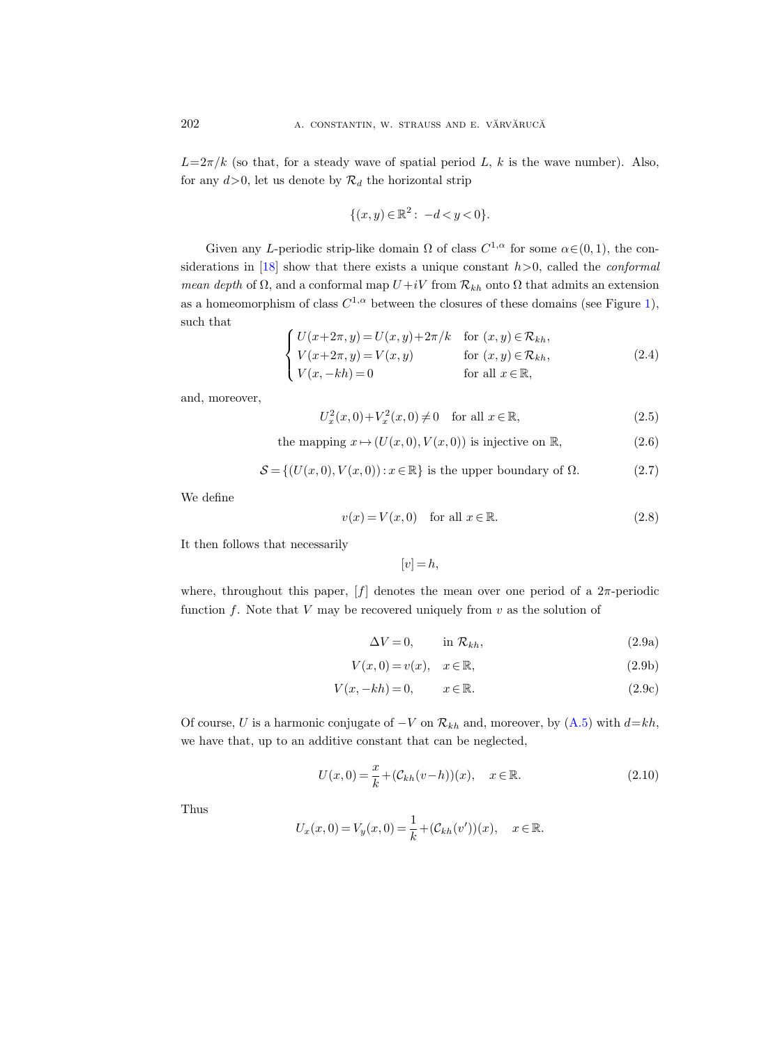$L=2\pi/k$ (so that, for a steady wave of spatial period $L$, $k$ is the wave number). Also, for any $d>0$, let us denote by $\mathcal{R}_d$ the horizontal strip

$$\{(x,y)\in\mathbb{R}^2:\ -d<y<0\}.$$

Given any $L$-periodic strip-like domain $\Omega$ of class $C^{1,\alpha}$ for some $\alpha\in(0,1)$, the considerations in [18] show that there exists a unique constant $h>0$, called the *conformal mean depth* of $\Omega$, and a conformal map $U+iV$ from $\mathcal{R}_{kh}$ onto $\Omega$ that admits an extension as a homeomorphism of class $C^{1,\alpha}$ between the closures of these domains (see Figure 1), such that

$$\begin{cases} U(x+2\pi,y)=U(x,y)+2\pi/k & \text{for } (x,y)\in\mathcal{R}_{kh},\\ V(x+2\pi,y)=V(x,y) & \text{for } (x,y)\in\mathcal{R}_{kh},\\ V(x,-kh)=0 & \text{for all } x\in\mathbb{R}, \end{cases} \tag{2.4}$$

and, moreover,

$$U_x^2(x,0)+V_x^2(x,0)\neq 0 \quad \text{for all } x\in\mathbb{R}, \tag{2.5}$$

$$\text{the mapping } x\mapsto (U(x,0),V(x,0)) \text{ is injective on } \mathbb{R}, \tag{2.6}$$

$$\mathcal{S}=\{(U(x,0),V(x,0)):x\in\mathbb{R}\} \text{ is the upper boundary of } \Omega. \tag{2.7}$$

We define

$$v(x)=V(x,0) \quad \text{for all } x\in\mathbb{R}. \tag{2.8}$$

It then follows that necessarily

$$[v]=h,$$

where, throughout this paper, $[f]$ denotes the mean over one period of a $2\pi$-periodic function $f$. Note that $V$ may be recovered uniquely from $v$ as the solution of

$$\Delta V=0, \qquad \text{in } \mathcal{R}_{kh}, \tag{2.9a}$$

$$V(x,0)=v(x), \quad x\in\mathbb{R}, \tag{2.9b}$$

$$V(x,-kh)=0, \qquad x\in\mathbb{R}. \tag{2.9c}$$

Of course, $U$ is a harmonic conjugate of $-V$ on $\mathcal{R}_{kh}$ and, moreover, by (A.5) with $d=kh$, we have that, up to an additive constant that can be neglected,

$$U(x,0)=\frac{x}{k}+(\mathcal{C}_{kh}(v-h))(x), \quad x\in\mathbb{R}. \tag{2.10}$$

Thus

$$U_x(x,0)=V_y(x,0)=\frac{1}{k}+(\mathcal{C}_{kh}(v'))(x), \quad x\in\mathbb{R}.$$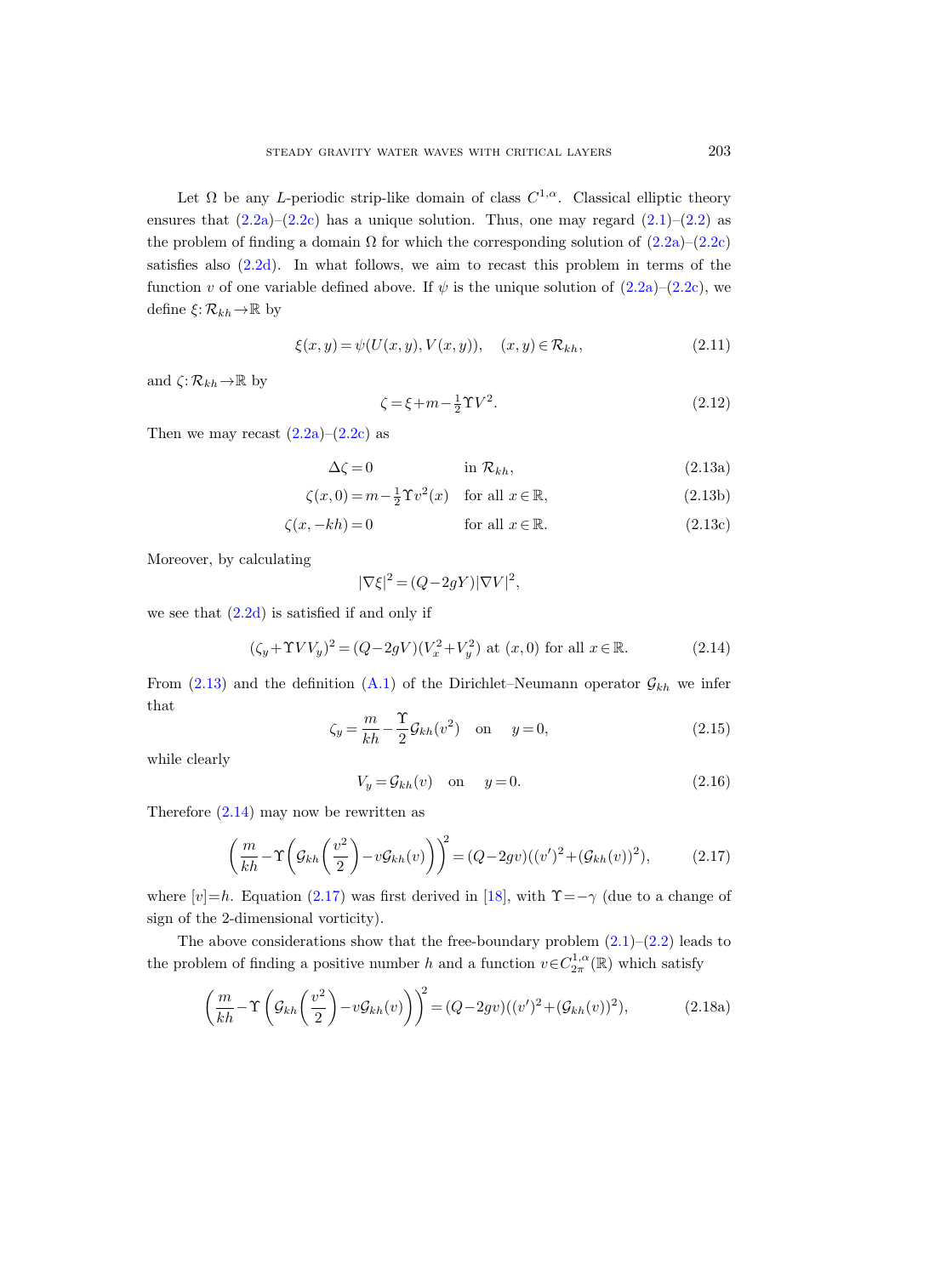Let $\Omega$ be any $L$-periodic strip-like domain of class $C^{1,\alpha}$. Classical elliptic theory ensures that (2.2a)–(2.2c) has a unique solution. Thus, one may regard (2.1)–(2.2) as the problem of finding a domain $\Omega$ for which the corresponding solution of (2.2a)–(2.2c) satisfies also (2.2d). In what follows, we aim to recast this problem in terms of the function $v$ of one variable defined above. If $\psi$ is the unique solution of (2.2a)–(2.2c), we define $\xi:\mathcal{R}_{kh}\to\mathbb{R}$ by

$$\xi(x,y)=\psi(U(x,y),V(x,y)),\quad (x,y)\in\mathcal{R}_{kh}, \tag{2.11}$$

and $\zeta:\mathcal{R}_{kh}\to\mathbb{R}$ by

$$\zeta=\xi+m-\tfrac{1}{2}\Upsilon V^2. \tag{2.12}$$

Then we may recast (2.2a)–(2.2c) as

$$\Delta\zeta=0 \qquad \text{in } \mathcal{R}_{kh}, \tag{2.13a}$$

$$\zeta(x,0)=m-\tfrac{1}{2}\Upsilon v^2(x) \quad \text{for all } x\in\mathbb{R}, \tag{2.13b}$$

$$\zeta(x,-kh)=0 \qquad \text{for all } x\in\mathbb{R}. \tag{2.13c}$$

Moreover, by calculating

$$|\nabla\xi|^2=(Q-2gY)|\nabla V|^2,$$

we see that (2.2d) is satisfied if and only if

$$(\zeta_y+\Upsilon VV_y)^2=(Q-2gV)(V_x^2+V_y^2) \text{ at } (x,0) \text{ for all } x\in\mathbb{R}. \tag{2.14}$$

From (2.13) and the definition (A.1) of the Dirichlet–Neumann operator $\mathcal{G}_{kh}$ we infer that

$$\zeta_y=\frac{m}{kh}-\frac{\Upsilon}{2}\mathcal{G}_{kh}(v^2) \quad \text{on} \quad y=0, \tag{2.15}$$

while clearly

$$V_y=\mathcal{G}_{kh}(v) \quad \text{on} \quad y=0. \tag{2.16}$$

Therefore (2.14) may now be rewritten as

$$\left(\frac{m}{kh}-\Upsilon\left(\mathcal{G}_{kh}\left(\frac{v^2}{2}\right)-v\mathcal{G}_{kh}(v)\right)\right)^2=(Q-2gv)((v')^2+(\mathcal{G}_{kh}(v))^2), \tag{2.17}$$

where $[v]=h$. Equation (2.17) was first derived in [18], with $\Upsilon=-\gamma$ (due to a change of sign of the 2-dimensional vorticity).

The above considerations show that the free-boundary problem (2.1)–(2.2) leads to the problem of finding a positive number $h$ and a function $v\in C^{1,\alpha}_{2\pi}(\mathbb{R})$ which satisfy

$$\left(\frac{m}{kh}-\Upsilon\left(\mathcal{G}_{kh}\left(\frac{v^2}{2}\right)-v\mathcal{G}_{kh}(v)\right)\right)^2=(Q-2gv)((v')^2+(\mathcal{G}_{kh}(v))^2), \tag{2.18a}$$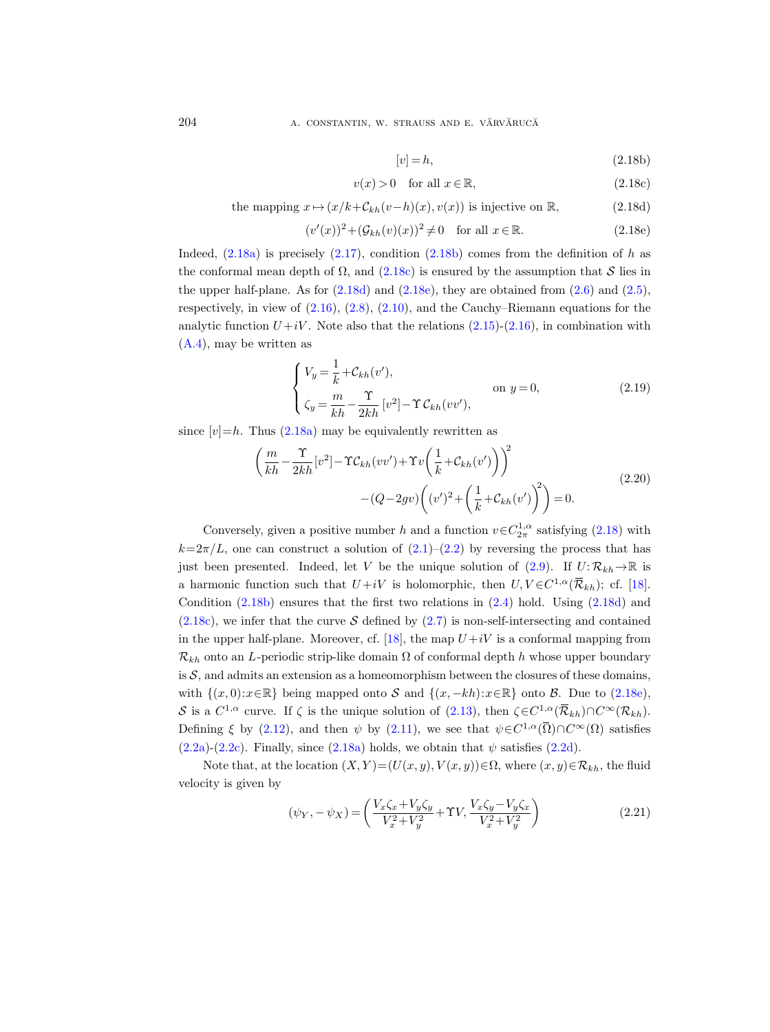$$[v] = h, \tag{2.18b}$$

$$v(x) > 0 \quad \text{for all } x \in \mathbb{R}, \tag{2.18c}$$

$$\text{the mapping } x \mapsto (x/k + \mathcal{C}_{kh}(v-h)(x), v(x)) \text{ is injective on } \mathbb{R}, \tag{2.18d}$$

$$(v'(x))^2 + (\mathcal{G}_{kh}(v)(x))^2 \neq 0 \quad \text{for all } x \in \mathbb{R}. \tag{2.18e}$$

Indeed, (2.18a) is precisely (2.17), condition (2.18b) comes from the definition of $h$ as the conformal mean depth of $\Omega$, and (2.18c) is ensured by the assumption that $\mathcal{S}$ lies in the upper half-plane. As for (2.18d) and (2.18e), they are obtained from (2.6) and (2.5), respectively, in view of (2.16), (2.8), (2.10), and the Cauchy–Riemann equations for the analytic function $U + iV$. Note also that the relations (2.15)-(2.16), in combination with (A.4), may be written as

$$\begin{cases} V_y = \dfrac{1}{k} + \mathcal{C}_{kh}(v'), \\ \zeta_y = \dfrac{m}{kh} - \dfrac{\Upsilon}{2kh}[v^2] - \Upsilon\, \mathcal{C}_{kh}(vv'), \end{cases} \quad \text{on } y = 0, \tag{2.19}$$

since $[v] = h$. Thus (2.18a) may be equivalently rewritten as

$$\begin{aligned} \left( \frac{m}{kh} - \frac{\Upsilon}{2kh}[v^2] - \Upsilon \mathcal{C}_{kh}(vv') + \Upsilon v \left( \frac{1}{k} + \mathcal{C}_{kh}(v') \right) \right)^2 & \\ - (Q - 2gv) \left( (v')^2 + \left( \frac{1}{k} + \mathcal{C}_{kh}(v') \right)^2 \right) &= 0. \end{aligned} \tag{2.20}$$

Conversely, given a positive number $h$ and a function $v \in C^{1,\alpha}_{2\pi}$ satisfying (2.18) with $k = 2\pi/L$, one can construct a solution of (2.1)–(2.2) by reversing the process that has just been presented. Indeed, let $V$ be the unique solution of (2.9). If $U: \mathcal{R}_{kh} \to \mathbb{R}$ is a harmonic function such that $U + iV$ is holomorphic, then $U, V \in C^{1,\alpha}(\overline{\mathcal{R}}_{kh})$; cf. [18]. Condition (2.18b) ensures that the first two relations in (2.4) hold. Using (2.18d) and (2.18c), we infer that the curve $\mathcal{S}$ defined by (2.7) is non-self-intersecting and contained in the upper half-plane. Moreover, cf. [18], the map $U + iV$ is a conformal mapping from $\mathcal{R}_{kh}$ onto an $L$-periodic strip-like domain $\Omega$ of conformal depth $h$ whose upper boundary is $\mathcal{S}$, and admits an extension as a homeomorphism between the closures of these domains, with $\{(x, 0) : x \in \mathbb{R}\}$ being mapped onto $\mathcal{S}$ and $\{(x, -kh) : x \in \mathbb{R}\}$ onto $\mathcal{B}$. Due to (2.18e), $\mathcal{S}$ is a $C^{1,\alpha}$ curve. If $\zeta$ is the unique solution of (2.13), then $\zeta \in C^{1,\alpha}(\overline{\mathcal{R}}_{kh}) \cap C^\infty(\mathcal{R}_{kh})$. Defining $\xi$ by (2.12), and then $\psi$ by (2.11), we see that $\psi \in C^{1,\alpha}(\overline{\Omega}) \cap C^\infty(\Omega)$ satisfies (2.2a)-(2.2c). Finally, since (2.18a) holds, we obtain that $\psi$ satisfies (2.2d).

Note that, at the location $(X, Y) = (U(x, y), V(x, y)) \in \Omega$, where $(x, y) \in \mathcal{R}_{kh}$, the fluid velocity is given by

$$(\psi_Y, -\psi_X) = \left( \frac{V_x \zeta_x + V_y \zeta_y}{V_x^2 + V_y^2} + \Upsilon V, \frac{V_x \zeta_y - V_y \zeta_x}{V_x^2 + V_y^2} \right) \tag{2.21}$$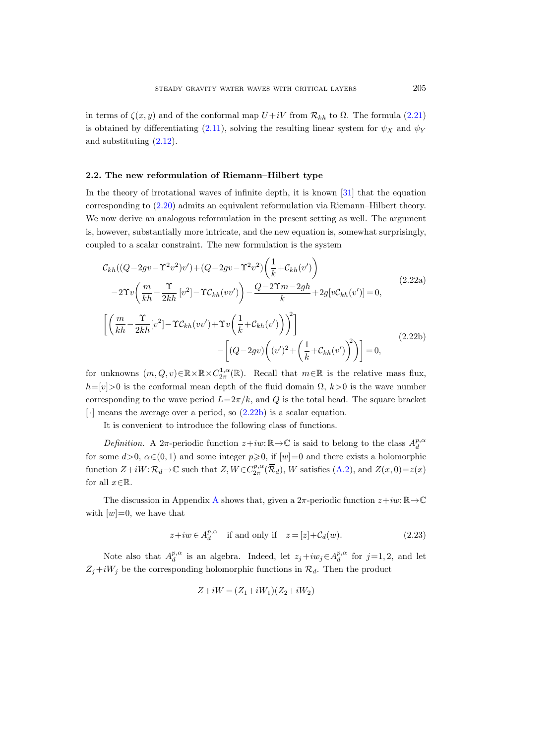in terms of $\zeta(x,y)$ and of the conformal map $U+iV$ from $\mathcal{R}_{kh}$ to $\Omega$. The formula (2.21) is obtained by differentiating (2.11), solving the resulting linear system for $\psi_X$ and $\psi_Y$ and substituting (2.12).

### 2.2. The new reformulation of Riemann–Hilbert type

In the theory of irrotational waves of infinite depth, it is known [31] that the equation corresponding to (2.20) admits an equivalent reformulation via Riemann–Hilbert theory. We now derive an analogous reformulation in the present setting as well. The argument is, however, substantially more intricate, and the new equation is, somewhat surprisingly, coupled to a scalar constraint. The new formulation is the system

$$\begin{aligned}
&\mathcal{C}_{kh}((Q-2gv-\Upsilon^2v^2)v')+(Q-2gv-\Upsilon^2v^2)\left(\frac{1}{k}+\mathcal{C}_{kh}(v')\right)\\
&\quad-2\Upsilon v\left(\frac{m}{kh}-\frac{\Upsilon}{2kh}\,[v^2]-\Upsilon\mathcal{C}_{kh}(vv')\right)-\frac{Q-2\Upsilon m-2gh}{k}+2g[v\mathcal{C}_{kh}(v')]=0,
\end{aligned}\tag{2.22a}$$

$$\begin{aligned}
&\left[\left(\frac{m}{kh}-\frac{\Upsilon}{2kh}[v^2]-\Upsilon\mathcal{C}_{kh}(vv')+\Upsilon v\left(\frac{1}{k}+\mathcal{C}_{kh}(v')\right)\right)^2\right]\\
&\qquad\qquad-\left[(Q-2gv)\left((v')^2+\left(\frac{1}{k}+\mathcal{C}_{kh}(v')\right)^2\right)\right]=0,
\end{aligned}\tag{2.22b}$$

for unknowns $(m,Q,v)\in\mathbb{R}\times\mathbb{R}\times C^{1,\alpha}_{2\pi}(\mathbb{R})$. Recall that $m\in\mathbb{R}$ is the relative mass flux, $h=[v]>0$ is the conformal mean depth of the fluid domain $\Omega$, $k>0$ is the wave number corresponding to the wave period $L=2\pi/k$, and $Q$ is the total head. The square bracket $[\cdot]$ means the average over a period, so (2.22b) is a scalar equation.

It is convenient to introduce the following class of functions.

*Definition.* A $2\pi$-periodic function $z+iw:\mathbb{R}\to\mathbb{C}$ is said to belong to the class $A^{p,\alpha}_d$ for some $d>0$, $\alpha\in(0,1)$ and some integer $p\geqslant 0$, if $[w]=0$ and there exists a holomorphic function $Z+iW:\mathcal{R}_d\to\mathbb{C}$ such that $Z,W\in C^{p,\alpha}_{2\pi}(\overline{\mathcal{R}}_d)$, $W$ satisfies (A.2), and $Z(x,0)=z(x)$ for all $x\in\mathbb{R}$.

The discussion in Appendix A shows that, given a $2\pi$-periodic function $z+iw:\mathbb{R}\to\mathbb{C}$ with $[w]=0$, we have that

$$z+iw\in A^{p,\alpha}_d \quad\text{if and only if}\quad z=[z]+\mathcal{C}_d(w). \tag{2.23}$$

Note also that $A^{p,\alpha}_d$ is an algebra. Indeed, let $z_j+iw_j\in A^{p,\alpha}_d$ for $j=1,2$, and let $Z_j+iW_j$ be the corresponding holomorphic functions in $\mathcal{R}_d$. Then the product

$$Z+iW=(Z_1+iW_1)(Z_2+iW_2)$$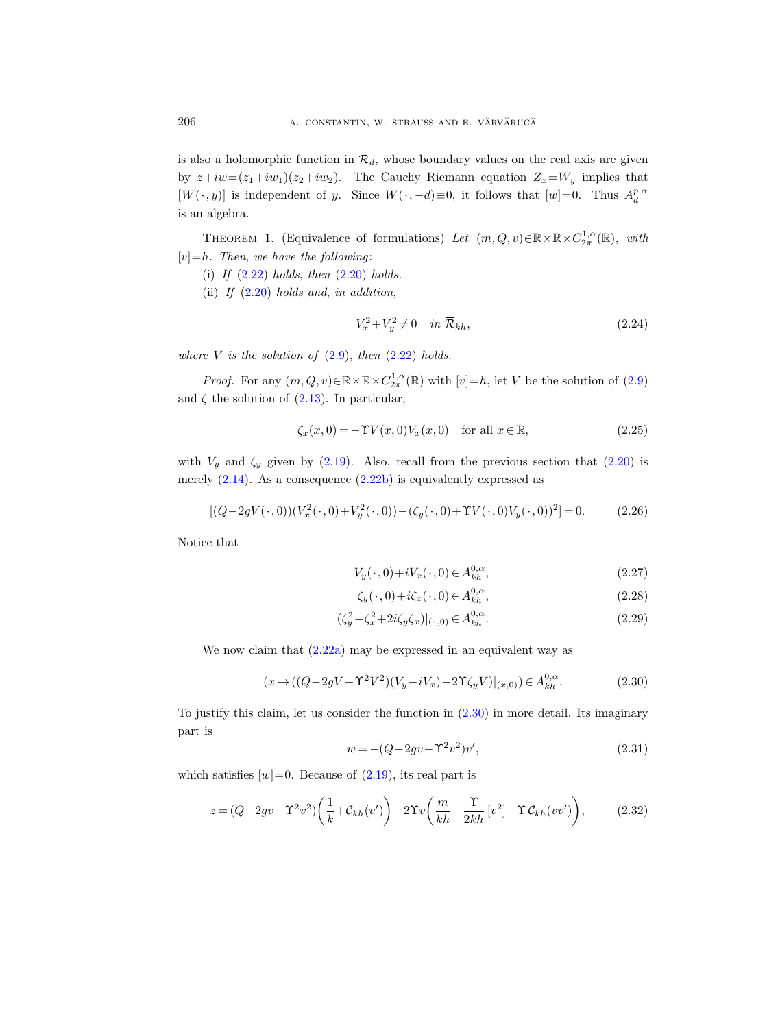is also a holomorphic function in $\mathcal{R}_d$, whose boundary values on the real axis are given by $z+iw=(z_1+iw_1)(z_2+iw_2)$. The Cauchy–Riemann equation $Z_x=W_y$ implies that $[W(\cdot,y)]$ is independent of $y$. Since $W(\cdot,-d)\equiv 0$, it follows that $[w]=0$. Thus $A_d^{p,\alpha}$ is an algebra.

Theorem 1. (Equivalence of formulations) *Let $(m,Q,v)\in\mathbb{R}\times\mathbb{R}\times C_{2\pi}^{1,\alpha}(\mathbb{R})$, with $[v]=h$. Then, we have the following*:

(i) *If* (2.22) *holds, then* (2.20) *holds.*

(ii) *If* (2.20) *holds and, in addition,*

$$V_x^2+V_y^2\neq 0 \quad \text{in } \overline{\mathcal{R}}_{kh}, \tag{2.24}$$

*where $V$ is the solution of* (2.9), *then* (2.22) *holds.*

*Proof.* For any $(m,Q,v)\in\mathbb{R}\times\mathbb{R}\times C_{2\pi}^{1,\alpha}(\mathbb{R})$ with $[v]=h$, let $V$ be the solution of (2.9) and $\zeta$ the solution of (2.13). In particular,

$$\zeta_x(x,0)=-\Upsilon V(x,0)V_x(x,0) \quad \text{for all } x\in\mathbb{R}, \tag{2.25}$$

with $V_y$ and $\zeta_y$ given by (2.19). Also, recall from the previous section that (2.20) is merely (2.14). As a consequence (2.22b) is equivalently expressed as

$$[(Q-2gV(\cdot,0))(V_x^2(\cdot,0)+V_y^2(\cdot,0))-(\zeta_y(\cdot,0)+\Upsilon V(\cdot,0)V_y(\cdot,0))^2]=0. \tag{2.26}$$

Notice that

$$V_y(\cdot,0)+iV_x(\cdot,0)\in A_{kh}^{0,\alpha}, \tag{2.27}$$

$$\zeta_y(\cdot,0)+i\zeta_x(\cdot,0)\in A_{kh}^{0,\alpha}, \tag{2.28}$$

$$(\zeta_y^2-\zeta_x^2+2i\zeta_y\zeta_x)|_{(\cdot,0)}\in A_{kh}^{0,\alpha}. \tag{2.29}$$

We now claim that (2.22a) may be expressed in an equivalent way as

$$(x\mapsto((Q-2gV-\Upsilon^2V^2)(V_y-iV_x)-2\Upsilon\zeta_yV)|_{(x,0)})\in A_{kh}^{0,\alpha}. \tag{2.30}$$

To justify this claim, let us consider the function in (2.30) in more detail. Its imaginary part is

$$w=-(Q-2gv-\Upsilon^2v^2)v', \tag{2.31}$$

which satisfies $[w]=0$. Because of (2.19), its real part is

$$z=(Q-2gv-\Upsilon^2v^2)\left(\frac{1}{k}+\mathcal{C}_{kh}(v')\right)-2\Upsilon v\left(\frac{m}{kh}-\frac{\Upsilon}{2kh}[v^2]-\Upsilon\,\mathcal{C}_{kh}(vv')\right), \tag{2.32}$$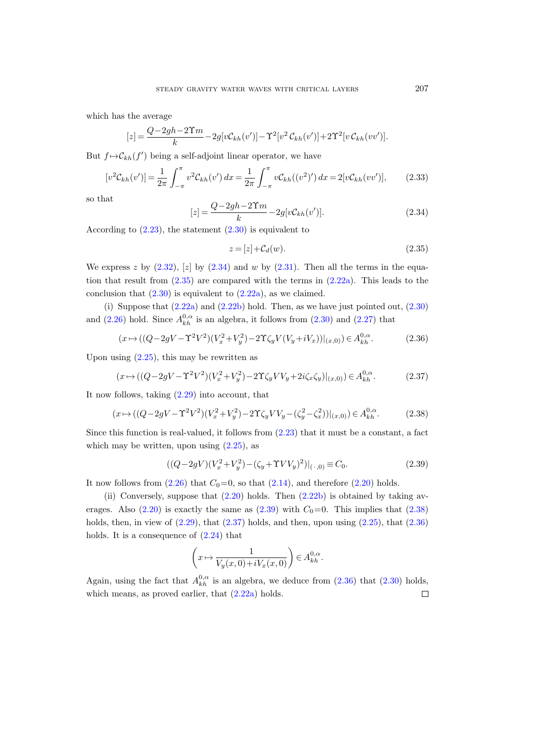which has the average

$$[z]=\frac{Q-2gh-2\Upsilon m}{k}-2g[v\mathcal{C}_{kh}(v')]-\Upsilon^2[v^2\,\mathcal{C}_{kh}(v')]+2\Upsilon^2[v\,\mathcal{C}_{kh}(vv')].$$

But $f\mapsto\mathcal{C}_{kh}(f')$ being a self-adjoint linear operator, we have

$$[v^2\mathcal{C}_{kh}(v')]=\frac{1}{2\pi}\int_{-\pi}^{\pi}v^2\mathcal{C}_{kh}(v')\,dx=\frac{1}{2\pi}\int_{-\pi}^{\pi}v\mathcal{C}_{kh}((v^2)')\,dx=2[v\mathcal{C}_{kh}(vv')], \tag{2.33}$$

so that

$$[z]=\frac{Q-2gh-2\Upsilon m}{k}-2g[v\mathcal{C}_{kh}(v')]. \tag{2.34}$$

According to (2.23), the statement (2.30) is equivalent to

$$z=[z]+\mathcal{C}_d(w). \tag{2.35}$$

We express $z$ by (2.32), $[z]$ by (2.34) and $w$ by (2.31). Then all the terms in the equation that result from (2.35) are compared with the terms in (2.22a). This leads to the conclusion that (2.30) is equivalent to (2.22a), as we claimed.

(i) Suppose that (2.22a) and (2.22b) hold. Then, as we have just pointed out, (2.30) and (2.26) hold. Since $A^{0,\alpha}_{kh}$ is an algebra, it follows from (2.30) and (2.27) that

$$(x\mapsto((Q-2gV-\Upsilon^2V^2)(V_x^2+V_y^2)-2\Upsilon\zeta_yV(V_y+iV_x))|_{(x,0)})\in A^{0,\alpha}_{kh}. \tag{2.36}$$

Upon using (2.25), this may be rewritten as

$$(x\mapsto((Q-2gV-\Upsilon^2V^2)(V_x^2+V_y^2)-2\Upsilon\zeta_yVV_y+2i\zeta_x\zeta_y)|_{(x,0)})\in A^{0,\alpha}_{kh}. \tag{2.37}$$

It now follows, taking (2.29) into account, that

$$(x\mapsto((Q-2gV-\Upsilon^2V^2)(V_x^2+V_y^2)-2\Upsilon\zeta_yVV_y-(\zeta_y^2-\zeta_x^2))|_{(x,0)})\in A^{0,\alpha}_{kh}. \tag{2.38}$$

Since this function is real-valued, it follows from (2.23) that it must be a constant, a fact which may be written, upon using (2.25), as

$$((Q-2gV)(V_x^2+V_y^2)-(\zeta_y+\Upsilon VV_y)^2)|_{(\cdot,0)}\equiv C_0. \tag{2.39}$$

It now follows from (2.26) that $C_0=0$, so that (2.14), and therefore (2.20) holds.

(ii) Conversely, suppose that (2.20) holds. Then (2.22b) is obtained by taking averages. Also (2.20) is exactly the same as (2.39) with $C_0=0$. This implies that (2.38) holds, then, in view of (2.29), that (2.37) holds, and then, upon using (2.25), that (2.36) holds. It is a consequence of (2.24) that

$$\left(x\mapsto\frac{1}{V_y(x,0)+iV_x(x,0)}\right)\in A^{0,\alpha}_{kh}.$$

Again, using the fact that $A^{0,\alpha}_{kh}$ is an algebra, we deduce from (2.36) that (2.30) holds, which means, as proved earlier, that (2.22a) holds. $\square$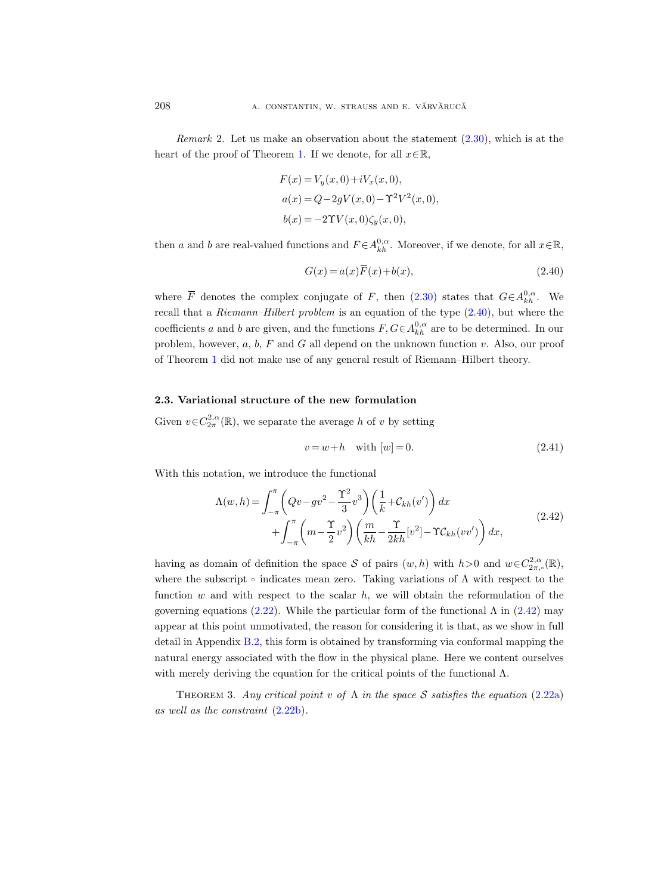*Remark* 2. Let us make an observation about the statement (2.30), which is at the heart of the proof of Theorem 1. If we denote, for all $x\in\mathbb{R}$,

$$
\begin{aligned}
F(x) &= V_y(x,0)+iV_x(x,0),\\
a(x) &= Q-2gV(x,0)-\Upsilon^2 V^2(x,0),\\
b(x) &= -2\Upsilon V(x,0)\zeta_y(x,0),
\end{aligned}
$$

then $a$ and $b$ are real-valued functions and $F\in A^{0,\alpha}_{kh}$. Moreover, if we denote, for all $x\in\mathbb{R}$,

$$
G(x) = a(x)\overline{F}(x)+b(x), \tag{2.40}
$$

where $\overline{F}$ denotes the complex conjugate of $F$, then (2.30) states that $G\in A^{0,\alpha}_{kh}$. We recall that a *Riemann–Hilbert problem* is an equation of the type (2.40), but where the coefficients $a$ and $b$ are given, and the functions $F,G\in A^{0,\alpha}_{kh}$ are to be determined. In our problem, however, $a$, $b$, $F$ and $G$ all depend on the unknown function $v$. Also, our proof of Theorem 1 did not make use of any general result of Riemann–Hilbert theory.

### 2.3. Variational structure of the new formulation

Given $v\in C^{2,\alpha}_{2\pi}(\mathbb{R})$, we separate the average $h$ of $v$ by setting

$$
v = w+h \quad \text{with } [w]=0. \tag{2.41}
$$

With this notation, we introduce the functional

$$
\begin{aligned}
\Lambda(w,h) = &\int_{-\pi}^{\pi}\left(Qv-gv^2-\frac{\Upsilon^2}{3}v^3\right)\left(\frac{1}{k}+\mathcal{C}_{kh}(v')\right)dx\\
&+\int_{-\pi}^{\pi}\left(m-\frac{\Upsilon}{2}v^2\right)\left(\frac{m}{kh}-\frac{\Upsilon}{2kh}[v^2]-\Upsilon\mathcal{C}_{kh}(vv')\right)dx,
\end{aligned} \tag{2.42}
$$

having as domain of definition the space $\mathcal{S}$ of pairs $(w,h)$ with $h>0$ and $w\in C^{2,\alpha}_{2\pi,\circ}(\mathbb{R})$, where the subscript $\circ$ indicates mean zero. Taking variations of $\Lambda$ with respect to the function $w$ and with respect to the scalar $h$, we will obtain the reformulation of the governing equations (2.22). While the particular form of the functional $\Lambda$ in (2.42) may appear at this point unmotivated, the reason for considering it is that, as we show in full detail in Appendix B.2, this form is obtained by transforming via conformal mapping the natural energy associated with the flow in the physical plane. Here we content ourselves with merely deriving the equation for the critical points of the functional $\Lambda$.

THEOREM 3. *Any critical point $v$ of $\Lambda$ in the space $\mathcal{S}$ satisfies the equation* (2.22a) *as well as the constraint* (2.22b).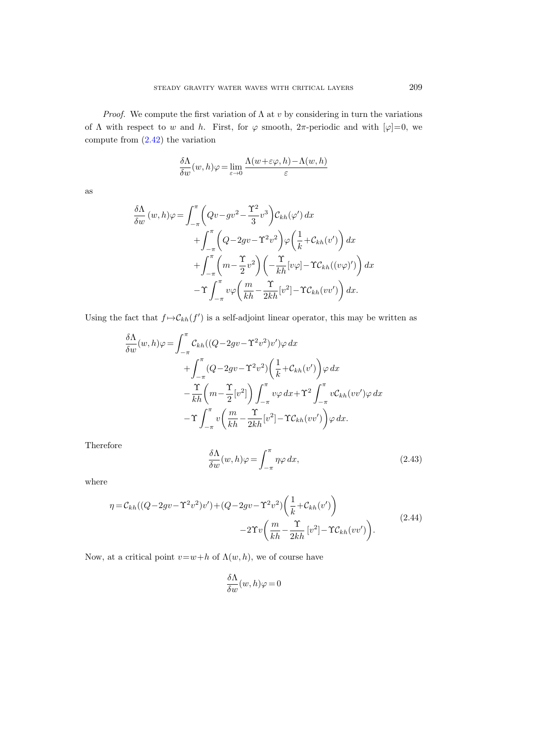*Proof.* We compute the first variation of $\Lambda$ at $v$ by considering in turn the variations of $\Lambda$ with respect to $w$ and $h$. First, for $\varphi$ smooth, $2\pi$-periodic and with $[\varphi]=0$, we compute from (2.42) the variation

$$\frac{\delta\Lambda}{\delta w}(w,h)\varphi = \lim_{\varepsilon\to 0}\frac{\Lambda(w+\varepsilon\varphi,h)-\Lambda(w,h)}{\varepsilon}$$

as

$$\begin{aligned}
\frac{\delta\Lambda}{\delta w}(w,h)\varphi = &\int_{-\pi}^{\pi}\left(Qv-gv^2-\frac{\Upsilon^2}{3}v^3\right)\mathcal{C}_{kh}(\varphi')\,dx \\
&+\int_{-\pi}^{\pi}\left(Q-2gv-\Upsilon^2v^2\right)\varphi\left(\frac{1}{k}+\mathcal{C}_{kh}(v')\right)dx \\
&+\int_{-\pi}^{\pi}\left(m-\frac{\Upsilon}{2}v^2\right)\left(-\frac{\Upsilon}{kh}[v\varphi]-\Upsilon\mathcal{C}_{kh}((v\varphi)')\right)dx \\
&-\Upsilon\int_{-\pi}^{\pi}v\varphi\left(\frac{m}{kh}-\frac{\Upsilon}{2kh}[v^2]-\Upsilon\mathcal{C}_{kh}(vv')\right)dx.
\end{aligned}$$

Using the fact that $f\mapsto\mathcal{C}_{kh}(f')$ is a self-adjoint linear operator, this may be written as

$$\begin{aligned}
\frac{\delta\Lambda}{\delta w}(w,h)\varphi = &\int_{-\pi}^{\pi}\mathcal{C}_{kh}((Q-2gv-\Upsilon^2v^2)v')\varphi\,dx \\
&+\int_{-\pi}^{\pi}(Q-2gv-\Upsilon^2v^2)\left(\frac{1}{k}+\mathcal{C}_{kh}(v')\right)\varphi\,dx \\
&-\frac{\Upsilon}{kh}\left(m-\frac{\Upsilon}{2}[v^2]\right)\int_{-\pi}^{\pi}v\varphi\,dx+\Upsilon^2\int_{-\pi}^{\pi}v\mathcal{C}_{kh}(vv')\varphi\,dx \\
&-\Upsilon\int_{-\pi}^{\pi}v\left(\frac{m}{kh}-\frac{\Upsilon}{2kh}[v^2]-\Upsilon\mathcal{C}_{kh}(vv')\right)\varphi\,dx.
\end{aligned}$$

Therefore

$$\frac{\delta\Lambda}{\delta w}(w,h)\varphi = \int_{-\pi}^{\pi}\eta\varphi\,dx, \tag{2.43}$$

where

$$\begin{aligned}
\eta = \mathcal{C}_{kh}((Q-2gv-\Upsilon^2v^2)v')+(Q-2gv-\Upsilon^2v^2)\left(\frac{1}{k}+\mathcal{C}_{kh}(v')\right)& \\
-2\Upsilon v\left(\frac{m}{kh}-\frac{\Upsilon}{2kh}\,[v^2]-\Upsilon\mathcal{C}_{kh}(vv')\right)&.
\end{aligned} \tag{2.44}$$

Now, at a critical point $v=w+h$ of $\Lambda(w,h)$, we of course have

$$\frac{\delta\Lambda}{\delta w}(w,h)\varphi = 0$$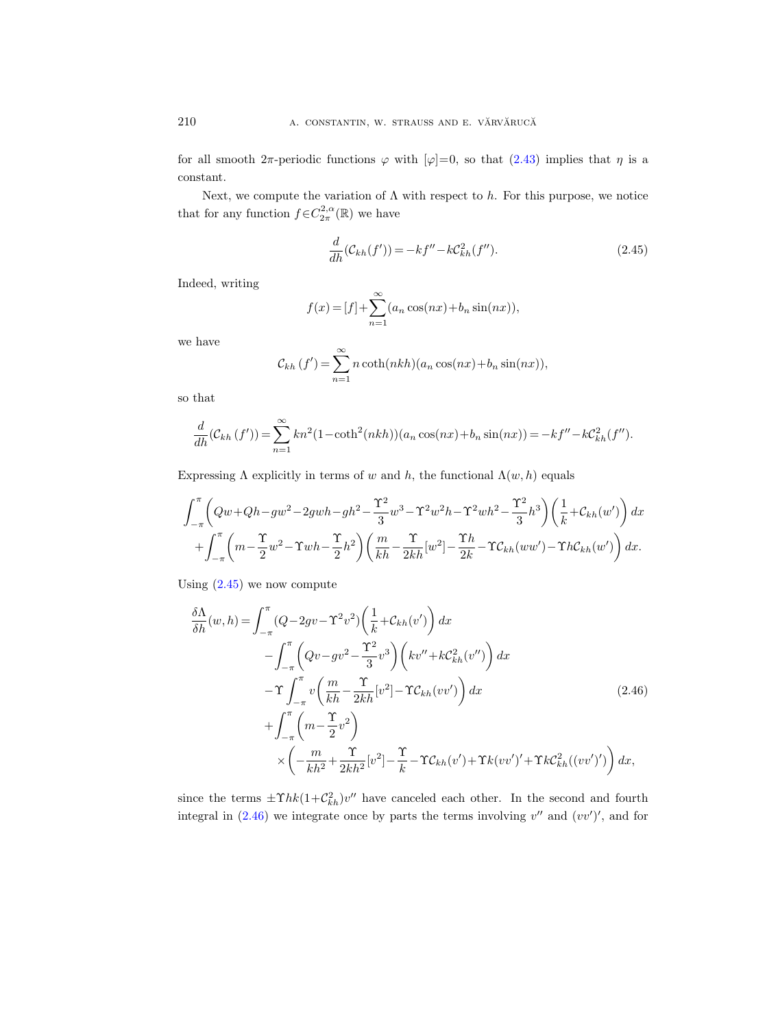for all smooth $2\pi$-periodic functions $\varphi$ with $[\varphi]=0$, so that (2.43) implies that $\eta$ is a constant.

Next, we compute the variation of $\Lambda$ with respect to $h$. For this purpose, we notice that for any function $f \in C^{2,\alpha}_{2\pi}(\mathbb{R})$ we have

$$\frac{d}{dh}(\mathcal{C}_{kh}(f')) = -kf'' - k\mathcal{C}^2_{kh}(f''). \tag{2.45}$$

Indeed, writing

$$f(x) = [f] + \sum_{n=1}^{\infty} (a_n \cos(nx) + b_n \sin(nx)),$$

we have

$$\mathcal{C}_{kh}\,(f') = \sum_{n=1}^{\infty} n \coth(nkh)(a_n \cos(nx) + b_n \sin(nx)),$$

so that

$$\frac{d}{dh}(\mathcal{C}_{kh}\,(f')) = \sum_{n=1}^{\infty} kn^2(1-\coth^2(nkh))(a_n \cos(nx) + b_n \sin(nx)) = -kf'' - k\mathcal{C}^2_{kh}(f'').$$

Expressing $\Lambda$ explicitly in terms of $w$ and $h$, the functional $\Lambda(w,h)$ equals

$$\begin{aligned}
&\int_{-\pi}^{\pi} \left( Qw + Qh - gw^2 - 2gwh - gh^2 - \frac{\Upsilon^2}{3}w^3 - \Upsilon^2 w^2 h - \Upsilon^2 wh^2 - \frac{\Upsilon^2}{3}h^3 \right) \left( \frac{1}{k} + \mathcal{C}_{kh}(w') \right) dx \\
&\quad + \int_{-\pi}^{\pi} \left( m - \frac{\Upsilon}{2}w^2 - \Upsilon wh - \frac{\Upsilon}{2}h^2 \right) \left( \frac{m}{kh} - \frac{\Upsilon}{2kh}[w^2] - \frac{\Upsilon h}{2k} - \Upsilon \mathcal{C}_{kh}(ww') - \Upsilon h \mathcal{C}_{kh}(w') \right) dx.
\end{aligned}$$

Using (2.45) we now compute

$$\begin{aligned}
\frac{\delta \Lambda}{\delta h}(w,h) = &\int_{-\pi}^{\pi} (Q - 2gv - \Upsilon^2 v^2) \left( \frac{1}{k} + \mathcal{C}_{kh}(v') \right) dx \\
&- \int_{-\pi}^{\pi} \left( Qv - gv^2 - \frac{\Upsilon^2}{3} v^3 \right) \left( kv'' + k\mathcal{C}^2_{kh}(v'') \right) dx \\
&- \Upsilon \int_{-\pi}^{\pi} v \left( \frac{m}{kh} - \frac{\Upsilon}{2kh}[v^2] - \Upsilon \mathcal{C}_{kh}(vv') \right) dx \\
&+ \int_{-\pi}^{\pi} \left( m - \frac{\Upsilon}{2} v^2 \right) \\
&\quad \times \left( -\frac{m}{kh^2} + \frac{\Upsilon}{2kh^2}[v^2] - \frac{\Upsilon}{k} - \Upsilon \mathcal{C}_{kh}(v') + \Upsilon k (vv')' + \Upsilon k \mathcal{C}^2_{kh}((vv')') \right) dx,
\end{aligned} \tag{2.46}$$

since the terms $\pm \Upsilon hk(1+\mathcal{C}^2_{kh})v''$ have canceled each other. In the second and fourth integral in (2.46) we integrate once by parts the terms involving $v''$ and $(vv')'$, and for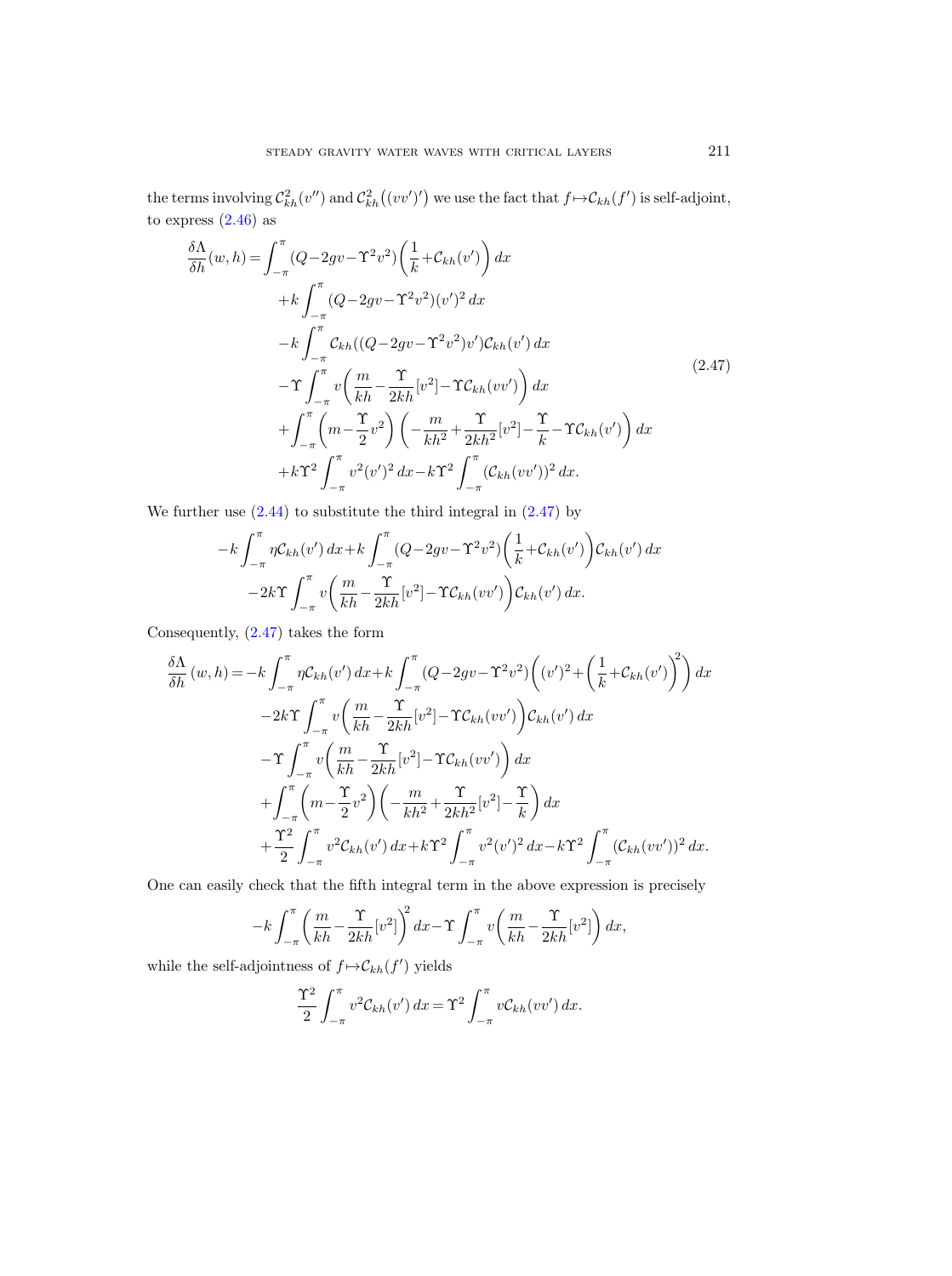the terms involving $\mathcal{C}_{kh}^2(v'')$ and $\mathcal{C}_{kh}^2\big((vv')'\big)$ we use the fact that $f\mapsto\mathcal{C}_{kh}(f')$ is self-adjoint, to express (2.46) as

$$
\begin{aligned}
\frac{\delta\Lambda}{\delta h}(w,h) = &\int_{-\pi}^{\pi}(Q-2gv-\Upsilon^2v^2)\left(\frac{1}{k}+\mathcal{C}_{kh}(v')\right)dx\\
&+k\int_{-\pi}^{\pi}(Q-2gv-\Upsilon^2v^2)(v')^2\,dx\\
&-k\int_{-\pi}^{\pi}\mathcal{C}_{kh}((Q-2gv-\Upsilon^2v^2)v')\mathcal{C}_{kh}(v')\,dx\\
&-\Upsilon\int_{-\pi}^{\pi}v\left(\frac{m}{kh}-\frac{\Upsilon}{2kh}[v^2]-\Upsilon\mathcal{C}_{kh}(vv')\right)dx\\
&+\int_{-\pi}^{\pi}\left(m-\frac{\Upsilon}{2}v^2\right)\left(-\frac{m}{kh^2}+\frac{\Upsilon}{2kh^2}[v^2]-\frac{\Upsilon}{k}-\Upsilon\mathcal{C}_{kh}(v')\right)dx\\
&+k\Upsilon^2\int_{-\pi}^{\pi}v^2(v')^2\,dx-k\Upsilon^2\int_{-\pi}^{\pi}(\mathcal{C}_{kh}(vv'))^2\,dx.
\end{aligned}
\tag{2.47}
$$

We further use (2.44) to substitute the third integral in (2.47) by

$$
\begin{aligned}
-k\int_{-\pi}^{\pi}\eta\mathcal{C}_{kh}(v')\,dx&+k\int_{-\pi}^{\pi}(Q-2gv-\Upsilon^2v^2)\left(\frac{1}{k}+\mathcal{C}_{kh}(v')\right)\mathcal{C}_{kh}(v')\,dx\\
&-2k\Upsilon\int_{-\pi}^{\pi}v\left(\frac{m}{kh}-\frac{\Upsilon}{2kh}[v^2]-\Upsilon\mathcal{C}_{kh}(vv')\right)\mathcal{C}_{kh}(v')\,dx.
\end{aligned}
$$

Consequently, (2.47) takes the form

$$
\begin{aligned}
\frac{\delta\Lambda}{\delta h}(w,h) = &-k\int_{-\pi}^{\pi}\eta\mathcal{C}_{kh}(v')\,dx+k\int_{-\pi}^{\pi}(Q-2gv-\Upsilon^2v^2)\left((v')^2+\left(\frac{1}{k}+\mathcal{C}_{kh}(v')\right)^2\right)dx\\
&-2k\Upsilon\int_{-\pi}^{\pi}v\left(\frac{m}{kh}-\frac{\Upsilon}{2kh}[v^2]-\Upsilon\mathcal{C}_{kh}(vv')\right)\mathcal{C}_{kh}(v')\,dx\\
&-\Upsilon\int_{-\pi}^{\pi}v\left(\frac{m}{kh}-\frac{\Upsilon}{2kh}[v^2]-\Upsilon\mathcal{C}_{kh}(vv')\right)dx\\
&+\int_{-\pi}^{\pi}\left(m-\frac{\Upsilon}{2}v^2\right)\left(-\frac{m}{kh^2}+\frac{\Upsilon}{2kh^2}[v^2]-\frac{\Upsilon}{k}\right)dx\\
&+\frac{\Upsilon^2}{2}\int_{-\pi}^{\pi}v^2\mathcal{C}_{kh}(v')\,dx+k\Upsilon^2\int_{-\pi}^{\pi}v^2(v')^2\,dx-k\Upsilon^2\int_{-\pi}^{\pi}(\mathcal{C}_{kh}(vv'))^2\,dx.
\end{aligned}
$$

One can easily check that the fifth integral term in the above expression is precisely

$$
-k\int_{-\pi}^{\pi}\left(\frac{m}{kh}-\frac{\Upsilon}{2kh}[v^2]\right)^2dx-\Upsilon\int_{-\pi}^{\pi}v\left(\frac{m}{kh}-\frac{\Upsilon}{2kh}[v^2]\right)dx,
$$

while the self-adjointness of $f\mapsto\mathcal{C}_{kh}(f')$ yields

$$
\frac{\Upsilon^2}{2}\int_{-\pi}^{\pi}v^2\mathcal{C}_{kh}(v')\,dx=\Upsilon^2\int_{-\pi}^{\pi}v\mathcal{C}_{kh}(vv')\,dx.
$$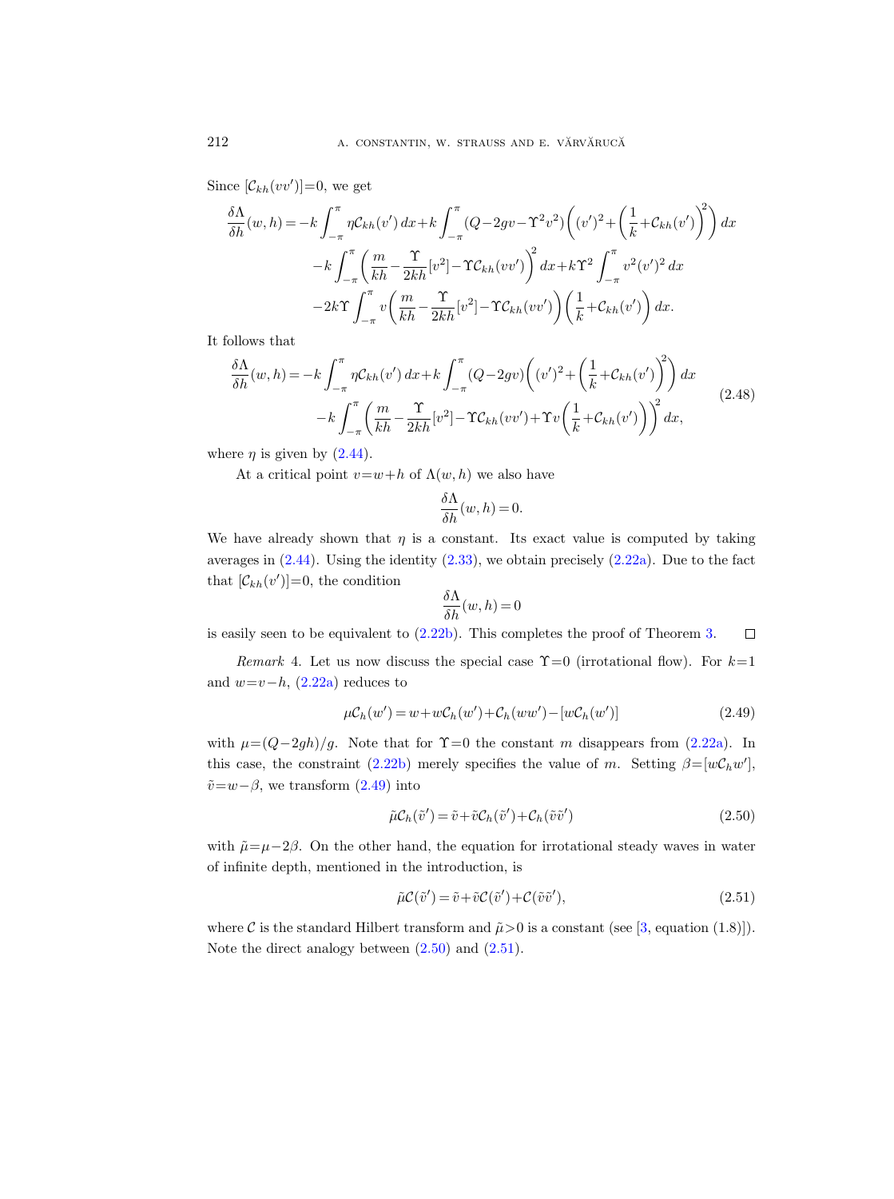Since $[\mathcal{C}_{kh}(vv')]=0$, we get

$$\begin{aligned}
\frac{\delta\Lambda}{\delta h}(w,h) = &-k\int_{-\pi}^{\pi}\eta\,\mathcal{C}_{kh}(v')\,dx + k\int_{-\pi}^{\pi}(Q-2gv-\Upsilon^2v^2)\left((v')^2+\left(\frac{1}{k}+\mathcal{C}_{kh}(v')\right)^2\right)dx \\
&-k\int_{-\pi}^{\pi}\left(\frac{m}{kh}-\frac{\Upsilon}{2kh}[v^2]-\Upsilon\mathcal{C}_{kh}(vv')\right)^2dx + k\Upsilon^2\int_{-\pi}^{\pi}v^2(v')^2\,dx \\
&-2k\Upsilon\int_{-\pi}^{\pi}v\left(\frac{m}{kh}-\frac{\Upsilon}{2kh}[v^2]-\Upsilon\mathcal{C}_{kh}(vv')\right)\left(\frac{1}{k}+\mathcal{C}_{kh}(v')\right)dx.
\end{aligned}$$

It follows that

$$\begin{aligned}
\frac{\delta\Lambda}{\delta h}(w,h) = &-k\int_{-\pi}^{\pi}\eta\,\mathcal{C}_{kh}(v')\,dx + k\int_{-\pi}^{\pi}(Q-2gv)\left((v')^2+\left(\frac{1}{k}+\mathcal{C}_{kh}(v')\right)^2\right)dx \\
&-k\int_{-\pi}^{\pi}\left(\frac{m}{kh}-\frac{\Upsilon}{2kh}[v^2]-\Upsilon\mathcal{C}_{kh}(vv')+\Upsilon v\left(\frac{1}{k}+\mathcal{C}_{kh}(v')\right)\right)^2dx,
\end{aligned} \tag{2.48}$$

where $\eta$ is given by (2.44).

At a critical point $v=w+h$ of $\Lambda(w,h)$ we also have

$$\frac{\delta\Lambda}{\delta h}(w,h)=0.$$

We have already shown that $\eta$ is a constant. Its exact value is computed by taking averages in (2.44). Using the identity (2.33), we obtain precisely (2.22a). Due to the fact that $[\mathcal{C}_{kh}(v')]=0$, the condition

$$\frac{\delta\Lambda}{\delta h}(w,h)=0$$

is easily seen to be equivalent to (2.22b). This completes the proof of Theorem 3. $\square$

*Remark* 4. Let us now discuss the special case $\Upsilon=0$ (irrotational flow). For $k=1$ and $w=v-h$, (2.22a) reduces to

$$\mu\mathcal{C}_h(w') = w + w\mathcal{C}_h(w') + \mathcal{C}_h(ww') - [w\mathcal{C}_h(w')] \tag{2.49}$$

with $\mu=(Q-2gh)/g$. Note that for $\Upsilon=0$ the constant $m$ disappears from (2.22a). In this case, the constraint (2.22b) merely specifies the value of $m$. Setting $\beta=[w\mathcal{C}_hw']$, $\tilde{v}=w-\beta$, we transform (2.49) into

$$\tilde{\mu}\mathcal{C}_h(\tilde{v}') = \tilde{v} + \tilde{v}\mathcal{C}_h(\tilde{v}') + \mathcal{C}_h(\tilde{v}\tilde{v}') \tag{2.50}$$

with $\tilde{\mu}=\mu-2\beta$. On the other hand, the equation for irrotational steady waves in water of infinite depth, mentioned in the introduction, is

$$\tilde{\mu}\mathcal{C}(\tilde{v}') = \tilde{v} + \tilde{v}\mathcal{C}(\tilde{v}') + \mathcal{C}(\tilde{v}\tilde{v}'), \tag{2.51}$$

where $\mathcal{C}$ is the standard Hilbert transform and $\tilde{\mu}>0$ is a constant (see [3, equation (1.8)]). Note the direct analogy between (2.50) and (2.51).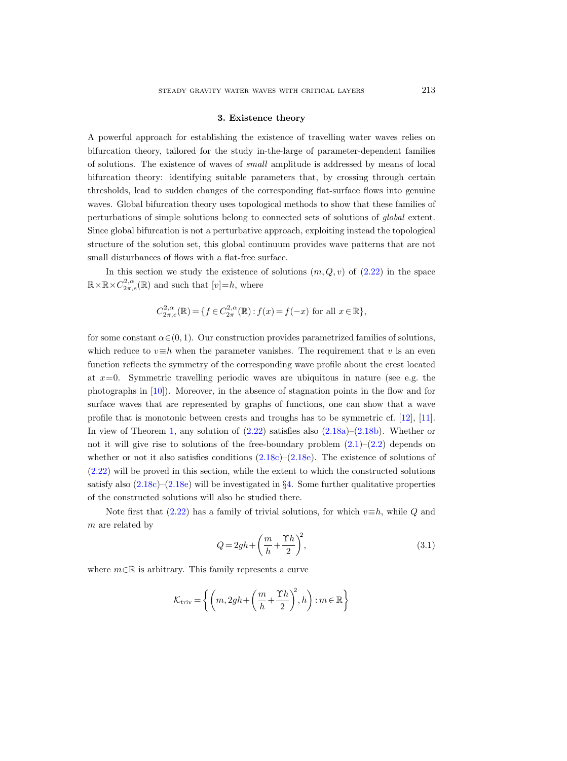## 3. Existence theory

A powerful approach for establishing the existence of travelling water waves relies on bifurcation theory, tailored for the study in-the-large of parameter-dependent families of solutions. The existence of waves of *small* amplitude is addressed by means of local bifurcation theory: identifying suitable parameters that, by crossing through certain thresholds, lead to sudden changes of the corresponding flat-surface flows into genuine waves. Global bifurcation theory uses topological methods to show that these families of perturbations of simple solutions belong to connected sets of solutions of *global* extent. Since global bifurcation is not a perturbative approach, exploiting instead the topological structure of the solution set, this global continuum provides wave patterns that are not small disturbances of flows with a flat-free surface.

In this section we study the existence of solutions $(m, Q, v)$ of (2.22) in the space $\mathbb{R}\times\mathbb{R}\times C^{2,\alpha}_{2\pi,e}(\mathbb{R})$ and such that $[v]=h$, where

$$C^{2,\alpha}_{2\pi,e}(\mathbb{R}) = \{f \in C^{2,\alpha}_{2\pi}(\mathbb{R}) : f(x) = f(-x) \text{ for all } x\in\mathbb{R}\},$$

for some constant $\alpha\in(0,1)$. Our construction provides parametrized families of solutions, which reduce to $v\equiv h$ when the parameter vanishes. The requirement that $v$ is an even function reflects the symmetry of the corresponding wave profile about the crest located at $x=0$. Symmetric travelling periodic waves are ubiquitous in nature (see e.g. the photographs in [10]). Moreover, in the absence of stagnation points in the flow and for surface waves that are represented by graphs of functions, one can show that a wave profile that is monotonic between crests and troughs has to be symmetric cf. [12], [11]. In view of Theorem 1, any solution of (2.22) satisfies also (2.18a)–(2.18b). Whether or not it will give rise to solutions of the free-boundary problem (2.1)–(2.2) depends on whether or not it also satisfies conditions (2.18c)–(2.18e). The existence of solutions of (2.22) will be proved in this section, while the extent to which the constructed solutions satisfy also (2.18c)–(2.18e) will be investigated in §4. Some further qualitative properties of the constructed solutions will also be studied there.

Note first that (2.22) has a family of trivial solutions, for which $v\equiv h$, while $Q$ and $m$ are related by

$$Q = 2gh + \left(\frac{m}{h} + \frac{\Upsilon h}{2}\right)^2, \tag{3.1}$$

where $m\in\mathbb{R}$ is arbitrary. This family represents a curve

$$\mathcal{K}_{\text{triv}} = \left\{ \left(m, 2gh + \left(\frac{m}{h} + \frac{\Upsilon h}{2}\right)^2, h\right) : m\in\mathbb{R}\right\}$$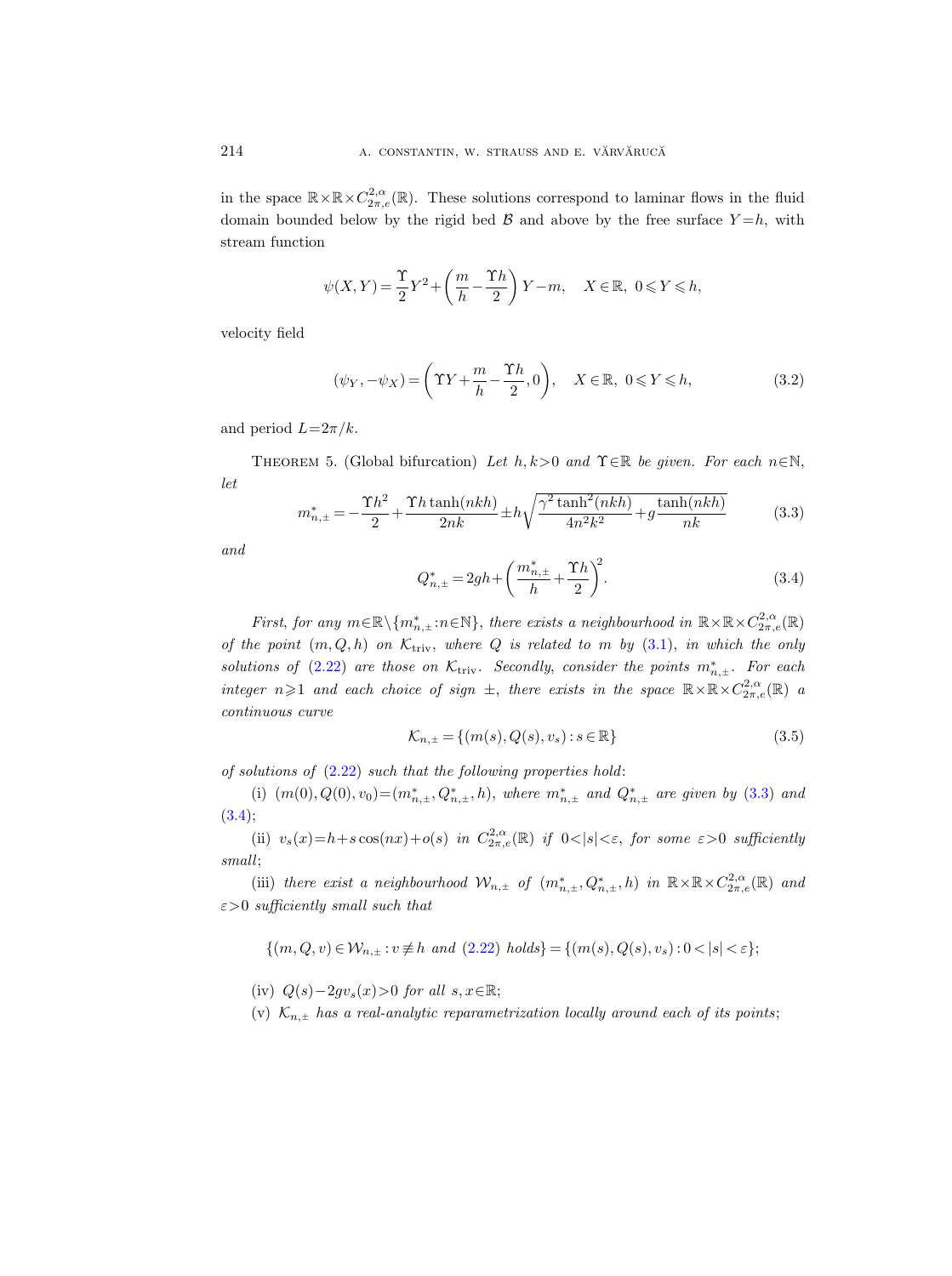in the space $\mathbb{R}\times\mathbb{R}\times C^{2,\alpha}_{2\pi,e}(\mathbb{R})$. These solutions correspond to laminar flows in the fluid domain bounded below by the rigid bed $\mathcal{B}$ and above by the free surface $Y=h$, with stream function

$$\psi(X,Y)=\frac{\Upsilon}{2}Y^2+\left(\frac{m}{h}-\frac{\Upsilon h}{2}\right)Y-m,\quad X\in\mathbb{R},\ 0\leqslant Y\leqslant h,$$

velocity field

$$(\psi_Y,-\psi_X)=\left(\Upsilon Y+\frac{m}{h}-\frac{\Upsilon h}{2},0\right),\quad X\in\mathbb{R},\ 0\leqslant Y\leqslant h, \tag{3.2}$$

and period $L=2\pi/k$.

THEOREM 5. (Global bifurcation) *Let $h,k>0$ and $\Upsilon\in\mathbb{R}$ be given. For each $n\in\mathbb{N}$, let*

$$m^*_{n,\pm}=-\frac{\Upsilon h^2}{2}+\frac{\Upsilon h\tanh(nkh)}{2nk}\pm h\sqrt{\frac{\gamma^2\tanh^2(nkh)}{4n^2k^2}+g\frac{\tanh(nkh)}{nk}} \tag{3.3}$$

*and*

$$Q^*_{n,\pm}=2gh+\left(\frac{m^*_{n,\pm}}{h}+\frac{\Upsilon h}{2}\right)^2. \tag{3.4}$$

*First, for any $m\in\mathbb{R}\setminus\{m^*_{n,\pm}:n\in\mathbb{N}\}$, there exists a neighbourhood in $\mathbb{R}\times\mathbb{R}\times C^{2,\alpha}_{2\pi,e}(\mathbb{R})$ of the point $(m,Q,h)$ on $\mathcal{K}_{\rm triv}$, where $Q$ is related to $m$ by (3.1), in which the only solutions of (2.22) are those on $\mathcal{K}_{\rm triv}$. Secondly, consider the points $m^*_{n,\pm}$. For each integer $n\geqslant 1$ and each choice of sign $\pm$, there exists in the space $\mathbb{R}\times\mathbb{R}\times C^{2,\alpha}_{2\pi,e}(\mathbb{R})$ a continuous curve*

$$\mathcal{K}_{n,\pm}=\{(m(s),Q(s),v_s):s\in\mathbb{R}\} \tag{3.5}$$

*of solutions of (2.22) such that the following properties hold*:

(i) *$(m(0),Q(0),v_0)=(m^*_{n,\pm},Q^*_{n,\pm},h)$, where $m^*_{n,\pm}$ and $Q^*_{n,\pm}$ are given by (3.3) and (3.4)*;

(ii) *$v_s(x)=h+s\cos(nx)+o(s)$ in $C^{2,\alpha}_{2\pi,e}(\mathbb{R})$ if $0<|s|<\varepsilon$, for some $\varepsilon>0$ sufficiently small*;

(iii) *there exist a neighbourhood $\mathcal{W}_{n,\pm}$ of $(m^*_{n,\pm},Q^*_{n,\pm},h)$ in $\mathbb{R}\times\mathbb{R}\times C^{2,\alpha}_{2\pi,e}(\mathbb{R})$ and $\varepsilon>0$ sufficiently small such that*

$$\{(m,Q,v)\in\mathcal{W}_{n,\pm}:v\not\equiv h \text{ and (2.22) holds}\}=\{(m(s),Q(s),v_s):0<|s|<\varepsilon\};$$

(iv) *$Q(s)-2gv_s(x)>0$ for all $s,x\in\mathbb{R}$*;

(v) *$\mathcal{K}_{n,\pm}$ has a real-analytic reparametrization locally around each of its points*;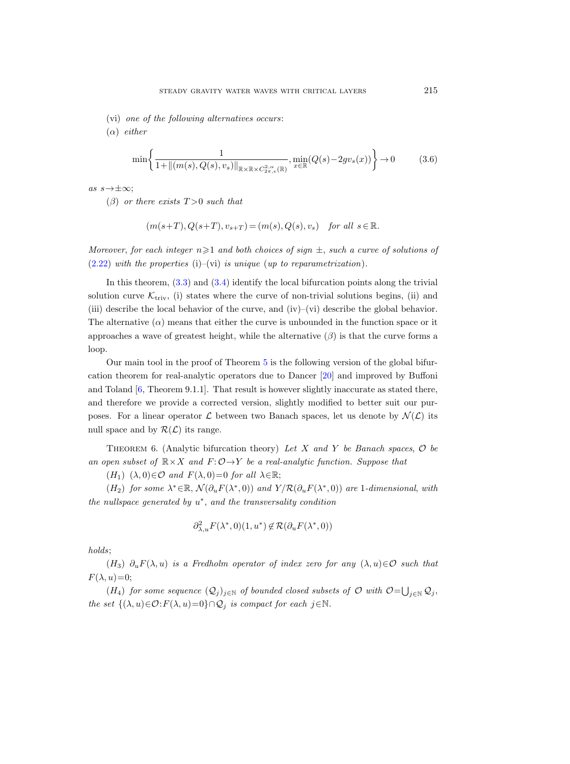(vi) *one of the following alternatives occurs*:

($\alpha$) *either*

$$\min\left\{\frac{1}{1+\|(m(s),Q(s),v_s)\|_{\mathbb{R}\times\mathbb{R}\times C^{2,\alpha}_{2\pi,e}(\mathbb{R})}}, \min_{x\in\mathbb{R}}(Q(s)-2gv_s(x))\right\}\to 0 \tag{3.6}$$

*as* $s\to\pm\infty$;

($\beta$) *or there exists* $T>0$ *such that*

$$(m(s+T),Q(s+T),v_{s+T})=(m(s),Q(s),v_s) \quad \textit{for all } s\in\mathbb{R}.$$

*Moreover, for each integer* $n\geqslant 1$ *and both choices of sign* $\pm$, *such a curve of solutions of* (2.22) *with the properties* (i)–(vi) *is unique* (*up to reparametrization*).

In this theorem, (3.3) and (3.4) identify the local bifurcation points along the trivial solution curve $\mathcal{K}_{\mathrm{triv}}$, (i) states where the curve of non-trivial solutions begins, (ii) and (iii) describe the local behavior of the curve, and (iv)–(vi) describe the global behavior. The alternative ($\alpha$) means that either the curve is unbounded in the function space or it approaches a wave of greatest height, while the alternative ($\beta$) is that the curve forms a loop.

Our main tool in the proof of Theorem 5 is the following version of the global bifurcation theorem for real-analytic operators due to Dancer [20] and improved by Buffoni and Toland [6, Theorem 9.1.1]. That result is however slightly inaccurate as stated there, and therefore we provide a corrected version, slightly modified to better suit our purposes. For a linear operator $\mathcal{L}$ between two Banach spaces, let us denote by $\mathcal{N}(\mathcal{L})$ its null space and by $\mathcal{R}(\mathcal{L})$ its range.

Theorem 6. (Analytic bifurcation theory) *Let* $X$ *and* $Y$ *be Banach spaces*, $\mathcal{O}$ *be an open subset of* $\mathbb{R}\times X$ *and* $F:\mathcal{O}\to Y$ *be a real-analytic function. Suppose that*

($H_1$) $(\lambda,0)\in\mathcal{O}$ *and* $F(\lambda,0)=0$ *for all* $\lambda\in\mathbb{R}$;

($H_2$) *for some* $\lambda^*\in\mathbb{R}$, $\mathcal{N}(\partial_u F(\lambda^*,0))$ *and* $Y/\mathcal{R}(\partial_u F(\lambda^*,0))$ *are* 1*-dimensional, with the nullspace generated by* $u^*$, *and the transversality condition*

$$\partial^2_{\lambda,u}F(\lambda^*,0)(1,u^*)\notin\mathcal{R}(\partial_u F(\lambda^*,0))$$

*holds*;

($H_3$) $\partial_u F(\lambda,u)$ *is a Fredholm operator of index zero for any* $(\lambda,u)\in\mathcal{O}$ *such that* $F(\lambda,u)=0$;

($H_4$) *for some sequence* $(\mathcal{Q}_j)_{j\in\mathbb{N}}$ *of bounded closed subsets of* $\mathcal{O}$ *with* $\mathcal{O}=\bigcup_{j\in\mathbb{N}}\mathcal{Q}_j$, *the set* $\{(\lambda,u)\in\mathcal{O}:F(\lambda,u)=0\}\cap\mathcal{Q}_j$ *is compact for each* $j\in\mathbb{N}$.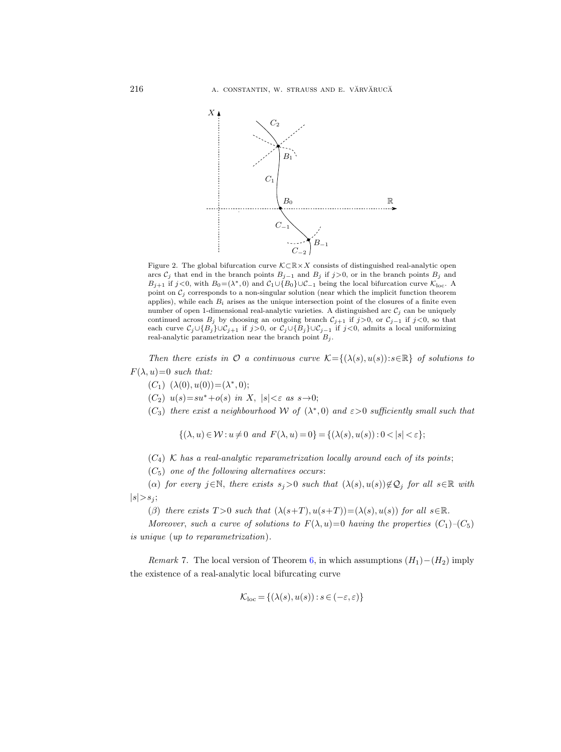Figure 2. The global bifurcation curve $\mathcal{K}\subset\mathbb{R}\times X$ consists of distinguished real-analytic open arcs $\mathcal{C}_j$ that end in the branch points $B_{j-1}$ and $B_j$ if $j>0$, or in the branch points $B_j$ and $B_{j+1}$ if $j<0$, with $B_0=(\lambda^*,0)$ and $\mathcal{C}_1\cup\{B_0\}\cup\mathcal{C}_{-1}$ being the local bifurcation curve $\mathcal{K}_{\text{loc}}$. A point on $\mathcal{C}_j$ corresponds to a non-singular solution (near which the implicit function theorem applies), while each $B_i$ arises as the unique intersection point of the closures of a finite even number of open 1-dimensional real-analytic varieties. A distinguished arc $\mathcal{C}_j$ can be uniquely continued across $B_j$ by choosing an outgoing branch $\mathcal{C}_{j+1}$ if $j>0$, or $\mathcal{C}_{j-1}$ if $j<0$, so that each curve $\mathcal{C}_j\cup\{B_j\}\cup\mathcal{C}_{j+1}$ if $j>0$, or $\mathcal{C}_j\cup\{B_j\}\cup\mathcal{C}_{j-1}$ if $j<0$, admits a local uniformizing real-analytic parametrization near the branch point $B_j$.

*Then there exists in $\mathcal{O}$ a continuous curve $\mathcal{K}=\{(\lambda(s),u(s)):s\in\mathbb{R}\}$ of solutions to $F(\lambda,u)=0$ such that:*

$(C_1)$ $(\lambda(0),u(0))=(\lambda^*,0)$;

$(C_2)$ *$u(s)=su^*+o(s)$ in $X$, $|s|<\varepsilon$ as $s\to 0$;*

$(C_3)$ *there exist a neighbourhood $\mathcal{W}$ of $(\lambda^*,0)$ and $\varepsilon>0$ sufficiently small such that*

$$\{(\lambda,u)\in\mathcal{W}: u\neq 0 \text{ and } F(\lambda,u)=0\}=\{(\lambda(s),u(s)):0<|s|<\varepsilon\};$$

$(C_4)$ *$\mathcal{K}$ has a real-analytic reparametrization locally around each of its points*;

$(C_5)$ *one of the following alternatives occurs*:

$(\alpha)$ *for every $j\in\mathbb{N}$, there exists $s_j>0$ such that $(\lambda(s),u(s))\notin\mathcal{Q}_j$ for all $s\in\mathbb{R}$ with $|s|>s_j$*;

$(\beta)$ *there exists $T>0$ such that $(\lambda(s+T),u(s+T))=(\lambda(s),u(s))$ for all $s\in\mathbb{R}$.*

*Moreover, such a curve of solutions to $F(\lambda,u)=0$ having the properties $(C_1)$–$(C_5)$ is unique* (*up to reparametrization*).

*Remark* 7. The local version of Theorem 6, in which assumptions $(H_1)-(H_2)$ imply the existence of a real-analytic local bifurcating curve

$$\mathcal{K}_{\text{loc}}=\{(\lambda(s),u(s)):s\in(-\varepsilon,\varepsilon)\}$$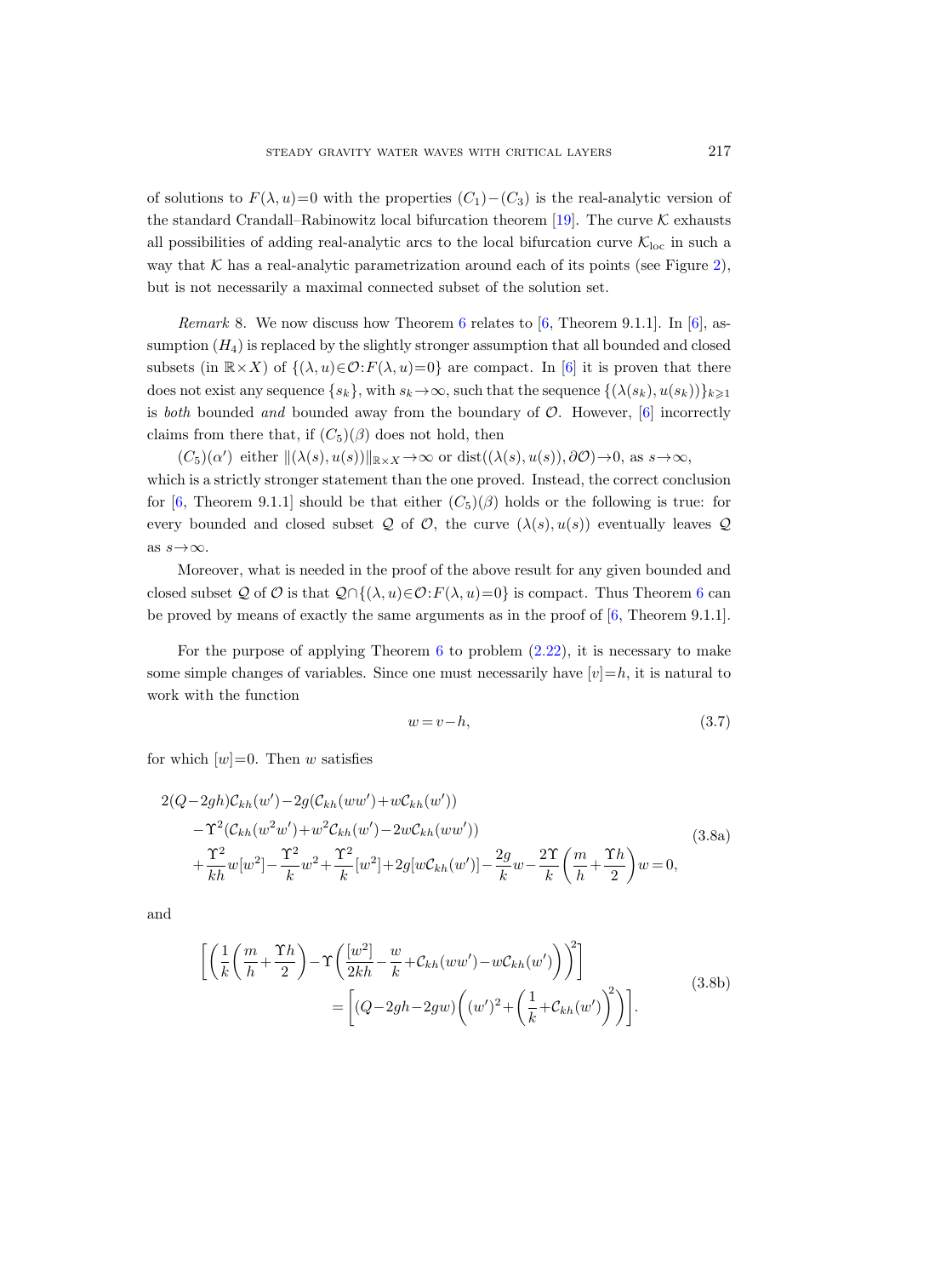of solutions to $F(\lambda, u)=0$ with the properties $(C_1)-(C_3)$ is the real-analytic version of the standard Crandall–Rabinowitz local bifurcation theorem [19]. The curve $\mathcal{K}$ exhausts all possibilities of adding real-analytic arcs to the local bifurcation curve $\mathcal{K}_{\text{loc}}$ in such a way that $\mathcal{K}$ has a real-analytic parametrization around each of its points (see Figure 2), but is not necessarily a maximal connected subset of the solution set.

*Remark* 8. We now discuss how Theorem 6 relates to [6, Theorem 9.1.1]. In [6], assumption $(H_4)$ is replaced by the slightly stronger assumption that all bounded and closed subsets (in $\mathbb{R}\times X$) of $\{(\lambda, u)\in\mathcal{O}: F(\lambda, u)=0\}$ are compact. In [6] it is proven that there does not exist any sequence $\{s_k\}$, with $s_k\to\infty$, such that the sequence $\{(\lambda(s_k), u(s_k))\}_{k\geqslant 1}$ is *both* bounded *and* bounded away from the boundary of $\mathcal{O}$. However, [6] incorrectly claims from there that, if $(C_5)(\beta)$ does not hold, then

$(C_5)(\alpha')$ either $\|(\lambda(s), u(s))\|_{\mathbb{R}\times X}\to\infty$ or $\operatorname{dist}((\lambda(s), u(s)), \partial\mathcal{O})\to 0$, as $s\to\infty$,

which is a strictly stronger statement than the one proved. Instead, the correct conclusion for [6, Theorem 9.1.1] should be that either $(C_5)(\beta)$ holds or the following is true: for every bounded and closed subset $\mathcal{Q}$ of $\mathcal{O}$, the curve $(\lambda(s), u(s))$ eventually leaves $\mathcal{Q}$ as $s\to\infty$.

Moreover, what is needed in the proof of the above result for any given bounded and closed subset $\mathcal{Q}$ of $\mathcal{O}$ is that $\mathcal{Q}\cap\{(\lambda, u)\in\mathcal{O}: F(\lambda, u)=0\}$ is compact. Thus Theorem 6 can be proved by means of exactly the same arguments as in the proof of [6, Theorem 9.1.1].

For the purpose of applying Theorem 6 to problem (2.22), it is necessary to make some simple changes of variables. Since one must necessarily have $[v]=h$, it is natural to work with the function

$$w = v - h, \tag{3.7}$$

for which $[w]=0$. Then $w$ satisfies

$$\begin{aligned} &2(Q-2gh)\mathcal{C}_{kh}(w') - 2g(\mathcal{C}_{kh}(ww') + w\mathcal{C}_{kh}(w')) \\ &\quad - \Upsilon^2(\mathcal{C}_{kh}(w^2w') + w^2\mathcal{C}_{kh}(w') - 2w\mathcal{C}_{kh}(ww')) \\ &\quad + \frac{\Upsilon^2}{kh}w[w^2] - \frac{\Upsilon^2}{k}w^2 + \frac{\Upsilon^2}{k}[w^2] + 2g[w\mathcal{C}_{kh}(w')] - \frac{2g}{k}w - \frac{2\Upsilon}{k}\left(\frac{m}{h} + \frac{\Upsilon h}{2}\right)w = 0, \end{aligned} \tag{3.8a}$$

and

$$\begin{aligned} &\left[\left(\frac{1}{k}\left(\frac{m}{h} + \frac{\Upsilon h}{2}\right) - \Upsilon\left(\frac{[w^2]}{2kh} - \frac{w}{k} + \mathcal{C}_{kh}(ww') - w\mathcal{C}_{kh}(w')\right)\right)^2\right] \\ &\qquad = \left[(Q-2gh-2gw)\left((w')^2 + \left(\frac{1}{k} + \mathcal{C}_{kh}(w')\right)^2\right)\right]. \end{aligned} \tag{3.8b}$$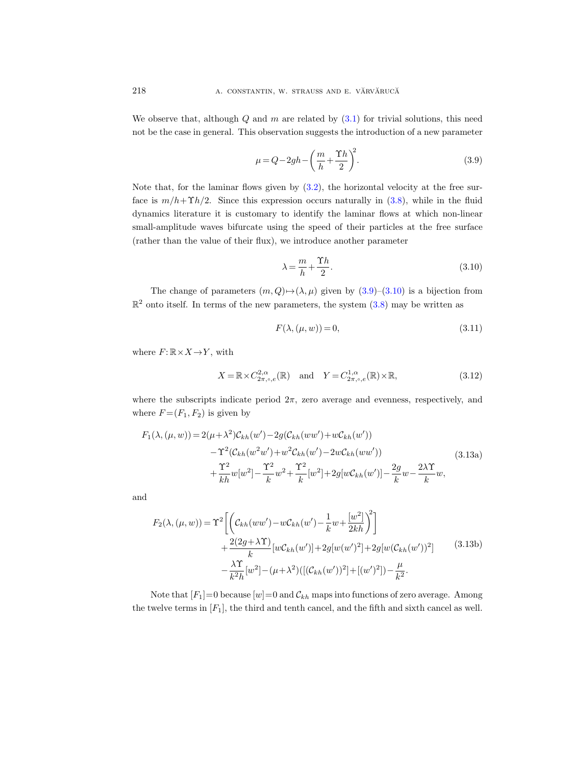We observe that, although $Q$ and $m$ are related by (3.1) for trivial solutions, this need not be the case in general. This observation suggests the introduction of a new parameter

$$\mu = Q - 2gh - \left(\frac{m}{h} + \frac{\Upsilon h}{2}\right)^2. \tag{3.9}$$

Note that, for the laminar flows given by (3.2), the horizontal velocity at the free surface is $m/h + \Upsilon h/2$. Since this expression occurs naturally in (3.8), while in the fluid dynamics literature it is customary to identify the laminar flows at which non-linear small-amplitude waves bifurcate using the speed of their particles at the free surface (rather than the value of their flux), we introduce another parameter

$$\lambda = \frac{m}{h} + \frac{\Upsilon h}{2}. \tag{3.10}$$

The change of parameters $(m, Q) \mapsto (\lambda, \mu)$ given by (3.9)–(3.10) is a bijection from $\mathbb{R}^2$ onto itself. In terms of the new parameters, the system (3.8) may be written as

$$F(\lambda, (\mu, w)) = 0, \tag{3.11}$$

where $F: \mathbb{R} \times X \to Y$, with

$$X = \mathbb{R} \times C^{2,\alpha}_{2\pi,\circ,e}(\mathbb{R}) \quad \text{and} \quad Y = C^{1,\alpha}_{2\pi,\circ,e}(\mathbb{R}) \times \mathbb{R}, \tag{3.12}$$

where the subscripts indicate period $2\pi$, zero average and evenness, respectively, and where $F = (F_1, F_2)$ is given by

$$\begin{aligned} F_1(\lambda, (\mu, w)) = {} & 2(\mu + \lambda^2)\mathcal{C}_{kh}(w') - 2g(\mathcal{C}_{kh}(ww') + w\mathcal{C}_{kh}(w')) \\ & - \Upsilon^2(\mathcal{C}_{kh}(w^2 w') + w^2 \mathcal{C}_{kh}(w') - 2w\mathcal{C}_{kh}(ww')) \\ & + \frac{\Upsilon^2}{kh} w[w^2] - \frac{\Upsilon^2}{k} w^2 + \frac{\Upsilon^2}{k}[w^2] + 2g[w\mathcal{C}_{kh}(w')] - \frac{2g}{k} w - \frac{2\lambda\Upsilon}{k} w, \end{aligned} \tag{3.13a}$$

and

$$\begin{aligned} F_2(\lambda, (\mu, w)) = {} & \Upsilon^2 \left[ \left( \mathcal{C}_{kh}(ww') - w\mathcal{C}_{kh}(w') - \frac{1}{k} w + \frac{[w^2]}{2kh} \right)^2 \right] \\ & + \frac{2(2g + \lambda\Upsilon)}{k} [w\mathcal{C}_{kh}(w')] + 2g[w(w')^2] + 2g[w(\mathcal{C}_{kh}(w'))^2] \\ & - \frac{\lambda\Upsilon}{k^2 h}[w^2] - (\mu + \lambda^2)([(\mathcal{C}_{kh}(w'))^2] + [(w')^2]) - \frac{\mu}{k^2}. \end{aligned} \tag{3.13b}$$

Note that $[F_1] = 0$ because $[w] = 0$ and $\mathcal{C}_{kh}$ maps into functions of zero average. Among the twelve terms in $[F_1]$, the third and tenth cancel, and the fifth and sixth cancel as well.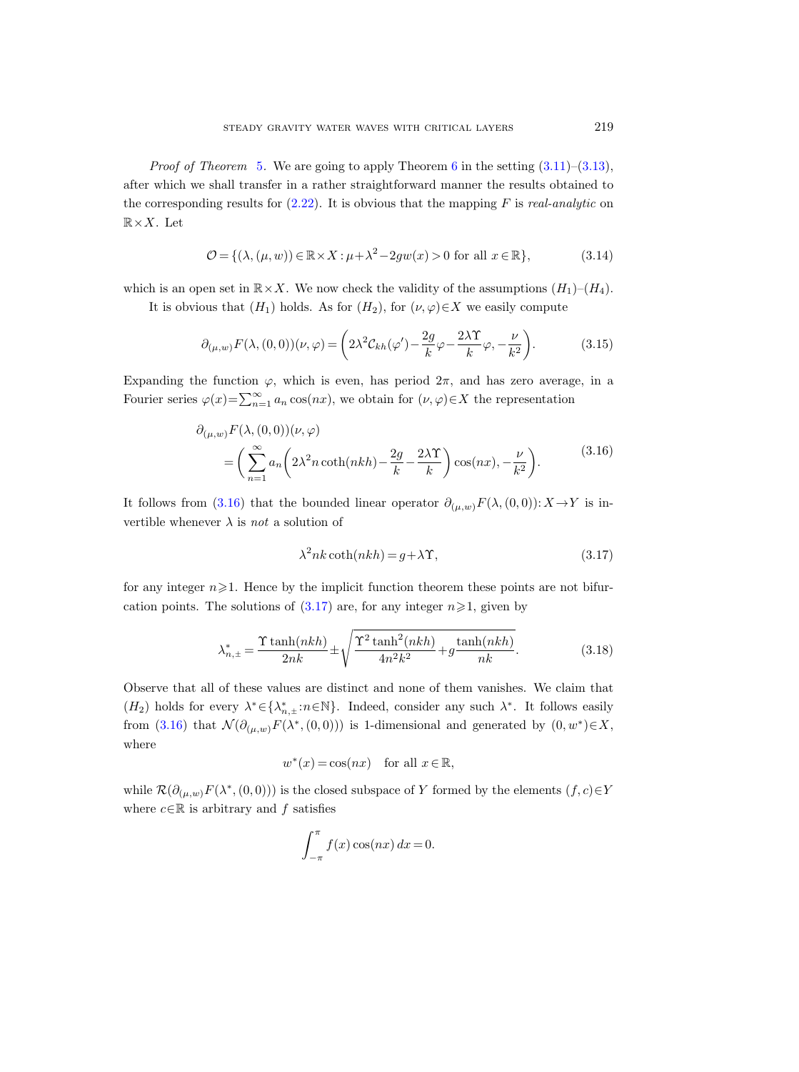*Proof of Theorem* 5. We are going to apply Theorem 6 in the setting (3.11)–(3.13), after which we shall transfer in a rather straightforward manner the results obtained to the corresponding results for (2.22). It is obvious that the mapping $F$ is *real-analytic* on $\mathbb{R}\times X$. Let

$$\mathcal{O}=\{(\lambda,(\mu,w))\in\mathbb{R}\times X:\mu+\lambda^2-2gw(x)>0 \text{ for all } x\in\mathbb{R}\},\tag{3.14}$$

which is an open set in $\mathbb{R}\times X$. We now check the validity of the assumptions $(H_1)$–$(H_4)$.

It is obvious that $(H_1)$ holds. As for $(H_2)$, for $(\nu,\varphi)\in X$ we easily compute

$$\partial_{(\mu,w)}F(\lambda,(0,0))(\nu,\varphi)=\left(2\lambda^2\mathcal{C}_{kh}(\varphi')-\frac{2g}{k}\varphi-\frac{2\lambda\Upsilon}{k}\varphi,-\frac{\nu}{k^2}\right).\tag{3.15}$$

Expanding the function $\varphi$, which is even, has period $2\pi$, and has zero average, in a Fourier series $\varphi(x)=\sum_{n=1}^{\infty}a_n\cos(nx)$, we obtain for $(\nu,\varphi)\in X$ the representation

$$\begin{aligned}\partial_{(\mu,w)}&F(\lambda,(0,0))(\nu,\varphi)\\&=\left(\sum_{n=1}^{\infty}a_n\left(2\lambda^2n\coth(nkh)-\frac{2g}{k}-\frac{2\lambda\Upsilon}{k}\right)\cos(nx),-\frac{\nu}{k^2}\right).\end{aligned}\tag{3.16}$$

It follows from (3.16) that the bounded linear operator $\partial_{(\mu,w)}F(\lambda,(0,0)):X\to Y$ is invertible whenever $\lambda$ is *not* a solution of

$$\lambda^2nk\coth(nkh)=g+\lambda\Upsilon,\tag{3.17}$$

for any integer $n\geqslant1$. Hence by the implicit function theorem these points are not bifurcation points. The solutions of (3.17) are, for any integer $n\geqslant1$, given by

$$\lambda^*_{n,\pm}=\frac{\Upsilon\tanh(nkh)}{2nk}\pm\sqrt{\frac{\Upsilon^2\tanh^2(nkh)}{4n^2k^2}+g\frac{\tanh(nkh)}{nk}}.\tag{3.18}$$

Observe that all of these values are distinct and none of them vanishes. We claim that $(H_2)$ holds for every $\lambda^*\in\{\lambda^*_{n,\pm}:n\in\mathbb{N}\}$. Indeed, consider any such $\lambda^*$. It follows easily from (3.16) that $\mathcal{N}(\partial_{(\mu,w)}F(\lambda^*,(0,0)))$ is 1-dimensional and generated by $(0,w^*)\in X$, where

$$w^*(x)=\cos(nx)\quad\text{for all } x\in\mathbb{R},$$

while $\mathcal{R}(\partial_{(\mu,w)}F(\lambda^*,(0,0)))$ is the closed subspace of $Y$ formed by the elements $(f,c)\in Y$ where $c\in\mathbb{R}$ is arbitrary and $f$ satisfies

$$\int_{-\pi}^{\pi}f(x)\cos(nx)\,dx=0.$$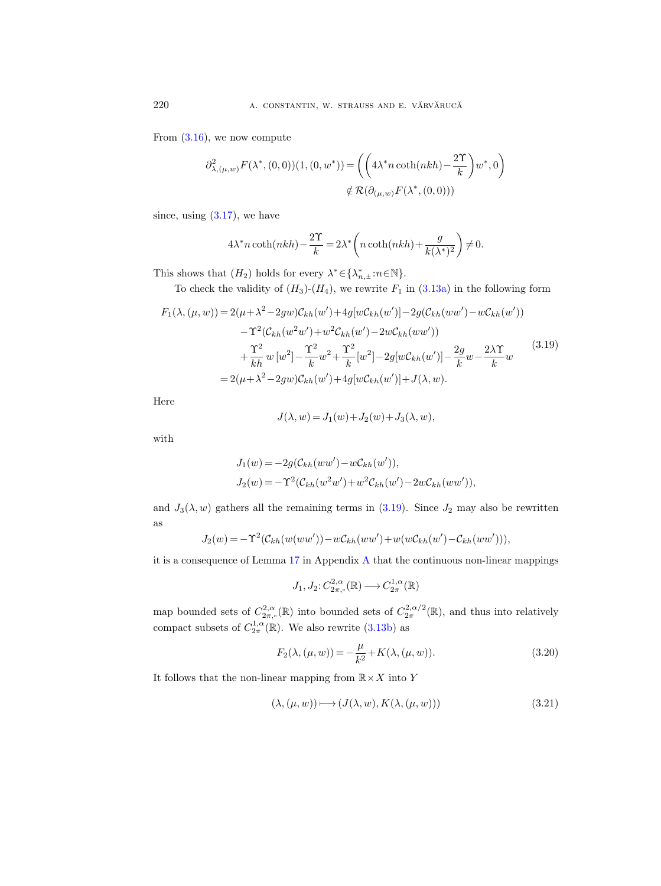From (3.16), we now compute

$$\partial^2_{\lambda,(\mu,w)} F(\lambda^*,(0,0))(1,(0,w^*)) = \left(\left(4\lambda^* n\coth(nkh) - \frac{2\Upsilon}{k}\right)w^*, 0\right) \notin \mathcal{R}(\partial_{(\mu,w)}F(\lambda^*,(0,0)))$$

since, using (3.17), we have

$$4\lambda^* n\coth(nkh) - \frac{2\Upsilon}{k} = 2\lambda^*\left(n\coth(nkh) + \frac{g}{k(\lambda^*)^2}\right) \neq 0.$$

This shows that $(H_2)$ holds for every $\lambda^* \in \{\lambda^*_{n,\pm} : n \in \mathbb{N}\}$.

To check the validity of $(H_3)$-$(H_4)$, we rewrite $F_1$ in (3.13a) in the following form

$$\begin{aligned}
F_1(\lambda,(\mu,w)) &= 2(\mu+\lambda^2-2gw)\mathcal{C}_{kh}(w') + 4g[w\mathcal{C}_{kh}(w')] - 2g(\mathcal{C}_{kh}(ww') - w\mathcal{C}_{kh}(w')) \\
&\quad - \Upsilon^2(\mathcal{C}_{kh}(w^2w') + w^2\mathcal{C}_{kh}(w') - 2w\mathcal{C}_{kh}(ww')) \\
&\quad + \frac{\Upsilon^2}{kh}\,w\,[w^2] - \frac{\Upsilon^2}{k}w^2 + \frac{\Upsilon^2}{k}[w^2] - 2g[w\mathcal{C}_{kh}(w')] - \frac{2g}{k}w - \frac{2\lambda\Upsilon}{k}w \\
&= 2(\mu+\lambda^2-2gw)\mathcal{C}_{kh}(w') + 4g[w\mathcal{C}_{kh}(w')] + J(\lambda,w).
\end{aligned} \tag{3.19}$$

Here

$$J(\lambda,w) = J_1(w) + J_2(w) + J_3(\lambda,w),$$

with

$$\begin{aligned}
J_1(w) &= -2g(\mathcal{C}_{kh}(ww') - w\mathcal{C}_{kh}(w')), \\
J_2(w) &= -\Upsilon^2(\mathcal{C}_{kh}(w^2w') + w^2\mathcal{C}_{kh}(w') - 2w\mathcal{C}_{kh}(ww')),
\end{aligned}$$

and $J_3(\lambda,w)$ gathers all the remaining terms in (3.19). Since $J_2$ may also be rewritten as

$$J_2(w) = -\Upsilon^2(\mathcal{C}_{kh}(w(ww')) - w\mathcal{C}_{kh}(ww') + w(w\mathcal{C}_{kh}(w') - \mathcal{C}_{kh}(ww'))),$$

it is a consequence of Lemma 17 in Appendix A that the continuous non-linear mappings

$$J_1, J_2 : C^{2,\alpha}_{2\pi,\circ}(\mathbb{R}) \longrightarrow C^{1,\alpha}_{2\pi}(\mathbb{R})$$

map bounded sets of $C^{2,\alpha}_{2\pi,\circ}(\mathbb{R})$ into bounded sets of $C^{2,\alpha/2}_{2\pi}(\mathbb{R})$, and thus into relatively compact subsets of $C^{1,\alpha}_{2\pi}(\mathbb{R})$. We also rewrite (3.13b) as

$$F_2(\lambda,(\mu,w)) = -\frac{\mu}{k^2} + K(\lambda,(\mu,w)). \tag{3.20}$$

It follows that the non-linear mapping from $\mathbb{R}\times X$ into $Y$

$$(\lambda,(\mu,w)) \longmapsto (J(\lambda,w), K(\lambda,(\mu,w))) \tag{3.21}$$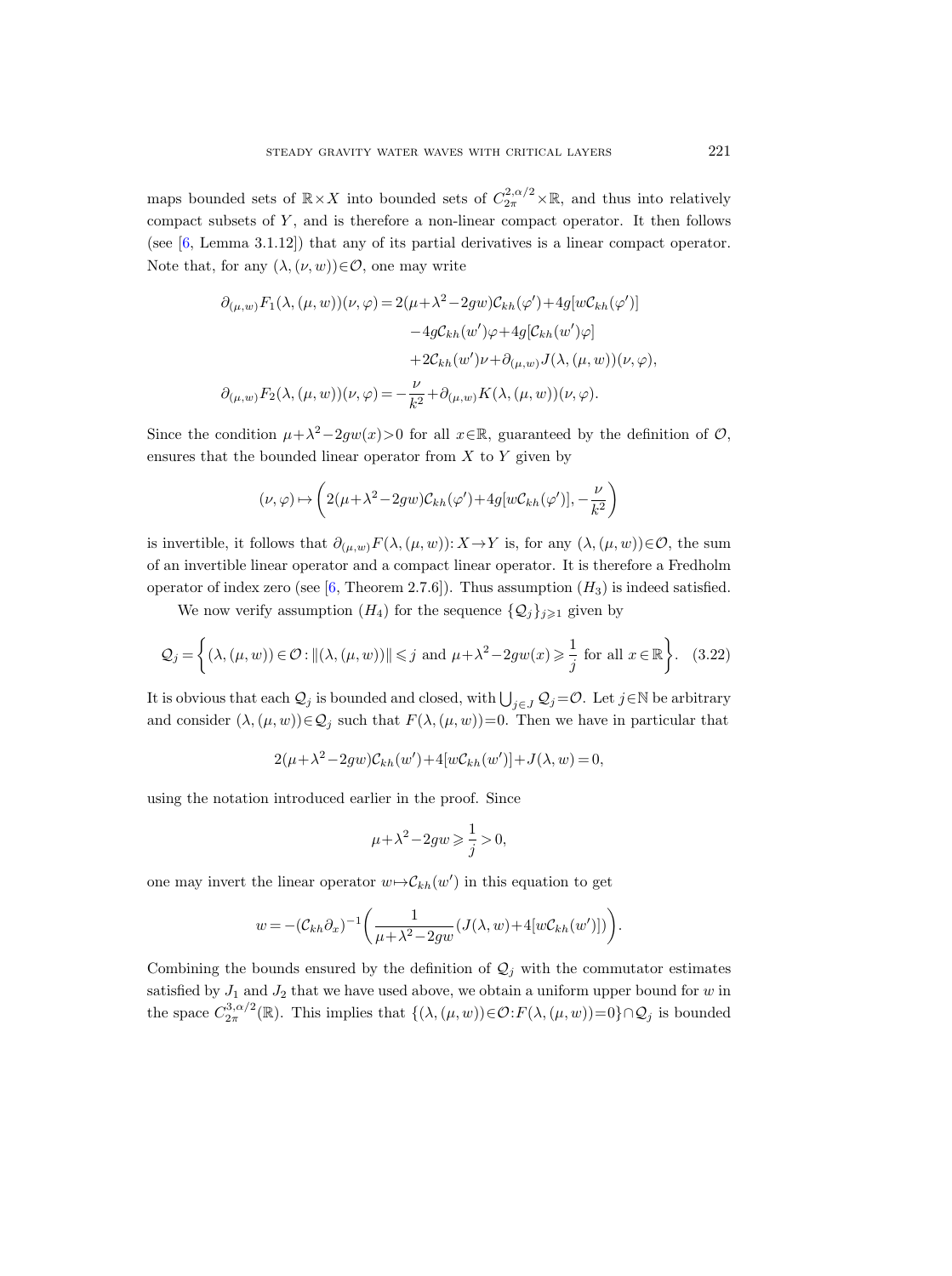maps bounded sets of $\mathbb{R}\times X$ into bounded sets of $C^{2,\alpha/2}_{2\pi}\times\mathbb{R}$, and thus into relatively compact subsets of $Y$, and is therefore a non-linear compact operator. It then follows (see [6, Lemma 3.1.12]) that any of its partial derivatives is a linear compact operator. Note that, for any $(\lambda,(\nu,w))\in\mathcal{O}$, one may write

$$
\begin{aligned}
\partial_{(\mu,w)}F_1(\lambda,(\mu,w))(\nu,\varphi) &= 2(\mu+\lambda^2-2gw)\mathcal{C}_{kh}(\varphi')+4g[w\mathcal{C}_{kh}(\varphi')]\\
&\quad -4g\mathcal{C}_{kh}(w')\varphi+4g[\mathcal{C}_{kh}(w')\varphi]\\
&\quad +2\mathcal{C}_{kh}(w')\nu+\partial_{(\mu,w)}J(\lambda,(\mu,w))(\nu,\varphi),\\
\partial_{(\mu,w)}F_2(\lambda,(\mu,w))(\nu,\varphi) &= -\frac{\nu}{k^2}+\partial_{(\mu,w)}K(\lambda,(\mu,w))(\nu,\varphi).
\end{aligned}
$$

Since the condition $\mu+\lambda^2-2gw(x)>0$ for all $x\in\mathbb{R}$, guaranteed by the definition of $\mathcal{O}$, ensures that the bounded linear operator from $X$ to $Y$ given by

$$
(\nu,\varphi)\mapsto\left(2(\mu+\lambda^2-2gw)\mathcal{C}_{kh}(\varphi')+4g[w\mathcal{C}_{kh}(\varphi')],-\frac{\nu}{k^2}\right)
$$

is invertible, it follows that $\partial_{(\mu,w)}F(\lambda,(\mu,w)):X\to Y$ is, for any $(\lambda,(\mu,w))\in\mathcal{O}$, the sum of an invertible linear operator and a compact linear operator. It is therefore a Fredholm operator of index zero (see [6, Theorem 2.7.6]). Thus assumption $(H_3)$ is indeed satisfied.

We now verify assumption $(H_4)$ for the sequence $\{\mathcal{Q}_j\}_{j\geqslant 1}$ given by

$$
\mathcal{Q}_j=\left\{(\lambda,(\mu,w))\in\mathcal{O}:\|(\lambda,(\mu,w))\|\leqslant j \text{ and } \mu+\lambda^2-2gw(x)\geqslant\frac{1}{j} \text{ for all } x\in\mathbb{R}\right\}. \quad (3.22)
$$

It is obvious that each $\mathcal{Q}_j$ is bounded and closed, with $\bigcup_{j\in J}\mathcal{Q}_j=\mathcal{O}$. Let $j\in\mathbb{N}$ be arbitrary and consider $(\lambda,(\mu,w))\in\mathcal{Q}_j$ such that $F(\lambda,(\mu,w))=0$. Then we have in particular that

$$
2(\mu+\lambda^2-2gw)\mathcal{C}_{kh}(w')+4[w\mathcal{C}_{kh}(w')]+J(\lambda,w)=0,
$$

using the notation introduced earlier in the proof. Since

$$
\mu+\lambda^2-2gw\geqslant\frac{1}{j}>0,
$$

one may invert the linear operator $w\mapsto\mathcal{C}_{kh}(w')$ in this equation to get

$$
w=-(\mathcal{C}_{kh}\partial_x)^{-1}\left(\frac{1}{\mu+\lambda^2-2gw}(J(\lambda,w)+4[w\mathcal{C}_{kh}(w')])\right).
$$

Combining the bounds ensured by the definition of $\mathcal{Q}_j$ with the commutator estimates satisfied by $J_1$ and $J_2$ that we have used above, we obtain a uniform upper bound for $w$ in the space $C^{3,\alpha/2}_{2\pi}(\mathbb{R})$. This implies that $\{(\lambda,(\mu,w))\in\mathcal{O}:F(\lambda,(\mu,w))=0\}\cap\mathcal{Q}_j$ is bounded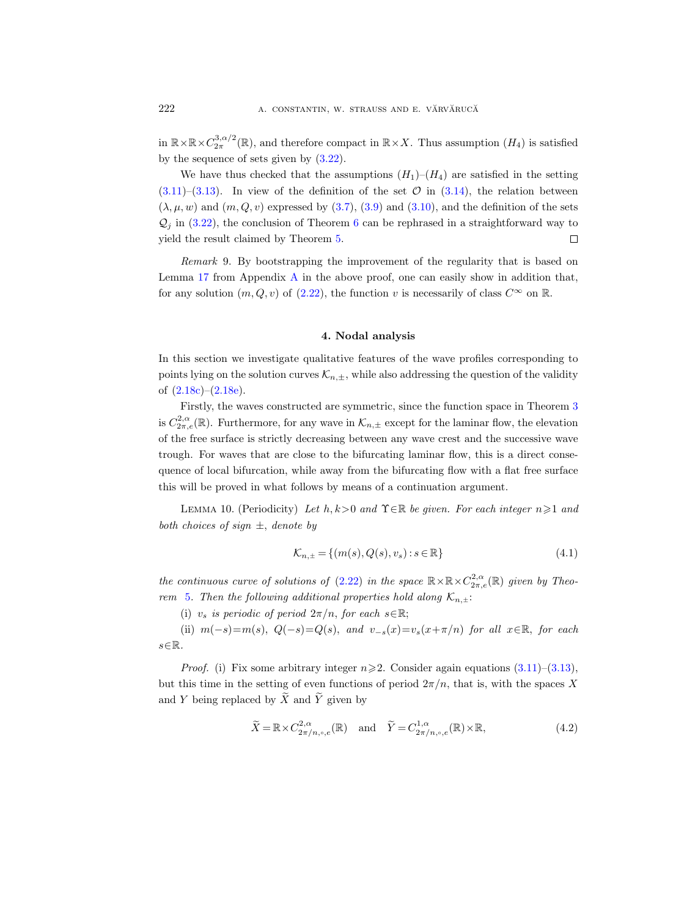in $\mathbb{R}\times\mathbb{R}\times C^{3,\alpha/2}_{2\pi}(\mathbb{R})$, and therefore compact in $\mathbb{R}\times X$. Thus assumption $(H_4)$ is satisfied by the sequence of sets given by (3.22).

We have thus checked that the assumptions $(H_1)$–$(H_4)$ are satisfied in the setting (3.11)–(3.13). In view of the definition of the set $\mathcal{O}$ in (3.14), the relation between $(\lambda,\mu,w)$ and $(m,Q,v)$ expressed by (3.7), (3.9) and (3.10), and the definition of the sets $\mathcal{Q}_j$ in (3.22), the conclusion of Theorem 6 can be rephrased in a straightforward way to yield the result claimed by Theorem 5. □

*Remark* 9. By bootstrapping the improvement of the regularity that is based on Lemma 17 from Appendix A in the above proof, one can easily show in addition that, for any solution $(m,Q,v)$ of (2.22), the function $v$ is necessarily of class $C^\infty$ on $\mathbb{R}$.

## 4. Nodal analysis

In this section we investigate qualitative features of the wave profiles corresponding to points lying on the solution curves $\mathcal{K}_{n,\pm}$, while also addressing the question of the validity of (2.18c)–(2.18e).

Firstly, the waves constructed are symmetric, since the function space in Theorem 3 is $C^{2,\alpha}_{2\pi,e}(\mathbb{R})$. Furthermore, for any wave in $\mathcal{K}_{n,\pm}$ except for the laminar flow, the elevation of the free surface is strictly decreasing between any wave crest and the successive wave trough. For waves that are close to the bifurcating laminar flow, this is a direct consequence of local bifurcation, while away from the bifurcating flow with a flat free surface this will be proved in what follows by means of a continuation argument.

Lemma 10. (Periodicity) *Let $h,k>0$ and $\Upsilon\in\mathbb{R}$ be given. For each integer $n\geqslant 1$ and both choices of sign $\pm$, denote by*

$$\mathcal{K}_{n,\pm}=\{(m(s),Q(s),v_s): s\in\mathbb{R}\} \tag{4.1}$$

*the continuous curve of solutions of (2.22) in the space $\mathbb{R}\times\mathbb{R}\times C^{2,\alpha}_{2\pi,e}(\mathbb{R})$ given by Theorem 5. Then the following additional properties hold along $\mathcal{K}_{n,\pm}$:*

*(i) $v_s$ is periodic of period $2\pi/n$, for each $s\in\mathbb{R}$;*

*(ii) $m(-s)=m(s)$, $Q(-s)=Q(s)$, and $v_{-s}(x)=v_s(x+\pi/n)$ for all $x\in\mathbb{R}$, for each $s\in\mathbb{R}$.*

*Proof.* (i) Fix some arbitrary integer $n\geqslant 2$. Consider again equations (3.11)–(3.13), but this time in the setting of even functions of period $2\pi/n$, that is, with the spaces $X$ and $Y$ being replaced by $\widetilde{X}$ and $\widetilde{Y}$ given by

$$\widetilde{X}=\mathbb{R}\times C^{2,\alpha}_{2\pi/n,\circ,e}(\mathbb{R}) \quad\text{and}\quad \widetilde{Y}=C^{1,\alpha}_{2\pi/n,\circ,e}(\mathbb{R})\times\mathbb{R}, \tag{4.2}$$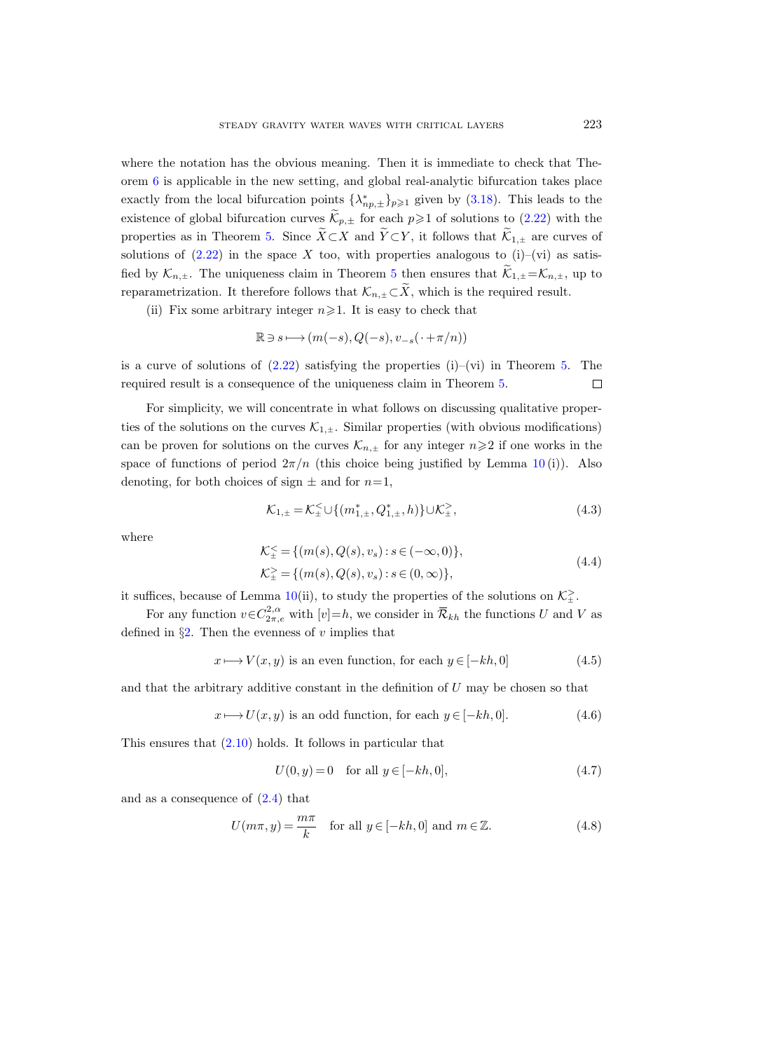where the notation has the obvious meaning. Then it is immediate to check that Theorem 6 is applicable in the new setting, and global real-analytic bifurcation takes place exactly from the local bifurcation points $\{\lambda^*_{np,\pm}\}_{p\geqslant 1}$ given by (3.18). This leads to the existence of global bifurcation curves $\widetilde{\mathcal{K}}_{p,\pm}$ for each $p\geqslant 1$ of solutions to (2.22) with the properties as in Theorem 5. Since $\widetilde{X}\subset X$ and $\widetilde{Y}\subset Y$, it follows that $\widetilde{\mathcal{K}}_{1,\pm}$ are curves of solutions of (2.22) in the space $X$ too, with properties analogous to (i)–(vi) as satisfied by $\mathcal{K}_{n,\pm}$. The uniqueness claim in Theorem 5 then ensures that $\widetilde{\mathcal{K}}_{1,\pm}=\mathcal{K}_{n,\pm}$, up to reparametrization. It therefore follows that $\mathcal{K}_{n,\pm}\subset\widetilde{X}$, which is the required result.

(ii) Fix some arbitrary integer $n\geqslant 1$. It is easy to check that

$$\mathbb{R}\ni s\longmapsto (m(-s),Q(-s),v_{-s}(\cdot+\pi/n))$$

is a curve of solutions of (2.22) satisfying the properties (i)–(vi) in Theorem 5. The required result is a consequence of the uniqueness claim in Theorem 5. □

For simplicity, we will concentrate in what follows on discussing qualitative properties of the solutions on the curves $\mathcal{K}_{1,\pm}$. Similar properties (with obvious modifications) can be proven for solutions on the curves $\mathcal{K}_{n,\pm}$ for any integer $n\geqslant 2$ if one works in the space of functions of period $2\pi/n$ (this choice being justified by Lemma 10 (i)). Also denoting, for both choices of sign $\pm$ and for $n=1$,

$$\mathcal{K}_{1,\pm}=\mathcal{K}_{\pm}^{<}\cup\{(m^*_{1,\pm},Q^*_{1,\pm},h)\}\cup\mathcal{K}_{\pm}^{>},\tag{4.3}$$

where

$$\begin{aligned}\mathcal{K}_{\pm}^{<}&=\{(m(s),Q(s),v_s):s\in(-\infty,0)\},\\ \mathcal{K}_{\pm}^{>}&=\{(m(s),Q(s),v_s):s\in(0,\infty)\},\end{aligned}\tag{4.4}$$

it suffices, because of Lemma 10(ii), to study the properties of the solutions on $\mathcal{K}_{\pm}^{>}$.

For any function $v\in C^{2,\alpha}_{2\pi,e}$ with $[v]=h$, we consider in $\overline{\mathcal{R}}_{kh}$ the functions $U$ and $V$ as defined in §2. Then the evenness of $v$ implies that

$$x\longmapsto V(x,y)\text{ is an even function, for each }y\in[-kh,0]\tag{4.5}$$

and that the arbitrary additive constant in the definition of $U$ may be chosen so that

$$x\longmapsto U(x,y)\text{ is an odd function, for each }y\in[-kh,0].\tag{4.6}$$

This ensures that (2.10) holds. It follows in particular that

$$U(0,y)=0\quad\text{for all }y\in[-kh,0],\tag{4.7}$$

and as a consequence of (2.4) that

$$U(m\pi,y)=\frac{m\pi}{k}\quad\text{for all }y\in[-kh,0]\text{ and }m\in\mathbb{Z}.\tag{4.8}$$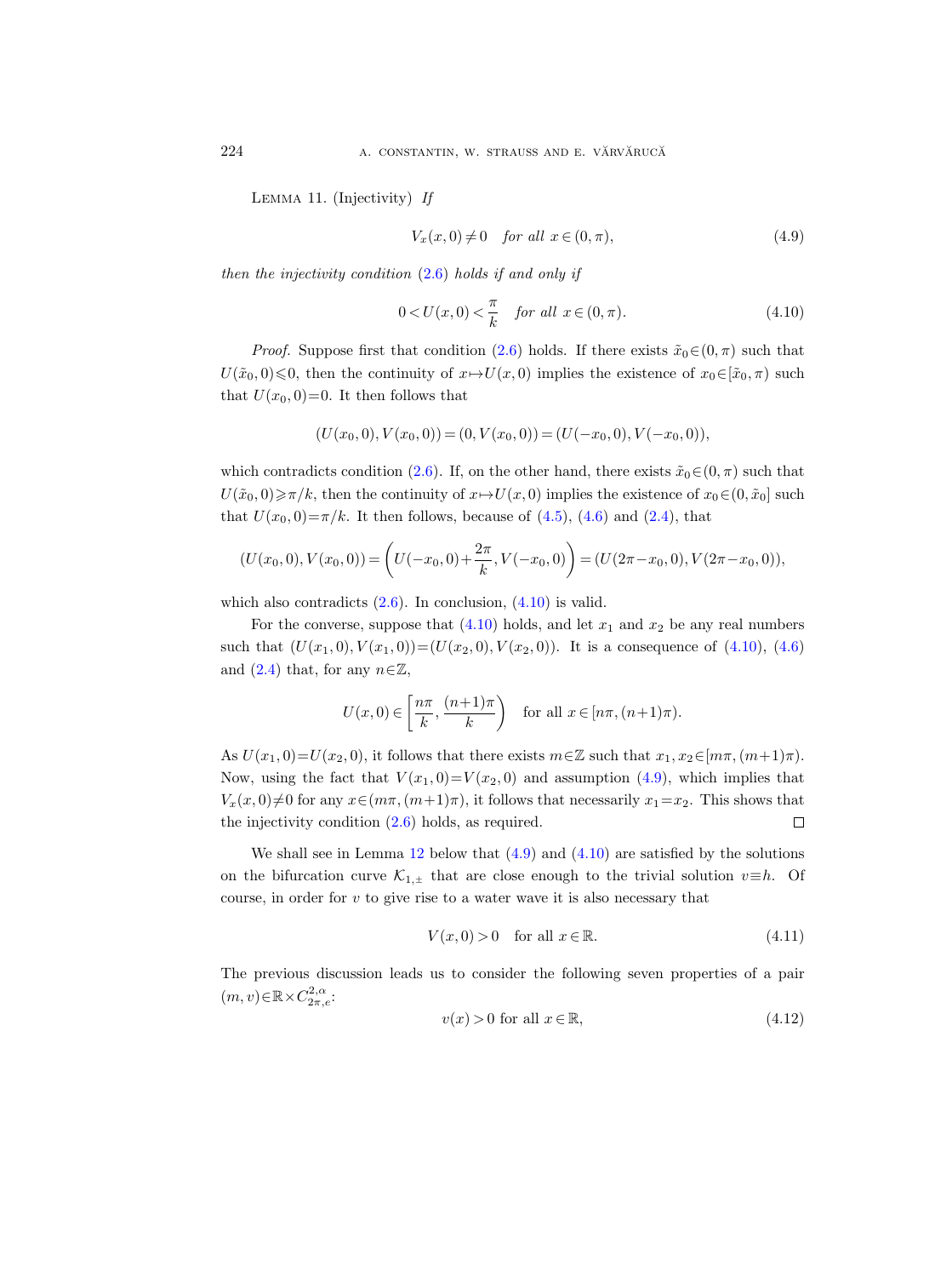Lemma 11. (Injectivity) *If*

$$V_x(x,0)\neq 0 \quad \textit{for all } x\in(0,\pi), \tag{4.9}$$

*then the injectivity condition* (2.6) *holds if and only if*

$$0<U(x,0)<\frac{\pi}{k} \quad \textit{for all } x\in(0,\pi). \tag{4.10}$$

*Proof.* Suppose first that condition (2.6) holds. If there exists $\tilde{x}_0\in(0,\pi)$ such that $U(\tilde{x}_0,0)\leqslant 0$, then the continuity of $x\mapsto U(x,0)$ implies the existence of $x_0\in[\tilde{x}_0,\pi)$ such that $U(x_0,0)=0$. It then follows that

$$(U(x_0,0),V(x_0,0))=(0,V(x_0,0))=(U(-x_0,0),V(-x_0,0)),$$

which contradicts condition (2.6). If, on the other hand, there exists $\tilde{x}_0\in(0,\pi)$ such that $U(\tilde{x}_0,0)\geqslant\pi/k$, then the continuity of $x\mapsto U(x,0)$ implies the existence of $x_0\in(0,\tilde{x}_0]$ such that $U(x_0,0)=\pi/k$. It then follows, because of (4.5), (4.6) and (2.4), that

$$(U(x_0,0),V(x_0,0))=\left(U(-x_0,0)+\frac{2\pi}{k},V(-x_0,0)\right)=(U(2\pi-x_0,0),V(2\pi-x_0,0)),$$

which also contradicts (2.6). In conclusion, (4.10) is valid.

For the converse, suppose that (4.10) holds, and let $x_1$ and $x_2$ be any real numbers such that $(U(x_1,0),V(x_1,0))=(U(x_2,0),V(x_2,0))$. It is a consequence of (4.10), (4.6) and (2.4) that, for any $n\in\mathbb{Z}$,

$$U(x,0)\in\left[\frac{n\pi}{k},\frac{(n+1)\pi}{k}\right) \quad \text{for all } x\in[n\pi,(n+1)\pi).$$

As $U(x_1,0)=U(x_2,0)$, it follows that there exists $m\in\mathbb{Z}$ such that $x_1,x_2\in[m\pi,(m+1)\pi)$. Now, using the fact that $V(x_1,0)=V(x_2,0)$ and assumption (4.9), which implies that $V_x(x,0)\neq 0$ for any $x\in(m\pi,(m+1)\pi)$, it follows that necessarily $x_1=x_2$. This shows that the injectivity condition (2.6) holds, as required. ∎

We shall see in Lemma 12 below that (4.9) and (4.10) are satisfied by the solutions on the bifurcation curve $\mathcal{K}_{1,\pm}$ that are close enough to the trivial solution $v\equiv h$. Of course, in order for $v$ to give rise to a water wave it is also necessary that

$$V(x,0)>0 \quad \text{for all } x\in\mathbb{R}. \tag{4.11}$$

The previous discussion leads us to consider the following seven properties of a pair $(m,v)\in\mathbb{R}\times C^{2,\alpha}_{2\pi,e}$:

$$v(x)>0 \text{ for all } x\in\mathbb{R}, \tag{4.12}$$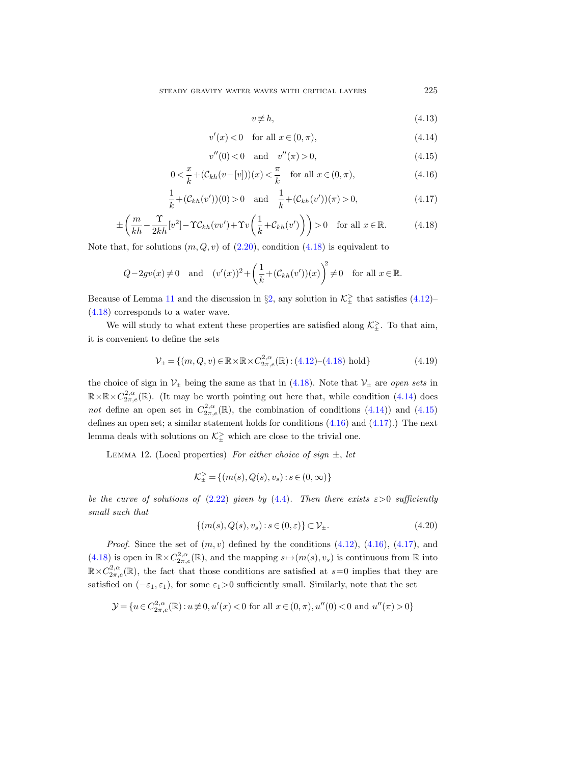$$v \not\equiv h, \tag{4.13}$$

$$v'(x) < 0 \quad \text{for all } x \in (0, \pi), \tag{4.14}$$

$$v''(0) < 0 \quad \text{and} \quad v''(\pi) > 0, \tag{4.15}$$

$$0 < \frac{x}{k} + (\mathcal{C}_{kh}(v - [v]))(x) < \frac{\pi}{k} \quad \text{for all } x \in (0, \pi), \tag{4.16}$$

$$\frac{1}{k} + (\mathcal{C}_{kh}(v'))(0) > 0 \quad \text{and} \quad \frac{1}{k} + (\mathcal{C}_{kh}(v'))(\pi) > 0, \tag{4.17}$$

$$\pm \left( \frac{m}{kh} - \frac{\Upsilon}{2kh}[v^2] - \Upsilon \mathcal{C}_{kh}(vv') + \Upsilon v \left( \frac{1}{k} + \mathcal{C}_{kh}(v') \right) \right) > 0 \quad \text{for all } x \in \mathbb{R}. \tag{4.18}$$

Note that, for solutions $(m, Q, v)$ of (2.20), condition (4.18) is equivalent to

$$Q - 2gv(x) \neq 0 \quad \text{and} \quad (v'(x))^2 + \left( \frac{1}{k} + (\mathcal{C}_{kh}(v'))(x) \right)^2 \neq 0 \quad \text{for all } x \in \mathbb{R}.$$

Because of Lemma 11 and the discussion in §2, any solution in $\mathcal{K}_{\pm}^{>}$ that satisfies (4.12)–(4.18) corresponds to a water wave.

We will study to what extent these properties are satisfied along $\mathcal{K}_{\pm}^{>}$. To that aim, it is convenient to define the sets

$$\mathcal{V}_{\pm} = \{(m, Q, v) \in \mathbb{R} \times \mathbb{R} \times C^{2,\alpha}_{2\pi,e}(\mathbb{R}) : \text{(4.12)–(4.18) hold}\} \tag{4.19}$$

the choice of sign in $\mathcal{V}_{\pm}$ being the same as that in (4.18). Note that $\mathcal{V}_{\pm}$ are *open sets* in $\mathbb{R} \times \mathbb{R} \times C^{2,\alpha}_{2\pi,e}(\mathbb{R})$. (It may be worth pointing out here that, while condition (4.14) does *not* define an open set in $C^{2,\alpha}_{2\pi,e}(\mathbb{R})$, the combination of conditions (4.14)) and (4.15) defines an open set; a similar statement holds for conditions (4.16) and (4.17).) The next lemma deals with solutions on $\mathcal{K}_{\pm}^{>}$ which are close to the trivial one.

Lemma 12. (Local properties) *For either choice of sign $\pm$, let*

$$\mathcal{K}_{\pm}^{>} = \{(m(s), Q(s), v_s) : s \in (0, \infty)\}$$

*be the curve of solutions of (2.22) given by (4.4). Then there exists $\varepsilon > 0$ sufficiently small such that*

$$\{(m(s), Q(s), v_s) : s \in (0, \varepsilon)\} \subset \mathcal{V}_{\pm}. \tag{4.20}$$

*Proof.* Since the set of $(m, v)$ defined by the conditions (4.12), (4.16), (4.17), and (4.18) is open in $\mathbb{R} \times C^{2,\alpha}_{2\pi,e}(\mathbb{R})$, and the mapping $s \mapsto (m(s), v_s)$ is continuous from $\mathbb{R}$ into $\mathbb{R} \times C^{2,\alpha}_{2\pi,e}(\mathbb{R})$, the fact that those conditions are satisfied at $s=0$ implies that they are satisfied on $(-\varepsilon_1, \varepsilon_1)$, for some $\varepsilon_1 > 0$ sufficiently small. Similarly, note that the set

$$\mathcal{Y} = \{u \in C^{2,\alpha}_{2\pi,e}(\mathbb{R}) : u \not\equiv 0, u'(x) < 0 \text{ for all } x \in (0, \pi), u''(0) < 0 \text{ and } u''(\pi) > 0\}$$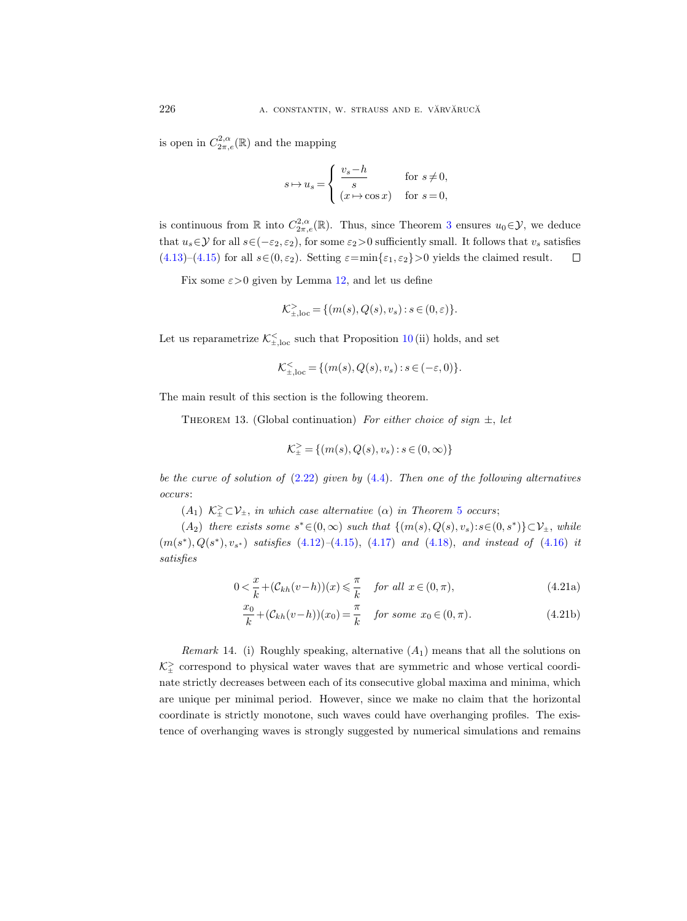is open in $C^{2,\alpha}_{2\pi,e}(\mathbb{R})$ and the mapping

$$s \mapsto u_s = \begin{cases} \dfrac{v_s - h}{s} & \text{for } s \neq 0, \\ (x \mapsto \cos x) & \text{for } s = 0, \end{cases}$$

is continuous from $\mathbb{R}$ into $C^{2,\alpha}_{2\pi,e}(\mathbb{R})$. Thus, since Theorem 3 ensures $u_0 \in \mathcal{Y}$, we deduce that $u_s \in \mathcal{Y}$ for all $s \in (-\varepsilon_2, \varepsilon_2)$, for some $\varepsilon_2 > 0$ sufficiently small. It follows that $v_s$ satisfies (4.13)–(4.15) for all $s \in (0, \varepsilon_2)$. Setting $\varepsilon = \min\{\varepsilon_1, \varepsilon_2\} > 0$ yields the claimed result. $\square$

Fix some $\varepsilon > 0$ given by Lemma 12, and let us define

$$\mathcal{K}^{>}_{\pm,\mathrm{loc}} = \{(m(s), Q(s), v_s) : s \in (0, \varepsilon)\}.$$

Let us reparametrize $\mathcal{K}^{<}_{\pm,\mathrm{loc}}$ such that Proposition 10 (ii) holds, and set

$$\mathcal{K}^{<}_{\pm,\mathrm{loc}} = \{(m(s), Q(s), v_s) : s \in (-\varepsilon, 0)\}.$$

The main result of this section is the following theorem.

Theorem 13. (Global continuation) *For either choice of sign $\pm$, let*

$$\mathcal{K}^{>}_{\pm} = \{(m(s), Q(s), v_s) : s \in (0, \infty)\}$$

*be the curve of solution of (2.22) given by (4.4). Then one of the following alternatives occurs*:

$(A_1)$ $\mathcal{K}^{>}_{\pm} \subset \mathcal{V}_{\pm}$, *in which case alternative* $(\alpha)$ *in Theorem 5 occurs*;

$(A_2)$ *there exists some* $s^* \in (0, \infty)$ *such that* $\{(m(s), Q(s), v_s) : s \in (0, s^*)\} \subset \mathcal{V}_{\pm}$, *while* $(m(s^*), Q(s^*), v_{s^*})$ *satisfies* (4.12)–(4.15), (4.17) *and* (4.18), *and instead of* (4.16) *it satisfies*

$$0 < \frac{x}{k} + (\mathcal{C}_{kh}(v-h))(x) \leqslant \frac{\pi}{k} \quad \text{for all } x \in (0, \pi), \tag{4.21a}$$

$$\frac{x_0}{k} + (\mathcal{C}_{kh}(v-h))(x_0) = \frac{\pi}{k} \quad \text{for some } x_0 \in (0, \pi). \tag{4.21b}$$

*Remark* 14. (i) Roughly speaking, alternative $(A_1)$ means that all the solutions on $\mathcal{K}^{>}_{\pm}$ correspond to physical water waves that are symmetric and whose vertical coordinate strictly decreases between each of its consecutive global maxima and minima, which are unique per minimal period. However, since we make no claim that the horizontal coordinate is strictly monotone, such waves could have overhanging profiles. The existence of overhanging waves is strongly suggested by numerical simulations and remains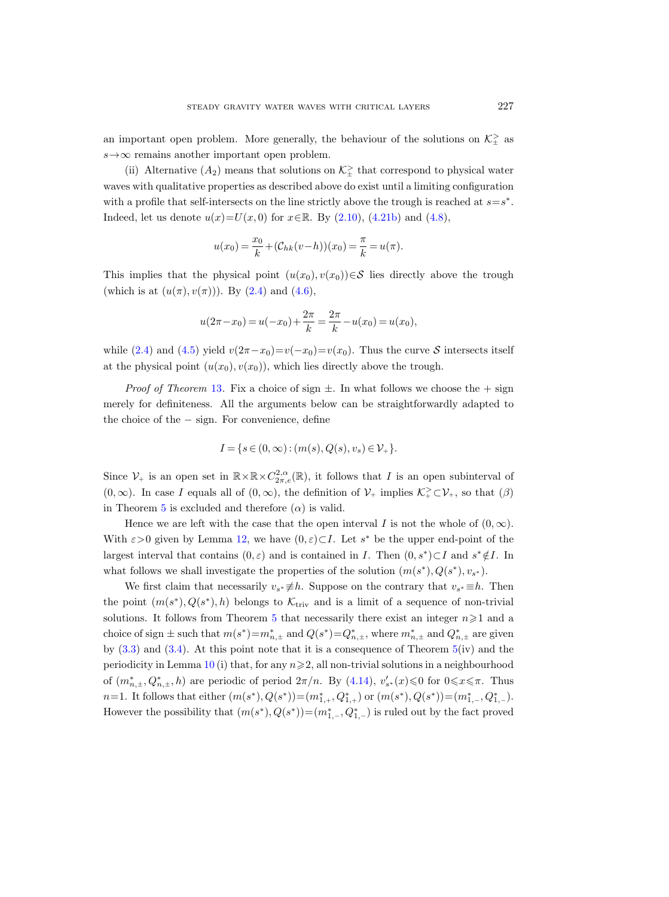an important open problem. More generally, the behaviour of the solutions on $\mathcal{K}_{\pm}^{>}$ as $s\to\infty$ remains another important open problem.

(ii) Alternative $(A_2)$ means that solutions on $\mathcal{K}_{\pm}^{>}$ that correspond to physical water waves with qualitative properties as described above do exist until a limiting configuration with a profile that self-intersects on the line strictly above the trough is reached at $s=s^*$. Indeed, let us denote $u(x)=U(x,0)$ for $x\in\mathbb{R}$. By (2.10), (4.21b) and (4.8),

$$u(x_0)=\frac{x_0}{k}+(\mathcal{C}_{hk}(v-h))(x_0)=\frac{\pi}{k}=u(\pi).$$

This implies that the physical point $(u(x_0),v(x_0))\in\mathcal{S}$ lies directly above the trough (which is at $(u(\pi),v(\pi))$). By (2.4) and (4.6),

$$u(2\pi-x_0)=u(-x_0)+\frac{2\pi}{k}=\frac{2\pi}{k}-u(x_0)=u(x_0),$$

while (2.4) and (4.5) yield $v(2\pi-x_0)=v(-x_0)=v(x_0)$. Thus the curve $\mathcal{S}$ intersects itself at the physical point $(u(x_0),v(x_0))$, which lies directly above the trough.

*Proof of Theorem* 13. Fix a choice of sign $\pm$. In what follows we choose the $+$ sign merely for definiteness. All the arguments below can be straightforwardly adapted to the choice of the $-$ sign. For convenience, define

$$I=\{s\in(0,\infty):(m(s),Q(s),v_s)\in\mathcal{V}_+\}.$$

Since $\mathcal{V}_+$ is an open set in $\mathbb{R}\times\mathbb{R}\times C^{2,\alpha}_{2\pi,e}(\mathbb{R})$, it follows that $I$ is an open subinterval of $(0,\infty)$. In case $I$ equals all of $(0,\infty)$, the definition of $\mathcal{V}_+$ implies $\mathcal{K}_+^{>}\subset\mathcal{V}_+$, so that $(\beta)$ in Theorem 5 is excluded and therefore $(\alpha)$ is valid.

Hence we are left with the case that the open interval $I$ is not the whole of $(0,\infty)$. With $\varepsilon>0$ given by Lemma 12, we have $(0,\varepsilon)\subset I$. Let $s^*$ be the upper end-point of the largest interval that contains $(0,\varepsilon)$ and is contained in $I$. Then $(0,s^*)\subset I$ and $s^*\notin I$. In what follows we shall investigate the properties of the solution $(m(s^*),Q(s^*),v_{s^*})$.

We first claim that necessarily $v_{s^*}\not\equiv h$. Suppose on the contrary that $v_{s^*}\equiv h$. Then the point $(m(s^*),Q(s^*),h)$ belongs to $\mathcal{K}_{\mathrm{triv}}$ and is a limit of a sequence of non-trivial solutions. It follows from Theorem 5 that necessarily there exist an integer $n\geqslant 1$ and a choice of sign $\pm$ such that $m(s^*)=m^*_{n,\pm}$ and $Q(s^*)=Q^*_{n,\pm}$, where $m^*_{n,\pm}$ and $Q^*_{n,\pm}$ are given by (3.3) and (3.4). At this point note that it is a consequence of Theorem 5(iv) and the periodicity in Lemma 10 (i) that, for any $n\geqslant 2$, all non-trivial solutions in a neighbourhood of $(m^*_{n,\pm},Q^*_{n,\pm},h)$ are periodic of period $2\pi/n$. By (4.14), $v'_{s^*}(x)\leqslant 0$ for $0\leqslant x\leqslant\pi$. Thus $n=1$. It follows that either $(m(s^*),Q(s^*))=(m^*_{1,+},Q^*_{1,+})$ or $(m(s^*),Q(s^*))=(m^*_{1,-},Q^*_{1,-})$. However the possibility that $(m(s^*),Q(s^*))=(m^*_{1,-},Q^*_{1,-})$ is ruled out by the fact proved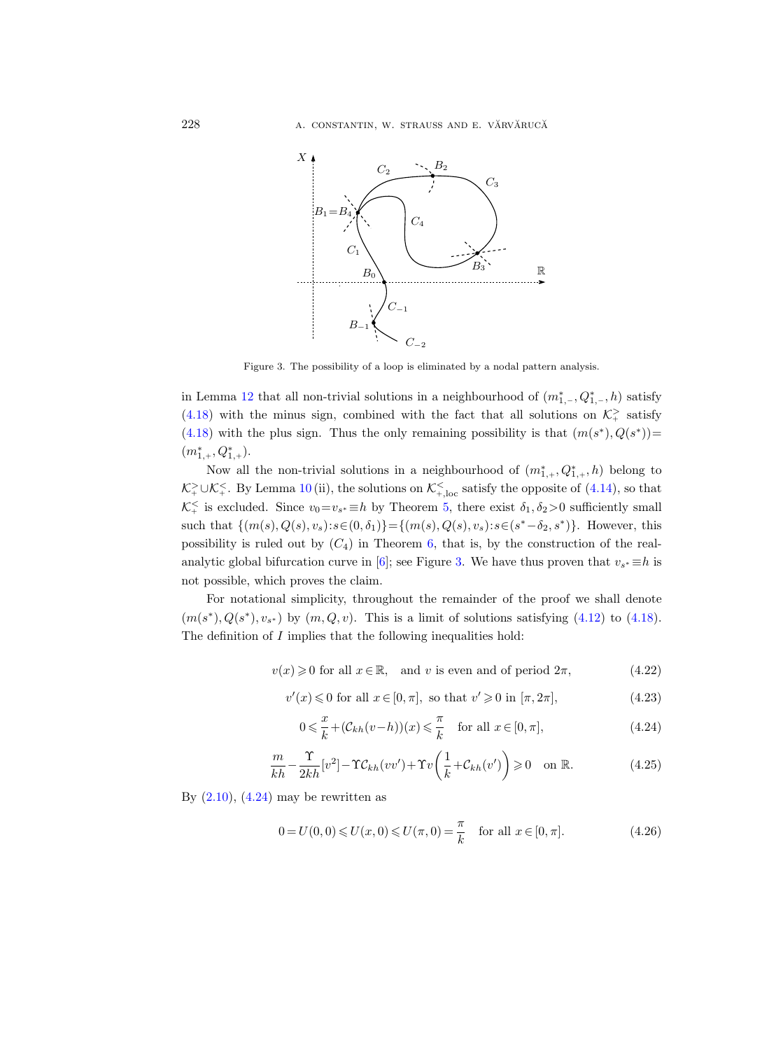Figure 3. The possibility of a loop is eliminated by a nodal pattern analysis.

in Lemma 12 that all non-trivial solutions in a neighbourhood of $(m^*_{1,-}, Q^*_{1,-}, h)$ satisfy (4.18) with the minus sign, combined with the fact that all solutions on $\mathcal{K}_+^>$ satisfy (4.18) with the plus sign. Thus the only remaining possibility is that $(m(s^*), Q(s^*)) = (m^*_{1,+}, Q^*_{1,+})$.

Now all the non-trivial solutions in a neighbourhood of $(m^*_{1,+}, Q^*_{1,+}, h)$ belong to $\mathcal{K}_+^> \cup \mathcal{K}_+^<$. By Lemma 10 (ii), the solutions on $\mathcal{K}_{+,\mathrm{loc}}^<$ satisfy the opposite of (4.14), so that $\mathcal{K}_+^<$ is excluded. Since $v_0 = v_{s^*} \equiv h$ by Theorem 5, there exist $\delta_1, \delta_2 > 0$ sufficiently small such that $\{(m(s), Q(s), v_s) : s \in (0, \delta_1)\} = \{(m(s), Q(s), v_s) : s \in (s^* - \delta_2, s^*)\}$. However, this possibility is ruled out by $(C_4)$ in Theorem 6, that is, by the construction of the real-analytic global bifurcation curve in [6]; see Figure 3. We have thus proven that $v_{s^*} \equiv h$ is not possible, which proves the claim.

For notational simplicity, throughout the remainder of the proof we shall denote $(m(s^*), Q(s^*), v_{s^*})$ by $(m, Q, v)$. This is a limit of solutions satisfying (4.12) to (4.18). The definition of $I$ implies that the following inequalities hold:

$$v(x) \geqslant 0 \text{ for all } x \in \mathbb{R}, \quad \text{and } v \text{ is even and of period } 2\pi, \tag{4.22}$$

$$v'(x) \leqslant 0 \text{ for all } x \in [0, \pi], \text{ so that } v' \geqslant 0 \text{ in } [\pi, 2\pi], \tag{4.23}$$

$$0 \leqslant \frac{x}{k} + (\mathcal{C}_{kh}(v-h))(x) \leqslant \frac{\pi}{k} \quad \text{for all } x \in [0, \pi], \tag{4.24}$$

$$\frac{m}{kh} - \frac{\Upsilon}{2kh}[v^2] - \Upsilon \mathcal{C}_{kh}(vv') + \Upsilon v\left(\frac{1}{k} + \mathcal{C}_{kh}(v')\right) \geqslant 0 \quad \text{on } \mathbb{R}. \tag{4.25}$$

By (2.10), (4.24) may be rewritten as

$$0 = U(0,0) \leqslant U(x,0) \leqslant U(\pi,0) = \frac{\pi}{k} \quad \text{for all } x \in [0, \pi]. \tag{4.26}$$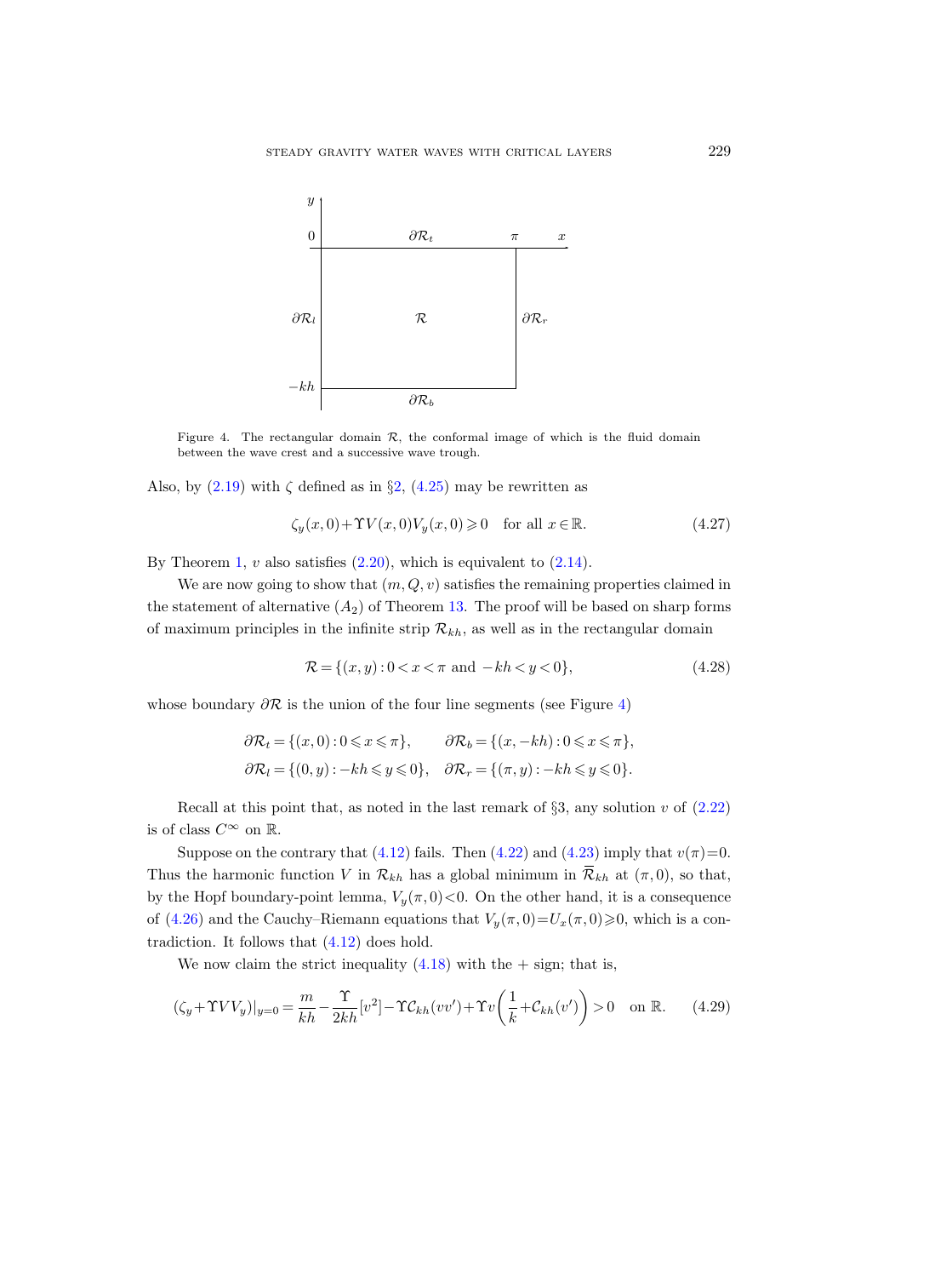Figure 4. The rectangular domain $\mathcal{R}$, the conformal image of which is the fluid domain between the wave crest and a successive wave trough.

Also, by (2.19) with $\zeta$ defined as in §2, (4.25) may be rewritten as

$$\zeta_y(x,0)+\Upsilon V(x,0)V_y(x,0)\geqslant 0 \quad \text{for all } x\in\mathbb{R}. \tag{4.27}$$

By Theorem 1, $v$ also satisfies (2.20), which is equivalent to (2.14).

We are now going to show that $(m,Q,v)$ satisfies the remaining properties claimed in the statement of alternative $(A_2)$ of Theorem 13. The proof will be based on sharp forms of maximum principles in the infinite strip $\mathcal{R}_{kh}$, as well as in the rectangular domain

$$\mathcal{R}=\{(x,y):0<x<\pi \text{ and } -kh<y<0\}, \tag{4.28}$$

whose boundary $\partial\mathcal{R}$ is the union of the four line segments (see Figure 4)

$$\begin{aligned}
\partial\mathcal{R}_t&=\{(x,0):0\leqslant x\leqslant\pi\}, & \partial\mathcal{R}_b&=\{(x,-kh):0\leqslant x\leqslant\pi\},\\
\partial\mathcal{R}_l&=\{(0,y):-kh\leqslant y\leqslant 0\}, & \partial\mathcal{R}_r&=\{(\pi,y):-kh\leqslant y\leqslant 0\}.
\end{aligned}$$

Recall at this point that, as noted in the last remark of §3, any solution $v$ of (2.22) is of class $C^\infty$ on $\mathbb{R}$.

Suppose on the contrary that (4.12) fails. Then (4.22) and (4.23) imply that $v(\pi)=0$. Thus the harmonic function $V$ in $\mathcal{R}_{kh}$ has a global minimum in $\overline{\mathcal{R}}_{kh}$ at $(\pi,0)$, so that, by the Hopf boundary-point lemma, $V_y(\pi,0)<0$. On the other hand, it is a consequence of (4.26) and the Cauchy–Riemann equations that $V_y(\pi,0)=U_x(\pi,0)\geqslant 0$, which is a contradiction. It follows that (4.12) does hold.

We now claim the strict inequality (4.18) with the $+$ sign; that is,

$$(\zeta_y+\Upsilon VV_y)|_{y=0}=\frac{m}{kh}-\frac{\Upsilon}{2kh}[v^2]-\Upsilon\mathcal{C}_{kh}(vv')+\Upsilon v\left(\frac{1}{k}+\mathcal{C}_{kh}(v')\right)>0 \quad \text{on } \mathbb{R}. \tag{4.29}$$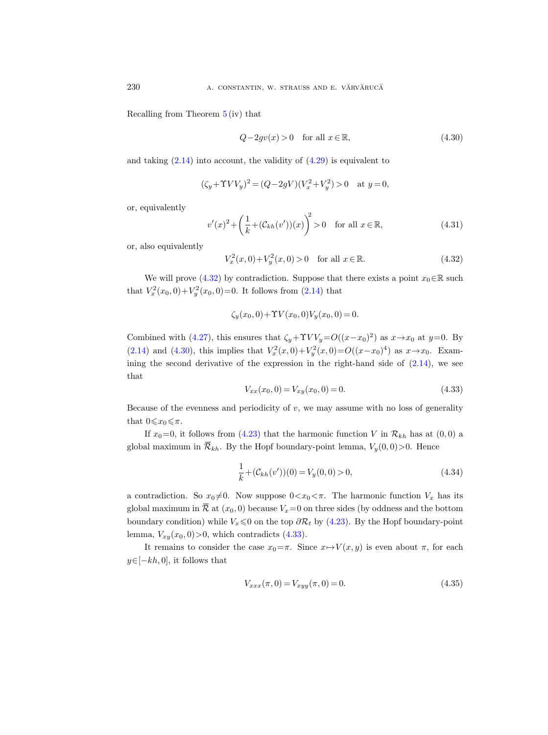Recalling from Theorem 5 (iv) that

$$Q-2gv(x)>0 \quad \text{for all } x\in\mathbb{R}, \tag{4.30}$$

and taking (2.14) into account, the validity of (4.29) is equivalent to

$$(\zeta_y+\Upsilon VV_y)^2=(Q-2gV)(V_x^2+V_y^2)>0 \quad \text{at } y=0,$$

or, equivalently

$$v'(x)^2+\left(\frac{1}{k}+(\mathcal{C}_{kh}(v'))(x)\right)^2>0 \quad \text{for all } x\in\mathbb{R}, \tag{4.31}$$

or, also equivalently

$$V_x^2(x,0)+V_y^2(x,0)>0 \quad \text{for all } x\in\mathbb{R}. \tag{4.32}$$

We will prove (4.32) by contradiction. Suppose that there exists a point $x_0\in\mathbb{R}$ such that $V_x^2(x_0,0)+V_y^2(x_0,0)=0$. It follows from (2.14) that

$$\zeta_y(x_0,0)+\Upsilon V(x_0,0)V_y(x_0,0)=0.$$

Combined with (4.27), this ensures that $\zeta_y+\Upsilon VV_y=O((x-x_0)^2)$ as $x\to x_0$ at $y=0$. By (2.14) and (4.30), this implies that $V_x^2(x,0)+V_y^2(x,0)=O((x-x_0)^4)$ as $x\to x_0$. Examining the second derivative of the expression in the right-hand side of (2.14), we see that

$$V_{xx}(x_0,0)=V_{xy}(x_0,0)=0. \tag{4.33}$$

Because of the evenness and periodicity of $v$, we may assume with no loss of generality that $0\leqslant x_0\leqslant\pi$.

If $x_0=0$, it follows from (4.23) that the harmonic function $V$ in $\mathcal{R}_{kh}$ has at $(0,0)$ a global maximum in $\overline{\mathcal{R}}_{kh}$. By the Hopf boundary-point lemma, $V_y(0,0)>0$. Hence

$$\frac{1}{k}+(\mathcal{C}_{kh}(v'))(0)=V_y(0,0)>0, \tag{4.34}$$

a contradiction. So $x_0\neq 0$. Now suppose $0<x_0<\pi$. The harmonic function $V_x$ has its global maximum in $\overline{\mathcal{R}}$ at $(x_0,0)$ because $V_x=0$ on three sides (by oddness and the bottom boundary condition) while $V_x\leqslant 0$ on the top $\partial\mathcal{R}_t$ by (4.23). By the Hopf boundary-point lemma, $V_{xy}(x_0,0)>0$, which contradicts (4.33).

It remains to consider the case $x_0=\pi$. Since $x\mapsto V(x,y)$ is even about $\pi$, for each $y\in[-kh,0]$, it follows that

$$V_{xxx}(\pi,0)=V_{xyy}(\pi,0)=0. \tag{4.35}$$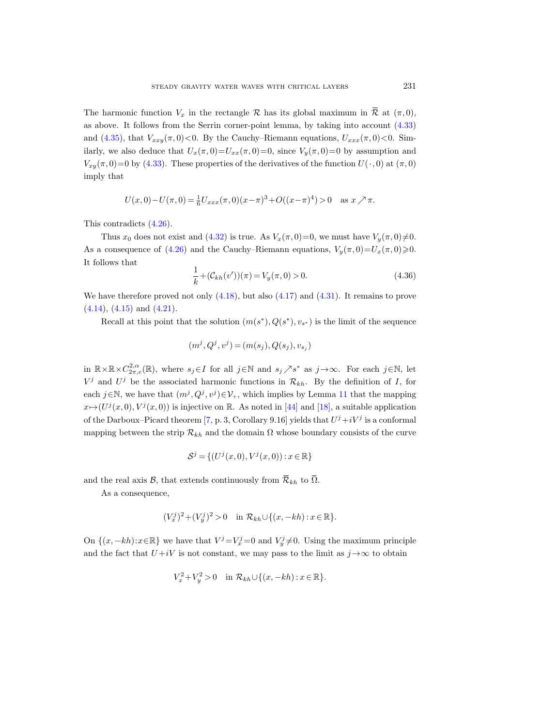The harmonic function $V_x$ in the rectangle $\mathcal{R}$ has its global maximum in $\overline{\mathcal{R}}$ at $(\pi, 0)$, as above. It follows from the Serrin corner-point lemma, by taking into account (4.33) and (4.35), that $V_{xxy}(\pi, 0) < 0$. By the Cauchy–Riemann equations, $U_{xxx}(\pi, 0) < 0$. Similarly, we also deduce that $U_x(\pi, 0) = U_{xx}(\pi, 0) = 0$, since $V_y(\pi, 0) = 0$ by assumption and $V_{xy}(\pi, 0) = 0$ by (4.33). These properties of the derivatives of the function $U(\cdot, 0)$ at $(\pi, 0)$ imply that

$$U(x, 0) - U(\pi, 0) = \tfrac{1}{6} U_{xxx}(\pi, 0)(x-\pi)^3 + O((x-\pi)^4) > 0 \quad \text{as } x \nearrow \pi.$$

This contradicts (4.26).

Thus $x_0$ does not exist and (4.32) is true. As $V_x(\pi, 0) = 0$, we must have $V_y(\pi, 0) \neq 0$. As a consequence of (4.26) and the Cauchy–Riemann equations, $V_y(\pi, 0) = U_x(\pi, 0) \geqslant 0$. It follows that

$$\frac{1}{k} + (\mathcal{C}_{kh}(v'))(\pi) = V_y(\pi, 0) > 0. \tag{4.36}$$

We have therefore proved not only (4.18), but also (4.17) and (4.31). It remains to prove (4.14), (4.15) and (4.21).

Recall at this point that the solution $(m(s^*), Q(s^*), v_{s^*})$ is the limit of the sequence

$$(m^j, Q^j, v^j) = (m(s_j), Q(s_j), v_{s_j})$$

in $\mathbb{R} \times \mathbb{R} \times C^{2,\alpha}_{2\pi,e}(\mathbb{R})$, where $s_j \in I$ for all $j \in \mathbb{N}$ and $s_j \nearrow s^*$ as $j \to \infty$. For each $j \in \mathbb{N}$, let $V^j$ and $U^j$ be the associated harmonic functions in $\mathcal{R}_{kh}$. By the definition of $I$, for each $j \in \mathbb{N}$, we have that $(m^j, Q^j, v^j) \in \mathcal{V}_+$, which implies by Lemma 11 that the mapping $x \mapsto (U^j(x, 0), V^j(x, 0))$ is injective on $\mathbb{R}$. As noted in [44] and [18], a suitable application of the Darboux–Picard theorem [7, p. 3, Corollary 9.16] yields that $U^j + iV^j$ is a conformal mapping between the strip $\mathcal{R}_{kh}$ and the domain $\Omega$ whose boundary consists of the curve

$$\mathcal{S}^j = \{(U^j(x, 0), V^j(x, 0)) : x \in \mathbb{R}\}$$

and the real axis $\mathcal{B}$, that extends continuously from $\overline{\mathcal{R}}_{kh}$ to $\overline{\Omega}$.

As a consequence,

$$(V_x^j)^2 + (V_y^j)^2 > 0 \quad \text{in } \mathcal{R}_{kh} \cup \{(x, -kh) : x \in \mathbb{R}\}.$$

On $\{(x, -kh) : x \in \mathbb{R}\}$ we have that $V^j = V_x^j = 0$ and $V_y^j \neq 0$. Using the maximum principle and the fact that $U + iV$ is not constant, we may pass to the limit as $j \to \infty$ to obtain

$$V_x^2 + V_y^2 > 0 \quad \text{in } \mathcal{R}_{kh} \cup \{(x, -kh) : x \in \mathbb{R}\}.$$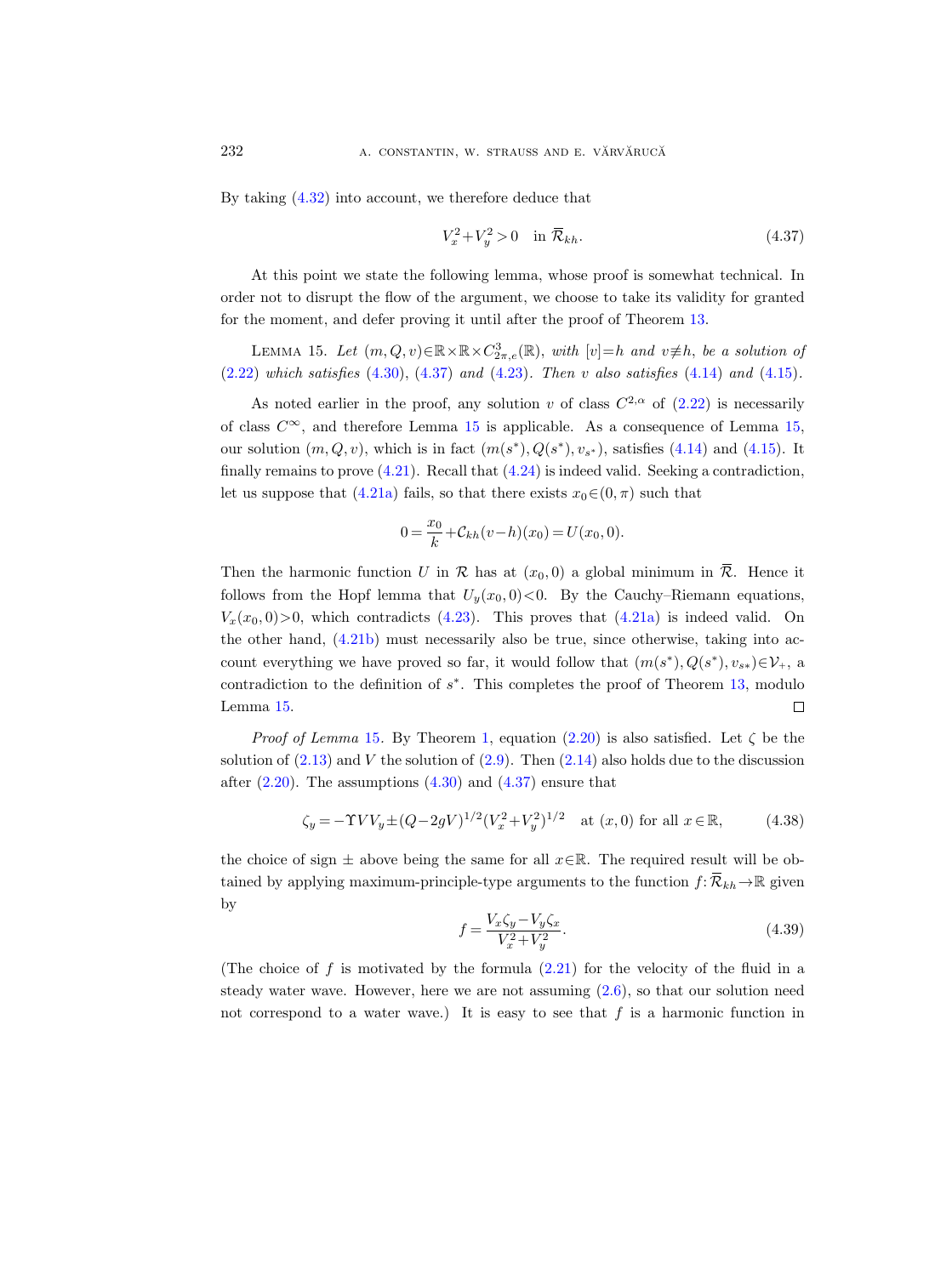By taking (4.32) into account, we therefore deduce that

$$V_x^2 + V_y^2 > 0 \quad \text{in } \overline{\mathcal{R}}_{kh}. \tag{4.37}$$

At this point we state the following lemma, whose proof is somewhat technical. In order not to disrupt the flow of the argument, we choose to take its validity for granted for the moment, and defer proving it until after the proof of Theorem 13.

Lemma 15. *Let* $(m, Q, v) \in \mathbb{R} \times \mathbb{R} \times C^3_{2\pi,e}(\mathbb{R})$, *with* $[v] = h$ *and* $v \not\equiv h$, *be a solution of* (2.22) *which satisfies* (4.30), (4.37) *and* (4.23). *Then* $v$ *also satisfies* (4.14) *and* (4.15).

As noted earlier in the proof, any solution $v$ of class $C^{2,\alpha}$ of (2.22) is necessarily of class $C^\infty$, and therefore Lemma 15 is applicable. As a consequence of Lemma 15, our solution $(m, Q, v)$, which is in fact $(m(s^*), Q(s^*), v_{s^*})$, satisfies (4.14) and (4.15). It finally remains to prove (4.21). Recall that (4.24) is indeed valid. Seeking a contradiction, let us suppose that (4.21a) fails, so that there exists $x_0 \in (0, \pi)$ such that

$$0 = \frac{x_0}{k} + \mathcal{C}_{kh}(v - h)(x_0) = U(x_0, 0).$$

Then the harmonic function $U$ in $\mathcal{R}$ has at $(x_0, 0)$ a global minimum in $\overline{\mathcal{R}}$. Hence it follows from the Hopf lemma that $U_y(x_0, 0) < 0$. By the Cauchy–Riemann equations, $V_x(x_0, 0) > 0$, which contradicts (4.23). This proves that (4.21a) is indeed valid. On the other hand, (4.21b) must necessarily also be true, since otherwise, taking into account everything we have proved so far, it would follow that $(m(s^*), Q(s^*), v_{s*}) \in \mathcal{V}_+$, a contradiction to the definition of $s^*$. This completes the proof of Theorem 13, modulo Lemma 15. ∎

*Proof of Lemma* 15. By Theorem 1, equation (2.20) is also satisfied. Let $\zeta$ be the solution of (2.13) and $V$ the solution of (2.9). Then (2.14) also holds due to the discussion after (2.20). The assumptions (4.30) and (4.37) ensure that

$$\zeta_y = -\Upsilon V V_y \pm (Q - 2gV)^{1/2} (V_x^2 + V_y^2)^{1/2} \quad \text{at } (x, 0) \text{ for all } x \in \mathbb{R}, \tag{4.38}$$

the choice of sign $\pm$ above being the same for all $x \in \mathbb{R}$. The required result will be obtained by applying maximum-principle-type arguments to the function $f : \overline{\mathcal{R}}_{kh} \to \mathbb{R}$ given by

$$f = \frac{V_x \zeta_y - V_y \zeta_x}{V_x^2 + V_y^2}. \tag{4.39}$$

(The choice of $f$ is motivated by the formula (2.21) for the velocity of the fluid in a steady water wave. However, here we are not assuming (2.6), so that our solution need not correspond to a water wave.) It is easy to see that $f$ is a harmonic function in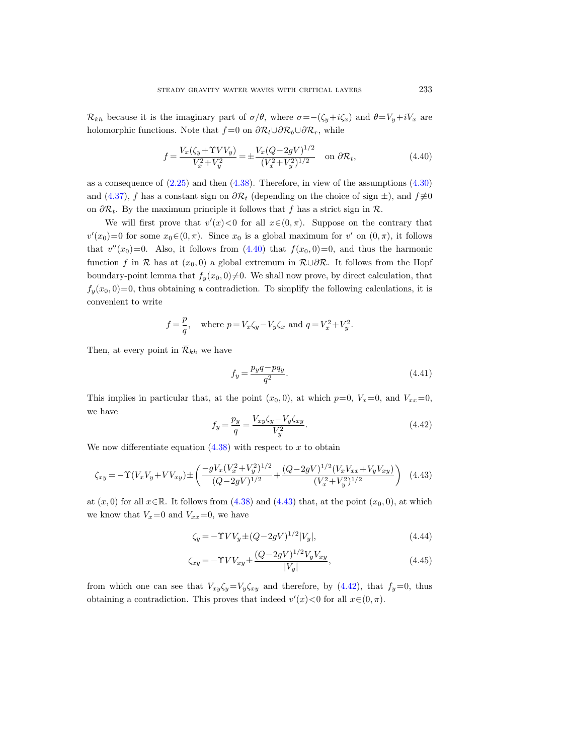$\mathcal{R}_{kh}$ because it is the imaginary part of $\sigma/\theta$, where $\sigma=-(\zeta_y+i\zeta_x)$ and $\theta=V_y+iV_x$ are holomorphic functions. Note that $f=0$ on $\partial\mathcal{R}_l\cup\partial\mathcal{R}_b\cup\partial\mathcal{R}_r$, while

$$f=\frac{V_x(\zeta_y+\Upsilon VV_y)}{V_x^2+V_y^2}=\pm\frac{V_x(Q-2gV)^{1/2}}{(V_x^2+V_y^2)^{1/2}}\quad \text{on } \partial\mathcal{R}_t, \tag{4.40}$$

as a consequence of (2.25) and then (4.38). Therefore, in view of the assumptions (4.30) and (4.37), $f$ has a constant sign on $\partial\mathcal{R}_t$ (depending on the choice of sign $\pm$), and $f\not\equiv 0$ on $\partial\mathcal{R}_t$. By the maximum principle it follows that $f$ has a strict sign in $\mathcal{R}$.

We will first prove that $v'(x)<0$ for all $x\in(0,\pi)$. Suppose on the contrary that $v'(x_0)=0$ for some $x_0\in(0,\pi)$. Since $x_0$ is a global maximum for $v'$ on $(0,\pi)$, it follows that $v''(x_0)=0$. Also, it follows from (4.40) that $f(x_0,0)=0$, and thus the harmonic function $f$ in $\mathcal{R}$ has at $(x_0,0)$ a global extremum in $\mathcal{R}\cup\partial\mathcal{R}$. It follows from the Hopf boundary-point lemma that $f_y(x_0,0)\neq 0$. We shall now prove, by direct calculation, that $f_y(x_0,0)=0$, thus obtaining a contradiction. To simplify the following calculations, it is convenient to write

$$f=\frac{p}{q},\quad \text{where } p=V_x\zeta_y-V_y\zeta_x \text{ and } q=V_x^2+V_y^2.$$

Then, at every point in $\overline{\mathcal{R}}_{kh}$ we have

$$f_y=\frac{p_yq-pq_y}{q^2}. \tag{4.41}$$

This implies in particular that, at the point $(x_0,0)$, at which $p=0$, $V_x=0$, and $V_{xx}=0$, we have

$$f_y=\frac{p_y}{q}=\frac{V_{xy}\zeta_y-V_y\zeta_{xy}}{V_y^2}. \tag{4.42}$$

We now differentiate equation (4.38) with respect to $x$ to obtain

$$\zeta_{xy}=-\Upsilon(V_xV_y+VV_{xy})\pm\left(\frac{-gV_x(V_x^2+V_y^2)^{1/2}}{(Q-2gV)^{1/2}}+\frac{(Q-2gV)^{1/2}(V_xV_{xx}+V_yV_{xy})}{(V_x^2+V_y^2)^{1/2}}\right) \tag{4.43}$$

at $(x,0)$ for all $x\in\mathbb{R}$. It follows from (4.38) and (4.43) that, at the point $(x_0,0)$, at which we know that $V_x=0$ and $V_{xx}=0$, we have

$$\zeta_y=-\Upsilon VV_y\pm(Q-2gV)^{1/2}|V_y|, \tag{4.44}$$

$$\zeta_{xy}=-\Upsilon VV_{xy}\pm\frac{(Q-2gV)^{1/2}V_yV_{xy}}{|V_y|}, \tag{4.45}$$

from which one can see that $V_{xy}\zeta_y=V_y\zeta_{xy}$ and therefore, by (4.42), that $f_y=0$, thus obtaining a contradiction. This proves that indeed $v'(x)<0$ for all $x\in(0,\pi)$.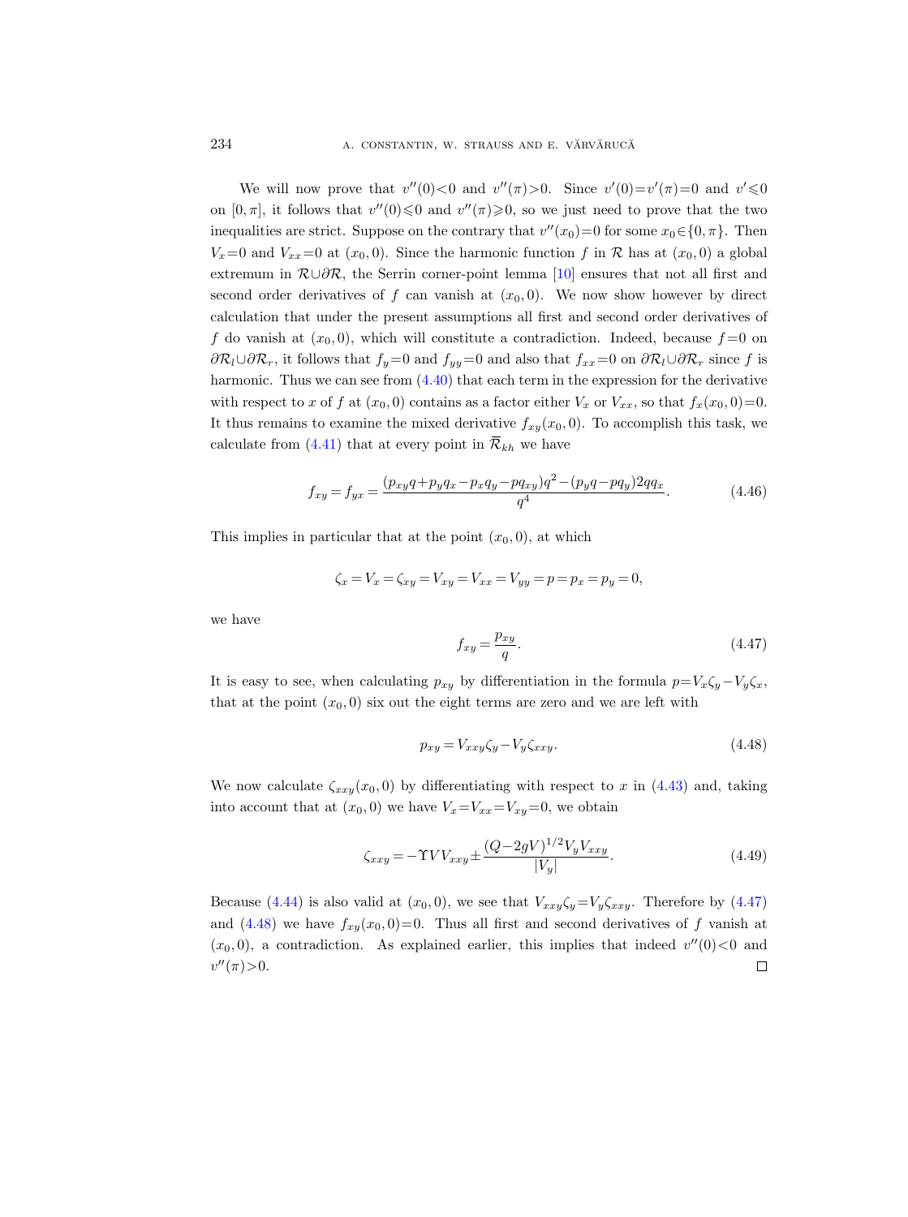We will now prove that $v''(0)<0$ and $v''(\pi)>0$. Since $v'(0)=v'(\pi)=0$ and $v'\leqslant 0$ on $[0,\pi]$, it follows that $v''(0)\leqslant 0$ and $v''(\pi)\geqslant 0$, so we just need to prove that the two inequalities are strict. Suppose on the contrary that $v''(x_0)=0$ for some $x_0\in\{0,\pi\}$. Then $V_x=0$ and $V_{xx}=0$ at $(x_0,0)$. Since the harmonic function $f$ in $\mathcal{R}$ has at $(x_0,0)$ a global extremum in $\mathcal{R}\cup\partial\mathcal{R}$, the Serrin corner-point lemma [10] ensures that not all first and second order derivatives of $f$ can vanish at $(x_0,0)$. We now show however by direct calculation that under the present assumptions all first and second order derivatives of $f$ do vanish at $(x_0,0)$, which will constitute a contradiction. Indeed, because $f=0$ on $\partial\mathcal{R}_l\cup\partial\mathcal{R}_r$, it follows that $f_y=0$ and $f_{yy}=0$ and also that $f_{xx}=0$ on $\partial\mathcal{R}_l\cup\partial\mathcal{R}_r$ since $f$ is harmonic. Thus we can see from (4.40) that each term in the expression for the derivative with respect to $x$ of $f$ at $(x_0,0)$ contains as a factor either $V_x$ or $V_{xx}$, so that $f_x(x_0,0)=0$. It thus remains to examine the mixed derivative $f_{xy}(x_0,0)$. To accomplish this task, we calculate from (4.41) that at every point in $\overline{\mathcal{R}}_{kh}$ we have

$$f_{xy}=f_{yx}=\frac{(p_{xy}q+p_yq_x-p_xq_y-pq_{xy})q^2-(p_yq-pq_y)2qq_x}{q^4}. \tag{4.46}$$

This implies in particular that at the point $(x_0,0)$, at which

$$\zeta_x=V_x=\zeta_{xy}=V_{xy}=V_{xx}=V_{yy}=p=p_x=p_y=0,$$

we have

$$f_{xy}=\frac{p_{xy}}{q}. \tag{4.47}$$

It is easy to see, when calculating $p_{xy}$ by differentiation in the formula $p=V_x\zeta_y-V_y\zeta_x$, that at the point $(x_0,0)$ six out the eight terms are zero and we are left with

$$p_{xy}=V_{xxy}\zeta_y-V_y\zeta_{xxy}. \tag{4.48}$$

We now calculate $\zeta_{xxy}(x_0,0)$ by differentiating with respect to $x$ in (4.43) and, taking into account that at $(x_0,0)$ we have $V_x=V_{xx}=V_{xy}=0$, we obtain

$$\zeta_{xxy}=-\Upsilon VV_{xxy}\pm\frac{(Q-2gV)^{1/2}V_yV_{xxy}}{|V_y|}. \tag{4.49}$$

Because (4.44) is also valid at $(x_0,0)$, we see that $V_{xxy}\zeta_y=V_y\zeta_{xxy}$. Therefore by (4.47) and (4.48) we have $f_{xy}(x_0,0)=0$. Thus all first and second derivatives of $f$ vanish at $(x_0,0)$, a contradiction. As explained earlier, this implies that indeed $v''(0)<0$ and $v''(\pi)>0$. ∎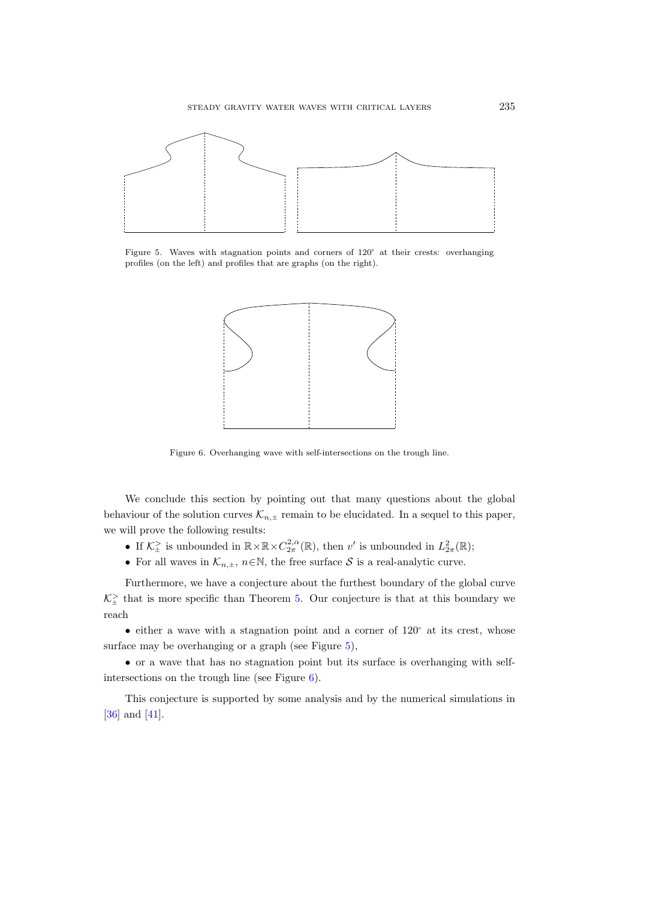Figure 5. Waves with stagnation points and corners of 120° at their crests: overhanging profiles (on the left) and profiles that are graphs (on the right).

Figure 6. Overhanging wave with self-intersections on the trough line.

We conclude this section by pointing out that many questions about the global behaviour of the solution curves $\mathcal{K}_{n,\pm}$ remain to be elucidated. In a sequel to this paper, we will prove the following results:

- If $\mathcal{K}_{\pm}^{>}$ is unbounded in $\mathbb{R}\times\mathbb{R}\times C_{2\pi}^{2,\alpha}(\mathbb{R})$, then $v'$ is unbounded in $L_{2\pi}^{2}(\mathbb{R})$;
- For all waves in $\mathcal{K}_{n,\pm}$, $n\in\mathbb{N}$, the free surface $\mathcal{S}$ is a real-analytic curve.

Furthermore, we have a conjecture about the furthest boundary of the global curve $\mathcal{K}_{\pm}^{>}$ that is more specific than Theorem 5. Our conjecture is that at this boundary we reach

- either a wave with a stagnation point and a corner of 120° at its crest, whose surface may be overhanging or a graph (see Figure 5),
- or a wave that has no stagnation point but its surface is overhanging with self-intersections on the trough line (see Figure 6).

This conjecture is supported by some analysis and by the numerical simulations in [36] and [41].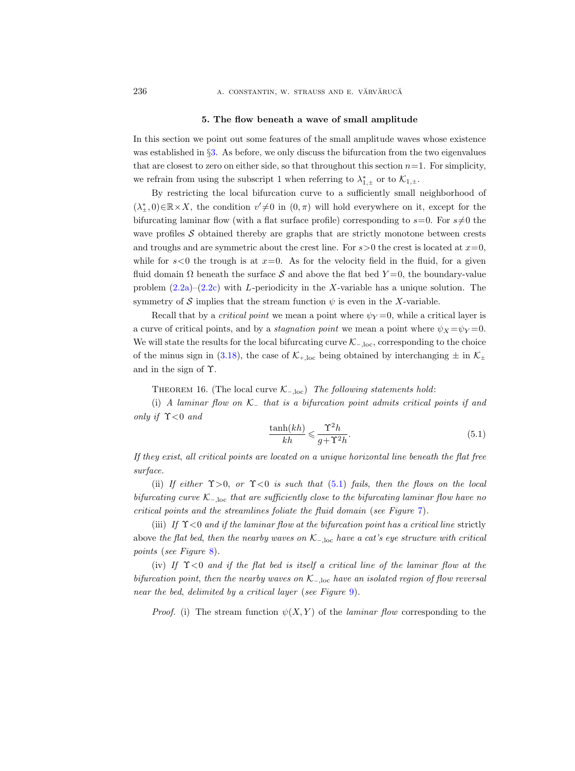### 5. The flow beneath a wave of small amplitude

In this section we point out some features of the small amplitude waves whose existence was established in §3. As before, we only discuss the bifurcation from the two eigenvalues that are closest to zero on either side, so that throughout this section $n=1$. For simplicity, we refrain from using the subscript 1 when referring to $\lambda^*_{1,\pm}$ or to $\mathcal{K}_{1,\pm}$.

By restricting the local bifurcation curve to a sufficiently small neighborhood of $(\lambda^*_\pm, 0) \in \mathbb{R} \times X$, the condition $v' \neq 0$ in $(0, \pi)$ will hold everywhere on it, except for the bifurcating laminar flow (with a flat surface profile) corresponding to $s=0$. For $s \neq 0$ the wave profiles $\mathcal{S}$ obtained thereby are graphs that are strictly monotone between crests and troughs and are symmetric about the crest line. For $s>0$ the crest is located at $x=0$, while for $s<0$ the trough is at $x=0$. As for the velocity field in the fluid, for a given fluid domain $\Omega$ beneath the surface $\mathcal{S}$ and above the flat bed $Y=0$, the boundary-value problem (2.2a)–(2.2c) with $L$-periodicity in the $X$-variable has a unique solution. The symmetry of $\mathcal{S}$ implies that the stream function $\psi$ is even in the $X$-variable.

Recall that by a *critical point* we mean a point where $\psi_Y=0$, while a critical layer is a curve of critical points, and by a *stagnation point* we mean a point where $\psi_X=\psi_Y=0$. We will state the results for the local bifurcating curve $\mathcal{K}_{-,\mathrm{loc}}$, corresponding to the choice of the minus sign in (3.18), the case of $\mathcal{K}_{+,\mathrm{loc}}$ being obtained by interchanging $\pm$ in $\mathcal{K}_\pm$ and in the sign of $\Upsilon$.

Theorem 16. (The local curve $\mathcal{K}_{-,\mathrm{loc}}$) *The following statements hold*:

(i) *A laminar flow on $\mathcal{K}_-$ that is a bifurcation point admits critical points if and only if $\Upsilon<0$ and*

$$\frac{\tanh(kh)}{kh} \leqslant \frac{\Upsilon^2 h}{g+\Upsilon^2 h}. \tag{5.1}$$

*If they exist, all critical points are located on a unique horizontal line beneath the flat free surface.*

(ii) *If either $\Upsilon>0$, or $\Upsilon<0$ is such that (5.1) fails, then the flows on the local bifurcating curve $\mathcal{K}_{-,\mathrm{loc}}$ that are sufficiently close to the bifurcating laminar flow have no critical points and the streamlines foliate the fluid domain (see Figure 7).*

(iii) *If $\Upsilon<0$ and if the laminar flow at the bifurcation point has a critical line* strictly *above the flat bed, then the nearby waves on $\mathcal{K}_{-,\mathrm{loc}}$ have a cat's eye structure with critical points (see Figure 8).*

(iv) *If $\Upsilon<0$ and if the flat bed is itself a critical line of the laminar flow at the bifurcation point, then the nearby waves on $\mathcal{K}_{-,\mathrm{loc}}$ have an isolated region of flow reversal near the bed, delimited by a critical layer (see Figure 9).*

*Proof.* (i) The stream function $\psi(X,Y)$ of the *laminar flow* corresponding to the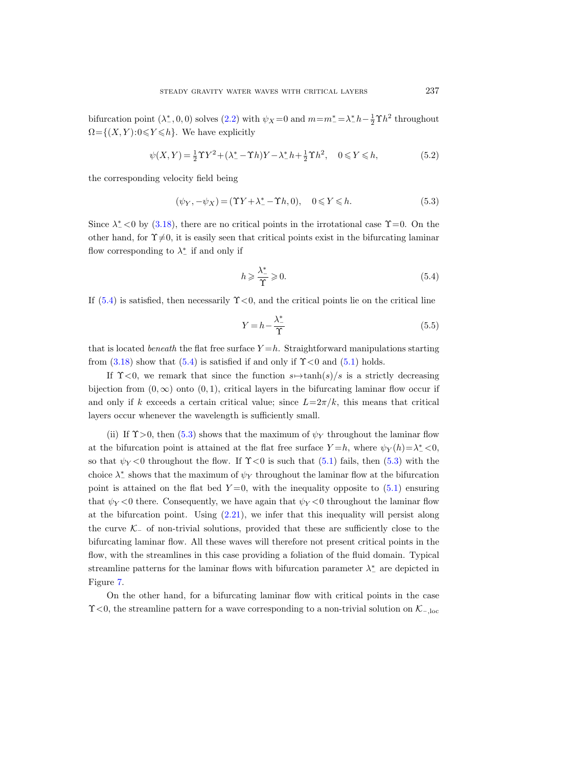bifurcation point $(\lambda_-^*, 0, 0)$ solves (2.2) with $\psi_X = 0$ and $m = m_-^* = \lambda_-^* h - \frac{1}{2}\Upsilon h^2$ throughout $\Omega = \{(X, Y) : 0 \leqslant Y \leqslant h\}$. We have explicitly

$$\psi(X, Y) = \tfrac{1}{2}\Upsilon Y^2 + (\lambda_-^* - \Upsilon h) Y - \lambda_-^* h + \tfrac{1}{2}\Upsilon h^2, \quad 0 \leqslant Y \leqslant h, \tag{5.2}$$

the corresponding velocity field being

$$(\psi_Y, -\psi_X) = (\Upsilon Y + \lambda_-^* - \Upsilon h, 0), \quad 0 \leqslant Y \leqslant h. \tag{5.3}$$

Since $\lambda_-^* < 0$ by (3.18), there are no critical points in the irrotational case $\Upsilon = 0$. On the other hand, for $\Upsilon \neq 0$, it is easily seen that critical points exist in the bifurcating laminar flow corresponding to $\lambda_-^*$ if and only if

$$h \geqslant \frac{\lambda_-^*}{\Upsilon} \geqslant 0. \tag{5.4}$$

If (5.4) is satisfied, then necessarily $\Upsilon < 0$, and the critical points lie on the critical line

$$Y = h - \frac{\lambda_-^*}{\Upsilon} \tag{5.5}$$

that is located *beneath* the flat free surface $Y = h$. Straightforward manipulations starting from (3.18) show that (5.4) is satisfied if and only if $\Upsilon < 0$ and (5.1) holds.

If $\Upsilon < 0$, we remark that since the function $s \mapsto \tanh(s)/s$ is a strictly decreasing bijection from $(0, \infty)$ onto $(0, 1)$, critical layers in the bifurcating laminar flow occur if and only if $k$ exceeds a certain critical value; since $L = 2\pi/k$, this means that critical layers occur whenever the wavelength is sufficiently small.

(ii) If $\Upsilon > 0$, then (5.3) shows that the maximum of $\psi_Y$ throughout the laminar flow at the bifurcation point is attained at the flat free surface $Y = h$, where $\psi_Y(h) = \lambda_-^* < 0$, so that $\psi_Y < 0$ throughout the flow. If $\Upsilon < 0$ is such that (5.1) fails, then (5.3) with the choice $\lambda_-^*$ shows that the maximum of $\psi_Y$ throughout the laminar flow at the bifurcation point is attained on the flat bed $Y = 0$, with the inequality opposite to (5.1) ensuring that $\psi_Y < 0$ there. Consequently, we have again that $\psi_Y < 0$ throughout the laminar flow at the bifurcation point. Using (2.21), we infer that this inequality will persist along the curve $\mathcal{K}_-$ of non-trivial solutions, provided that these are sufficiently close to the bifurcating laminar flow. All these waves will therefore not present critical points in the flow, with the streamlines in this case providing a foliation of the fluid domain. Typical streamline patterns for the laminar flows with bifurcation parameter $\lambda_-^*$ are depicted in Figure 7.

On the other hand, for a bifurcating laminar flow with critical points in the case $\Upsilon < 0$, the streamline pattern for a wave corresponding to a non-trivial solution on $\mathcal{K}_{-,\mathrm{loc}}$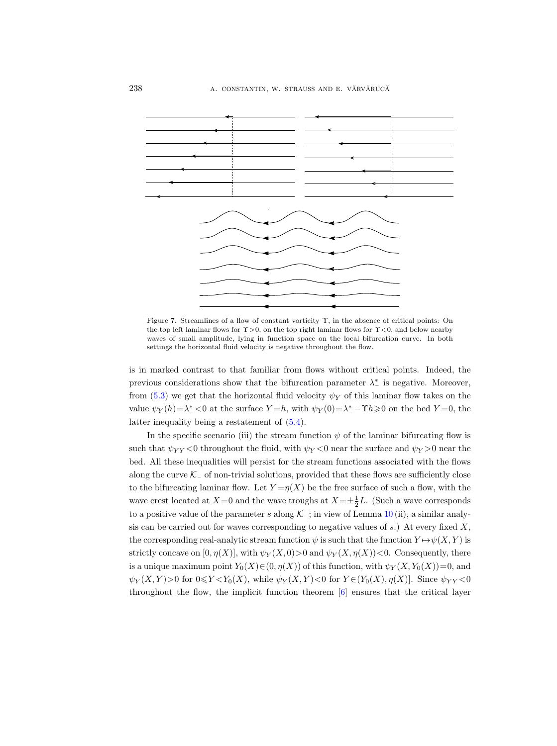Figure 7. Streamlines of a flow of constant vorticity $\Upsilon$, in the absence of critical points: On the top left laminar flows for $\Upsilon>0$, on the top right laminar flows for $\Upsilon<0$, and below nearby waves of small amplitude, lying in function space on the local bifurcation curve. In both settings the horizontal fluid velocity is negative throughout the flow.

is in marked contrast to that familiar from flows without critical points. Indeed, the previous considerations show that the bifurcation parameter $\lambda_-^*$ is negative. Moreover, from (5.3) we get that the horizontal fluid velocity $\psi_Y$ of this laminar flow takes on the value $\psi_Y(h)=\lambda_-^*<0$ at the surface $Y=h$, with $\psi_Y(0)=\lambda_-^*-\Upsilon h\geqslant 0$ on the bed $Y=0$, the latter inequality being a restatement of (5.4).

In the specific scenario (iii) the stream function $\psi$ of the laminar bifurcating flow is such that $\psi_{YY}<0$ throughout the fluid, with $\psi_Y<0$ near the surface and $\psi_Y>0$ near the bed. All these inequalities will persist for the stream functions associated with the flows along the curve $\mathcal{K}_-$ of non-trivial solutions, provided that these flows are sufficiently close to the bifurcating laminar flow. Let $Y=\eta(X)$ be the free surface of such a flow, with the wave crest located at $X=0$ and the wave troughs at $X=\pm\frac{1}{2}L$. (Such a wave corresponds to a positive value of the parameter $s$ along $\mathcal{K}_-$; in view of Lemma 10 (ii), a similar analysis can be carried out for waves corresponding to negative values of $s$.) At every fixed $X$, the corresponding real-analytic stream function $\psi$ is such that the function $Y\mapsto\psi(X,Y)$ is strictly concave on $[0,\eta(X)]$, with $\psi_Y(X,0)>0$ and $\psi_Y(X,\eta(X))<0$. Consequently, there is a unique maximum point $Y_0(X)\in(0,\eta(X))$ of this function, with $\psi_Y(X,Y_0(X))=0$, and $\psi_Y(X,Y)>0$ for $0\leqslant Y<Y_0(X)$, while $\psi_Y(X,Y)<0$ for $Y\in(Y_0(X),\eta(X)]$. Since $\psi_{YY}<0$ throughout the flow, the implicit function theorem [6] ensures that the critical layer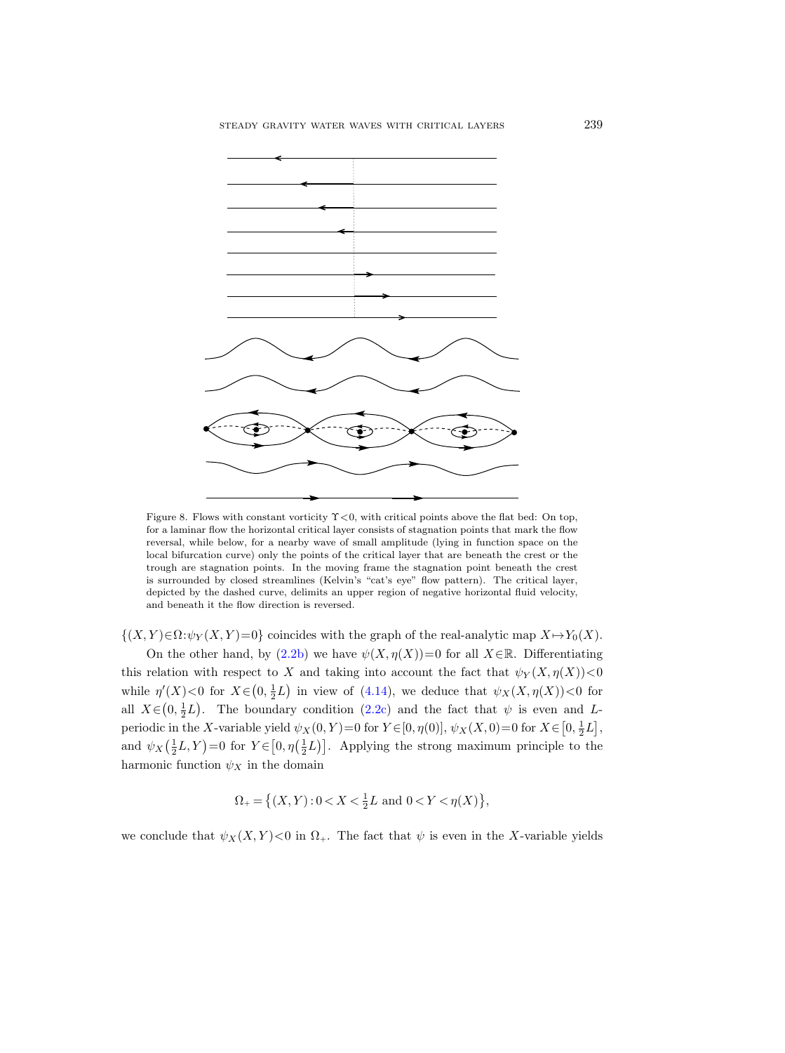Figure 8. Flows with constant vorticity $\Upsilon<0$, with critical points above the flat bed: On top, for a laminar flow the horizontal critical layer consists of stagnation points that mark the flow reversal, while below, for a nearby wave of small amplitude (lying in function space on the local bifurcation curve) only the points of the critical layer that are beneath the crest or the trough are stagnation points. In the moving frame the stagnation point beneath the crest is surrounded by closed streamlines (Kelvin's "cat's eye" flow pattern). The critical layer, depicted by the dashed curve, delimits an upper region of negative horizontal fluid velocity, and beneath it the flow direction is reversed.

$\{(X,Y)\in\Omega:\psi_Y(X,Y)=0\}$ coincides with the graph of the real-analytic map $X\mapsto Y_0(X)$.

On the other hand, by (2.2b) we have $\psi(X,\eta(X))=0$ for all $X\in\mathbb{R}$. Differentiating this relation with respect to $X$ and taking into account the fact that $\psi_Y(X,\eta(X))<0$ while $\eta'(X)<0$ for $X\in\left(0,\frac{1}{2}L\right)$ in view of (4.14), we deduce that $\psi_X(X,\eta(X))<0$ for all $X\in\left(0,\frac{1}{2}L\right)$. The boundary condition (2.2c) and the fact that $\psi$ is even and $L$-periodic in the $X$-variable yield $\psi_X(0,Y)=0$ for $Y\in[0,\eta(0)]$, $\psi_X(X,0)=0$ for $X\in\left[0,\frac{1}{2}L\right]$, and $\psi_X\left(\frac{1}{2}L,Y\right)=0$ for $Y\in\left[0,\eta\left(\frac{1}{2}L\right)\right]$. Applying the strong maximum principle to the harmonic function $\psi_X$ in the domain

$$\Omega_+=\left\{(X,Y):0<X<\tfrac{1}{2}L \text{ and } 0<Y<\eta(X)\right\},$$

we conclude that $\psi_X(X,Y)<0$ in $\Omega_+$. The fact that $\psi$ is even in the $X$-variable yields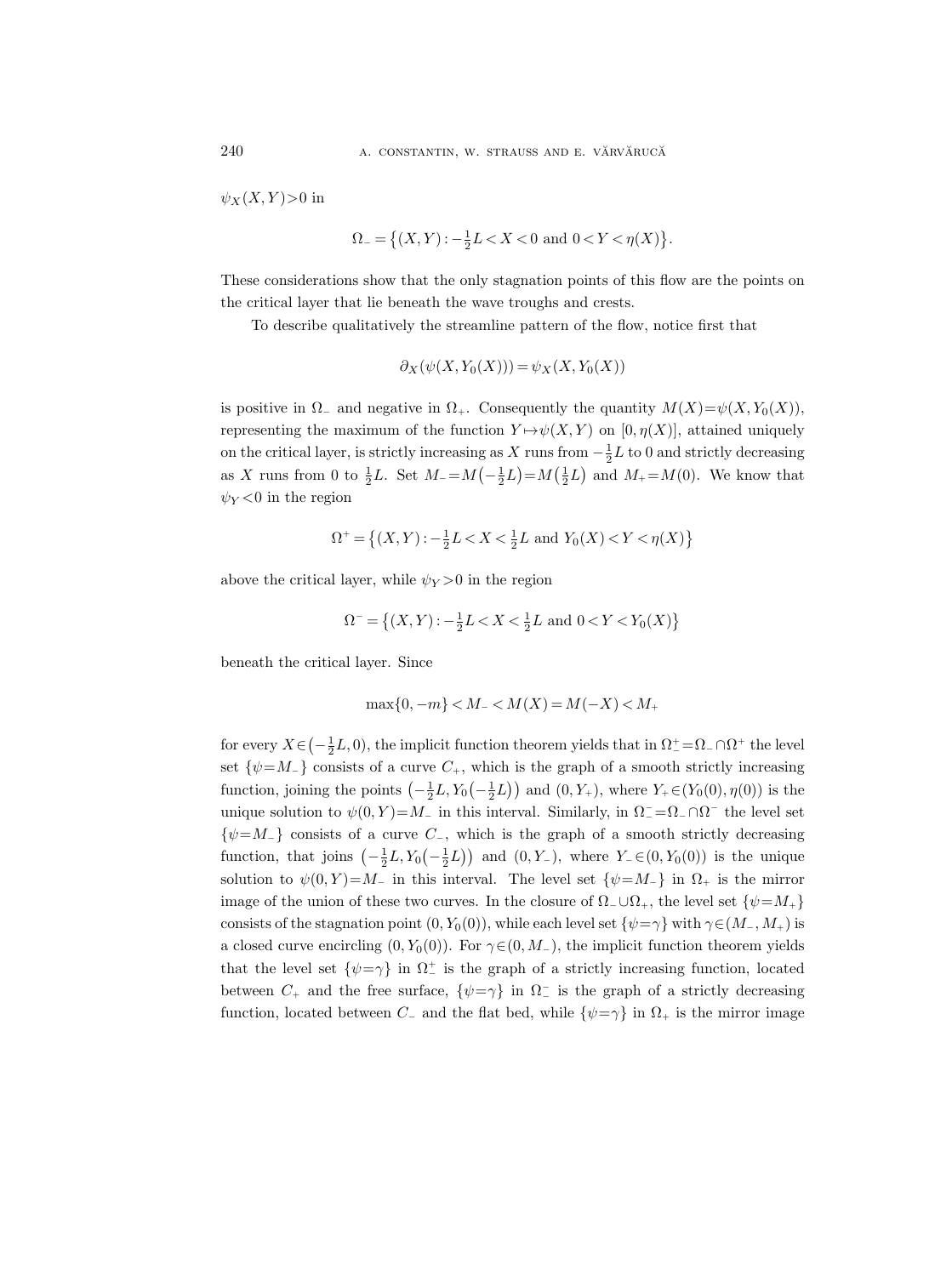$\psi_X(X,Y)>0$ in

$$\Omega_- = \{(X,Y) : -\tfrac{1}{2}L < X < 0 \text{ and } 0 < Y < \eta(X)\}.$$

These considerations show that the only stagnation points of this flow are the points on the critical layer that lie beneath the wave troughs and crests.

To describe qualitatively the streamline pattern of the flow, notice first that

$$\partial_X(\psi(X, Y_0(X))) = \psi_X(X, Y_0(X))$$

is positive in $\Omega_-$ and negative in $\Omega_+$. Consequently the quantity $M(X)=\psi(X,Y_0(X))$, representing the maximum of the function $Y \mapsto \psi(X,Y)$ on $[0,\eta(X)]$, attained uniquely on the critical layer, is strictly increasing as $X$ runs from $-\frac{1}{2}L$ to 0 and strictly decreasing as $X$ runs from 0 to $\frac{1}{2}L$. Set $M_- = M\left(-\frac{1}{2}L\right) = M\left(\frac{1}{2}L\right)$ and $M_+ = M(0)$. We know that $\psi_Y < 0$ in the region

$$\Omega^+ = \{(X,Y) : -\tfrac{1}{2}L < X < \tfrac{1}{2}L \text{ and } Y_0(X) < Y < \eta(X)\}$$

above the critical layer, while $\psi_Y > 0$ in the region

$$\Omega^- = \{(X,Y) : -\tfrac{1}{2}L < X < \tfrac{1}{2}L \text{ and } 0 < Y < Y_0(X)\}$$

beneath the critical layer. Since

$$\max\{0, -m\} < M_- < M(X) = M(-X) < M_+$$

for every $X \in \left(-\frac{1}{2}L, 0\right)$, the implicit function theorem yields that in $\Omega_-^+ = \Omega_- \cap \Omega^+$ the level set $\{\psi = M_-\}$ consists of a curve $C_+$, which is the graph of a smooth strictly increasing function, joining the points $\left(-\frac{1}{2}L, Y_0\left(-\frac{1}{2}L\right)\right)$ and $(0, Y_+)$, where $Y_+ \in (Y_0(0), \eta(0))$ is the unique solution to $\psi(0,Y) = M_-$ in this interval. Similarly, in $\Omega_-^- = \Omega_- \cap \Omega^-$ the level set $\{\psi = M_-\}$ consists of a curve $C_-$, which is the graph of a smooth strictly decreasing function, that joins $\left(-\frac{1}{2}L, Y_0\left(-\frac{1}{2}L\right)\right)$ and $(0, Y_-)$, where $Y_- \in (0, Y_0(0))$ is the unique solution to $\psi(0,Y) = M_-$ in this interval. The level set $\{\psi = M_-\}$ in $\Omega_+$ is the mirror image of the union of these two curves. In the closure of $\Omega_- \cup \Omega_+$, the level set $\{\psi = M_+\}$ consists of the stagnation point $(0, Y_0(0))$, while each level set $\{\psi = \gamma\}$ with $\gamma \in (M_-, M_+)$ is a closed curve encircling $(0, Y_0(0))$. For $\gamma \in (0, M_-)$, the implicit function theorem yields that the level set $\{\psi = \gamma\}$ in $\Omega_-^+$ is the graph of a strictly increasing function, located between $C_+$ and the free surface, $\{\psi = \gamma\}$ in $\Omega_-^-$ is the graph of a strictly decreasing function, located between $C_-$ and the flat bed, while $\{\psi = \gamma\}$ in $\Omega_+$ is the mirror image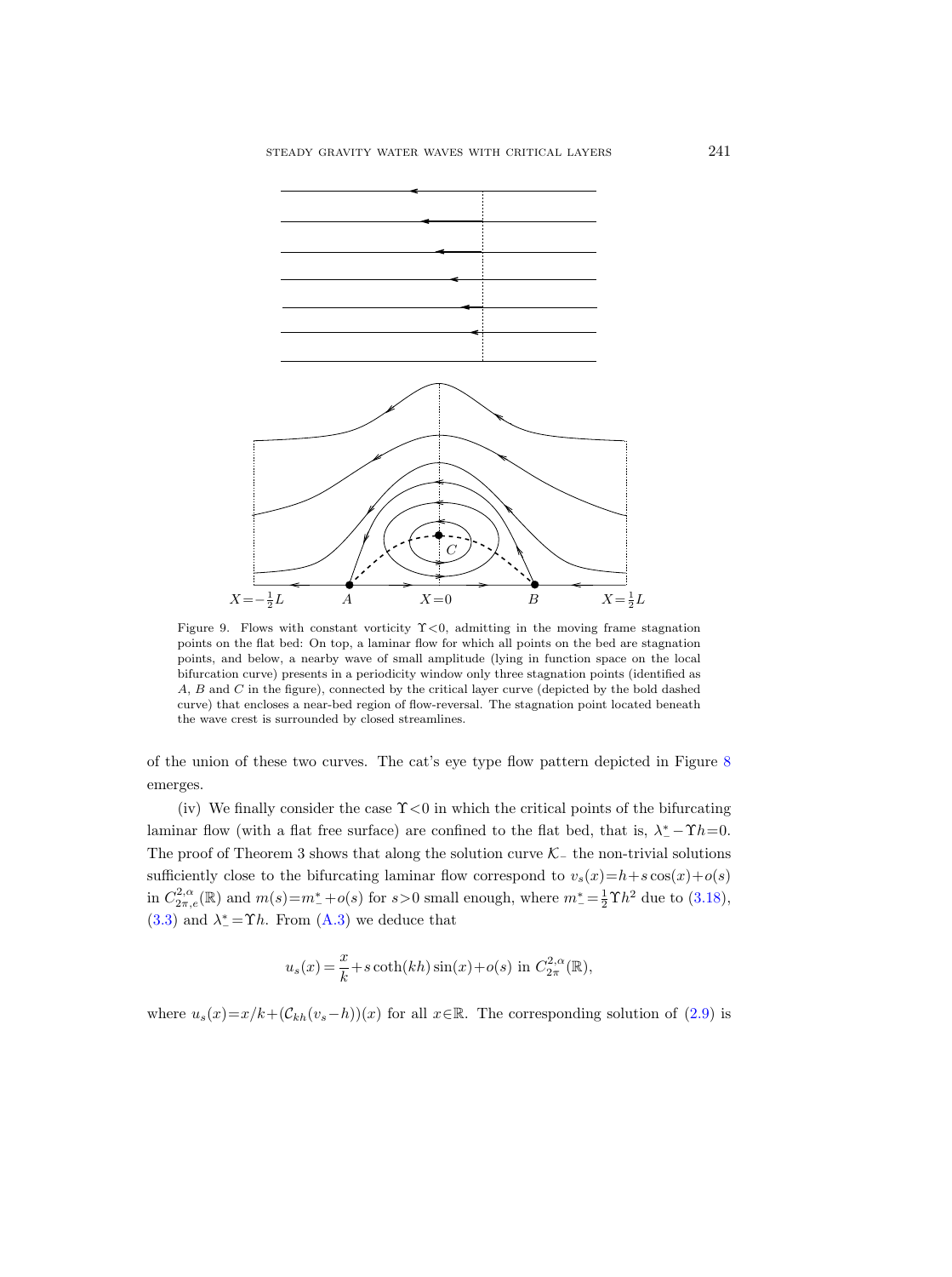Figure 9. Flows with constant vorticity $\Upsilon<0$, admitting in the moving frame stagnation points on the flat bed: On top, a laminar flow for which all points on the bed are stagnation points, and below, a nearby wave of small amplitude (lying in function space on the local bifurcation curve) presents in a periodicity window only three stagnation points (identified as $A$, $B$ and $C$ in the figure), connected by the critical layer curve (depicted by the bold dashed curve) that encloses a near-bed region of flow-reversal. The stagnation point located beneath the wave crest is surrounded by closed streamlines.

of the union of these two curves. The cat's eye type flow pattern depicted in Figure 8 emerges.

(iv) We finally consider the case $\Upsilon<0$ in which the critical points of the bifurcating laminar flow (with a flat free surface) are confined to the flat bed, that is, $\lambda_-^*-\Upsilon h=0$. The proof of Theorem 3 shows that along the solution curve $\mathcal{K}_-$ the non-trivial solutions sufficiently close to the bifurcating laminar flow correspond to $v_s(x)=h+s\cos(x)+o(s)$ in $C^{2,\alpha}_{2\pi,e}(\mathbb{R})$ and $m(s)=m_-^*+o(s)$ for $s>0$ small enough, where $m_-^*=\frac{1}{2}\Upsilon h^2$ due to (3.18), (3.3) and $\lambda_-^*=\Upsilon h$. From (A.3) we deduce that

$$u_s(x)=\frac{x}{k}+s\coth(kh)\sin(x)+o(s) \text{ in } C^{2,\alpha}_{2\pi}(\mathbb{R}),$$

where $u_s(x)=x/k+(\mathcal{C}_{kh}(v_s-h))(x)$ for all $x\in\mathbb{R}$. The corresponding solution of (2.9) is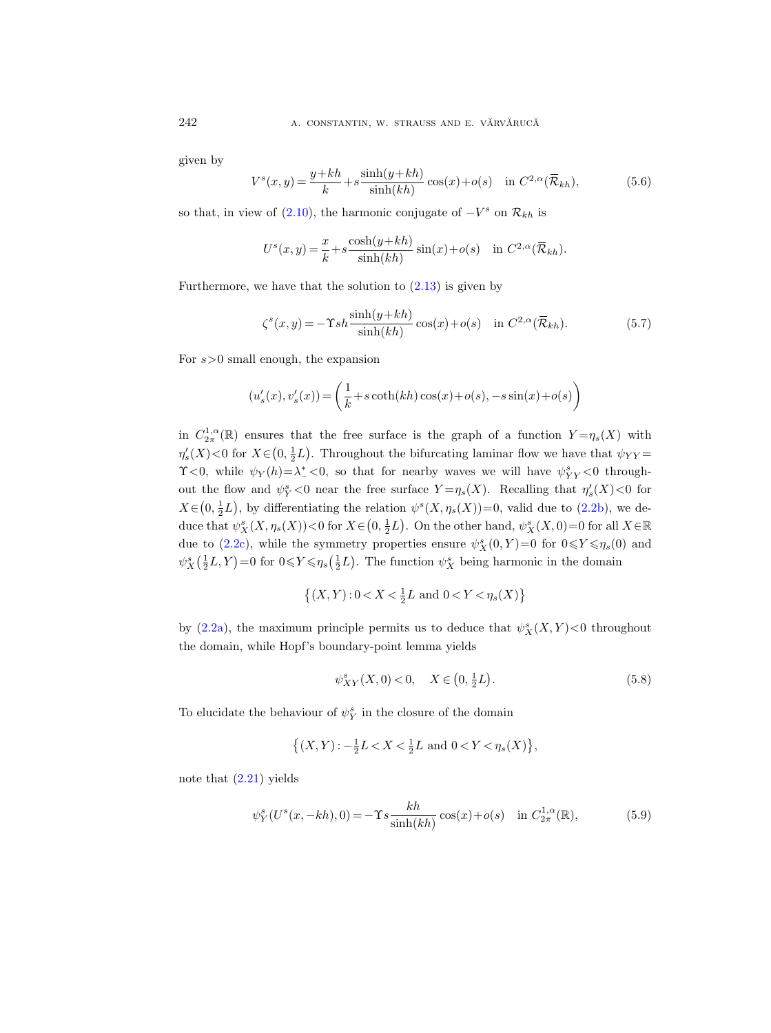given by

$$V^s(x,y) = \frac{y+kh}{k} + s\frac{\sinh(y+kh)}{\sinh(kh)}\cos(x) + o(s) \quad \text{in } C^{2,\alpha}(\overline{\mathcal{R}}_{kh}), \tag{5.6}$$

so that, in view of (2.10), the harmonic conjugate of $-V^s$ on $\mathcal{R}_{kh}$ is

$$U^s(x,y) = \frac{x}{k} + s\frac{\cosh(y+kh)}{\sinh(kh)}\sin(x) + o(s) \quad \text{in } C^{2,\alpha}(\overline{\mathcal{R}}_{kh}).$$

Furthermore, we have that the solution to (2.13) is given by

$$\zeta^s(x,y) = -\Upsilon sh\frac{\sinh(y+kh)}{\sinh(kh)}\cos(x) + o(s) \quad \text{in } C^{2,\alpha}(\overline{\mathcal{R}}_{kh}). \tag{5.7}$$

For $s>0$ small enough, the expansion

$$(u_s'(x), v_s'(x)) = \left(\frac{1}{k} + s\coth(kh)\cos(x) + o(s), -s\sin(x) + o(s)\right)$$

in $C^{1,\alpha}_{2\pi}(\mathbb{R})$ ensures that the free surface is the graph of a function $Y=\eta_s(X)$ with $\eta_s'(X)<0$ for $X\in\left(0,\frac{1}{2}L\right)$. Throughout the bifurcating laminar flow we have that $\psi_{YY}=\Upsilon<0$, while $\psi_Y(h)=\lambda_-^*<0$, so that for nearby waves we will have $\psi^s_{YY}<0$ throughout the flow and $\psi^s_Y<0$ near the free surface $Y=\eta_s(X)$. Recalling that $\eta_s'(X)<0$ for $X\in\left(0,\frac{1}{2}L\right)$, by differentiating the relation $\psi^s(X,\eta_s(X))=0$, valid due to (2.2b), we deduce that $\psi^s_X(X,\eta_s(X))<0$ for $X\in\left(0,\frac{1}{2}L\right)$. On the other hand, $\psi^s_X(X,0)=0$ for all $X\in\mathbb{R}$ due to (2.2c), while the symmetry properties ensure $\psi^s_X(0,Y)=0$ for $0\leqslant Y\leqslant\eta_s(0)$ and $\psi^s_X\left(\frac{1}{2}L,Y\right)=0$ for $0\leqslant Y\leqslant\eta_s\left(\frac{1}{2}L\right)$. The function $\psi^s_X$ being harmonic in the domain

$$\left\{(X,Y): 0<X<\tfrac{1}{2}L \text{ and } 0<Y<\eta_s(X)\right\}$$

by (2.2a), the maximum principle permits us to deduce that $\psi^s_X(X,Y)<0$ throughout the domain, while Hopf's boundary-point lemma yields

$$\psi^s_{XY}(X,0)<0, \quad X\in\left(0,\tfrac{1}{2}L\right). \tag{5.8}$$

To elucidate the behaviour of $\psi^s_Y$ in the closure of the domain

$$\left\{(X,Y): -\tfrac{1}{2}L<X<\tfrac{1}{2}L \text{ and } 0<Y<\eta_s(X)\right\},$$

note that (2.21) yields

$$\psi^s_Y(U^s(x,-kh),0) = -\Upsilon s\frac{kh}{\sinh(kh)}\cos(x) + o(s) \quad \text{in } C^{1,\alpha}_{2\pi}(\mathbb{R}), \tag{5.9}$$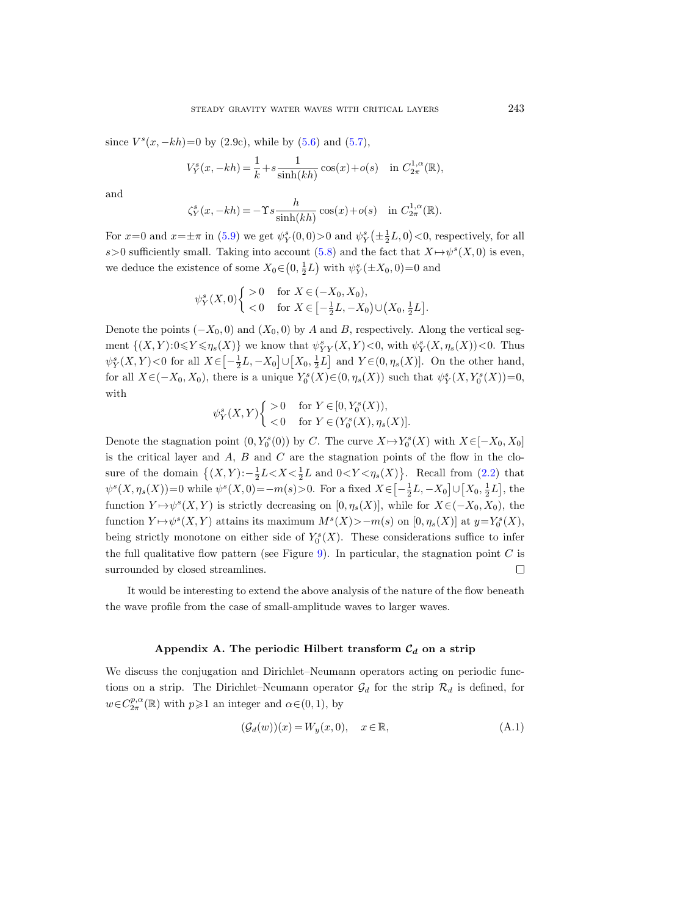since $V^s(x,-kh)=0$ by (2.9c), while by (5.6) and (5.7),

$$V_Y^s(x,-kh)=\frac{1}{k}+s\frac{1}{\sinh(kh)}\cos(x)+o(s) \quad \text{in } C^{1,\alpha}_{2\pi}(\mathbb{R}),$$

and

$$\zeta_Y^s(x,-kh)=-\Upsilon s\frac{h}{\sinh(kh)}\cos(x)+o(s) \quad \text{in } C^{1,\alpha}_{2\pi}(\mathbb{R}).$$

For $x=0$ and $x=\pm\pi$ in (5.9) we get $\psi_Y^s(0,0)>0$ and $\psi_Y^s\big(\pm\frac{1}{2}L,0\big)<0$, respectively, for all $s>0$ sufficiently small. Taking into account (5.8) and the fact that $X\mapsto\psi^s(X,0)$ is even, we deduce the existence of some $X_0\in\big(0,\frac{1}{2}L\big)$ with $\psi_Y^s(\pm X_0,0)=0$ and

$$\psi_Y^s(X,0)\begin{cases} >0 & \text{for } X\in(-X_0,X_0),\\ <0 & \text{for } X\in\big[-\frac{1}{2}L,-X_0\big)\cup\big(X_0,\frac{1}{2}L\big].\end{cases}$$

Denote the points $(-X_0,0)$ and $(X_0,0)$ by $A$ and $B$, respectively. Along the vertical segment $\{(X,Y):0\leqslant Y\leqslant\eta_s(X)\}$ we know that $\psi_{YY}^s(X,Y)<0$, with $\psi_Y^s(X,\eta_s(X))<0$. Thus $\psi_Y^s(X,Y)<0$ for all $X\in\big[-\frac{1}{2}L,-X_0\big]\cup\big[X_0,\frac{1}{2}L\big]$ and $Y\in(0,\eta_s(X)]$. On the other hand, for all $X\in(-X_0,X_0)$, there is a unique $Y_0^s(X)\in(0,\eta_s(X))$ such that $\psi_Y^s(X,Y_0^s(X))=0$, with

$$\psi_Y^s(X,Y)\begin{cases} >0 & \text{for } Y\in[0,Y_0^s(X)),\\ <0 & \text{for } Y\in(Y_0^s(X),\eta_s(X)].\end{cases}$$

Denote the stagnation point $(0,Y_0^s(0))$ by $C$. The curve $X\mapsto Y_0^s(X)$ with $X\in[-X_0,X_0]$ is the critical layer and $A$, $B$ and $C$ are the stagnation points of the flow in the closure of the domain $\big\{(X,Y):-\frac{1}{2}L<X<\frac{1}{2}L \text{ and } 0<Y<\eta_s(X)\big\}$. Recall from (2.2) that $\psi^s(X,\eta_s(X))=0$ while $\psi^s(X,0)=-m(s)>0$. For a fixed $X\in\big[-\frac{1}{2}L,-X_0\big]\cup\big[X_0,\frac{1}{2}L\big]$, the function $Y\mapsto\psi^s(X,Y)$ is strictly decreasing on $[0,\eta_s(X)]$, while for $X\in(-X_0,X_0)$, the function $Y\mapsto\psi^s(X,Y)$ attains its maximum $M^s(X)>-m(s)$ on $[0,\eta_s(X)]$ at $y=Y_0^s(X)$, being strictly monotone on either side of $Y_0^s(X)$. These considerations suffice to infer the full qualitative flow pattern (see Figure 9). In particular, the stagnation point $C$ is surrounded by closed streamlines. □

It would be interesting to extend the above analysis of the nature of the flow beneath the wave profile from the case of small-amplitude waves to larger waves.

## Appendix A. The periodic Hilbert transform $\mathcal{C}_d$ on a strip

We discuss the conjugation and Dirichlet–Neumann operators acting on periodic functions on a strip. The Dirichlet–Neumann operator $\mathcal{G}_d$ for the strip $\mathcal{R}_d$ is defined, for $w\in C^{p,\alpha}_{2\pi}(\mathbb{R})$ with $p\geqslant 1$ an integer and $\alpha\in(0,1)$, by

$$(\mathcal{G}_d(w))(x)=W_y(x,0), \quad x\in\mathbb{R}, \tag{A.1}$$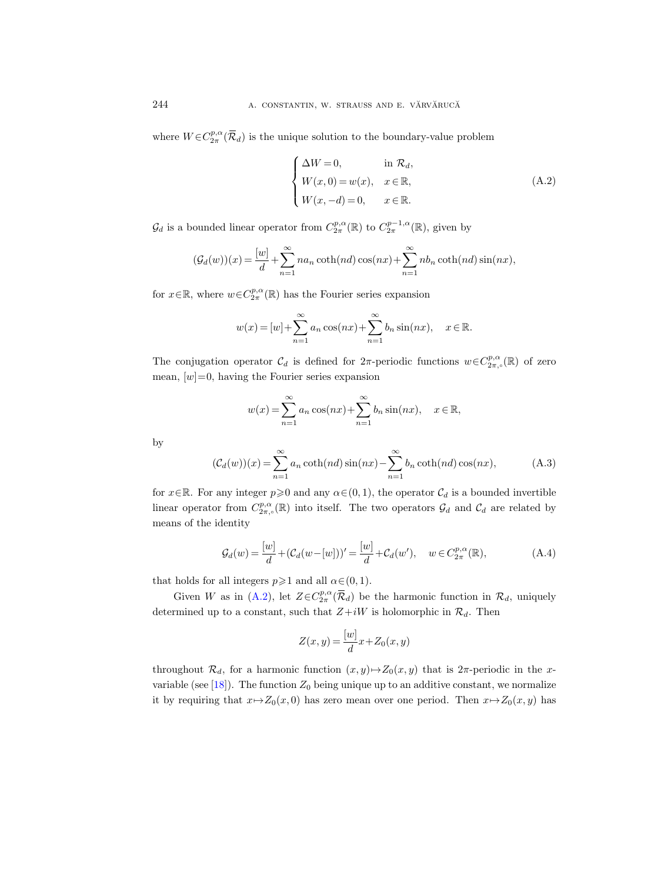where $W \in C^{p,\alpha}_{2\pi}(\overline{\mathcal{R}}_d)$ is the unique solution to the boundary-value problem

$$
\begin{cases}
\Delta W = 0, & \text{in } \mathcal{R}_d, \\
W(x,0) = w(x), & x \in \mathbb{R}, \\
W(x,-d) = 0, & x \in \mathbb{R}.
\end{cases}
\tag{A.2}
$$

$\mathcal{G}_d$ is a bounded linear operator from $C^{p,\alpha}_{2\pi}(\mathbb{R})$ to $C^{p-1,\alpha}_{2\pi}(\mathbb{R})$, given by

$$
(\mathcal{G}_d(w))(x) = \frac{[w]}{d} + \sum_{n=1}^{\infty} n a_n \coth(nd)\cos(nx) + \sum_{n=1}^{\infty} n b_n \coth(nd)\sin(nx),
$$

for $x \in \mathbb{R}$, where $w \in C^{p,\alpha}_{2\pi}(\mathbb{R})$ has the Fourier series expansion

$$
w(x) = [w] + \sum_{n=1}^{\infty} a_n \cos(nx) + \sum_{n=1}^{\infty} b_n \sin(nx), \quad x \in \mathbb{R}.
$$

The conjugation operator $\mathcal{C}_d$ is defined for $2\pi$-periodic functions $w \in C^{p,\alpha}_{2\pi,\circ}(\mathbb{R})$ of zero mean, $[w]=0$, having the Fourier series expansion

$$
w(x) = \sum_{n=1}^{\infty} a_n \cos(nx) + \sum_{n=1}^{\infty} b_n \sin(nx), \quad x \in \mathbb{R},
$$

by

$$
(\mathcal{C}_d(w))(x) = \sum_{n=1}^{\infty} a_n \coth(nd)\sin(nx) - \sum_{n=1}^{\infty} b_n \coth(nd)\cos(nx),
\tag{A.3}
$$

for $x \in \mathbb{R}$. For any integer $p \geqslant 0$ and any $\alpha \in (0,1)$, the operator $\mathcal{C}_d$ is a bounded invertible linear operator from $C^{p,\alpha}_{2\pi,\circ}(\mathbb{R})$ into itself. The two operators $\mathcal{G}_d$ and $\mathcal{C}_d$ are related by means of the identity

$$
\mathcal{G}_d(w) = \frac{[w]}{d} + (\mathcal{C}_d(w - [w]))' = \frac{[w]}{d} + \mathcal{C}_d(w'), \quad w \in C^{p,\alpha}_{2\pi}(\mathbb{R}),
\tag{A.4}
$$

that holds for all integers $p \geqslant 1$ and all $\alpha \in (0,1)$.

Given $W$ as in (A.2), let $Z \in C^{p,\alpha}_{2\pi}(\overline{\mathcal{R}}_d)$ be the harmonic function in $\mathcal{R}_d$, uniquely determined up to a constant, such that $Z + iW$ is holomorphic in $\mathcal{R}_d$. Then

$$
Z(x,y) = \frac{[w]}{d} x + Z_0(x,y)
$$

throughout $\mathcal{R}_d$, for a harmonic function $(x,y) \mapsto Z_0(x,y)$ that is $2\pi$-periodic in the $x$-variable (see [18]). The function $Z_0$ being unique up to an additive constant, we normalize it by requiring that $x \mapsto Z_0(x,0)$ has zero mean over one period. Then $x \mapsto Z_0(x,y)$ has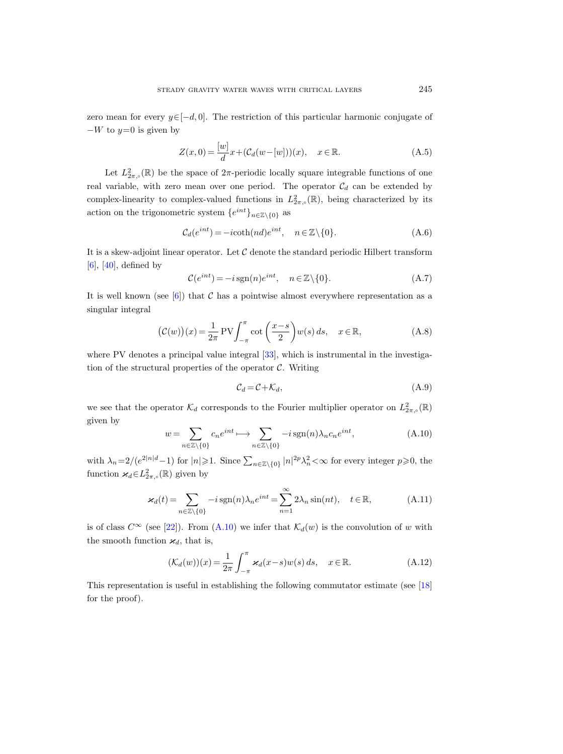zero mean for every $y\in[-d,0]$. The restriction of this particular harmonic conjugate of $-W$ to $y=0$ is given by

$$Z(x,0)=\frac{[w]}{d}x+(\mathcal{C}_d(w-[w]))(x),\quad x\in\mathbb{R}. \tag{A.5}$$

Let $L^2_{2\pi,\circ}(\mathbb{R})$ be the space of $2\pi$-periodic locally square integrable functions of one real variable, with zero mean over one period. The operator $\mathcal{C}_d$ can be extended by complex-linearity to complex-valued functions in $L^2_{2\pi,\circ}(\mathbb{R})$, being characterized by its action on the trigonometric system $\{e^{int}\}_{n\in\mathbb{Z}\setminus\{0\}}$ as

$$\mathcal{C}_d(e^{int})=-i\coth(nd)e^{int},\quad n\in\mathbb{Z}\setminus\{0\}. \tag{A.6}$$

It is a skew-adjoint linear operator. Let $\mathcal{C}$ denote the standard periodic Hilbert transform [6], [40], defined by

$$\mathcal{C}(e^{int})=-i\,\mathrm{sgn}(n)e^{int},\quad n\in\mathbb{Z}\setminus\{0\}. \tag{A.7}$$

It is well known (see [6]) that $\mathcal{C}$ has a pointwise almost everywhere representation as a singular integral

$$\big(\mathcal{C}(w)\big)(x)=\frac{1}{2\pi}\,\mathrm{PV}\!\int_{-\pi}^{\pi}\cot\left(\frac{x-s}{2}\right)w(s)\,ds,\quad x\in\mathbb{R}, \tag{A.8}$$

where PV denotes a principal value integral [33], which is instrumental in the investigation of the structural properties of the operator $\mathcal{C}$. Writing

$$\mathcal{C}_d=\mathcal{C}+\mathcal{K}_d, \tag{A.9}$$

we see that the operator $\mathcal{K}_d$ corresponds to the Fourier multiplier operator on $L^2_{2\pi,\circ}(\mathbb{R})$ given by

$$w=\sum_{n\in\mathbb{Z}\setminus\{0\}}c_ne^{int}\longmapsto\sum_{n\in\mathbb{Z}\setminus\{0\}}-i\,\mathrm{sgn}(n)\lambda_nc_ne^{int}, \tag{A.10}$$

with $\lambda_n=2/(e^{2|n|d}-1)$ for $|n|\geqslant 1$. Since $\sum_{n\in\mathbb{Z}\setminus\{0\}}|n|^{2p}\lambda_n^2<\infty$ for every integer $p\geqslant 0$, the function $\varkappa_d\in L^2_{2\pi,\circ}(\mathbb{R})$ given by

$$\varkappa_d(t)=\sum_{n\in\mathbb{Z}\setminus\{0\}}-i\,\mathrm{sgn}(n)\lambda_ne^{int}=\sum_{n=1}^{\infty}2\lambda_n\sin(nt),\quad t\in\mathbb{R}, \tag{A.11}$$

is of class $C^\infty$ (see [22]). From (A.10) we infer that $\mathcal{K}_d(w)$ is the convolution of $w$ with the smooth function $\varkappa_d$, that is,

$$(\mathcal{K}_d(w))(x)=\frac{1}{2\pi}\int_{-\pi}^{\pi}\varkappa_d(x-s)w(s)\,ds,\quad x\in\mathbb{R}. \tag{A.12}$$

This representation is useful in establishing the following commutator estimate (see [18] for the proof).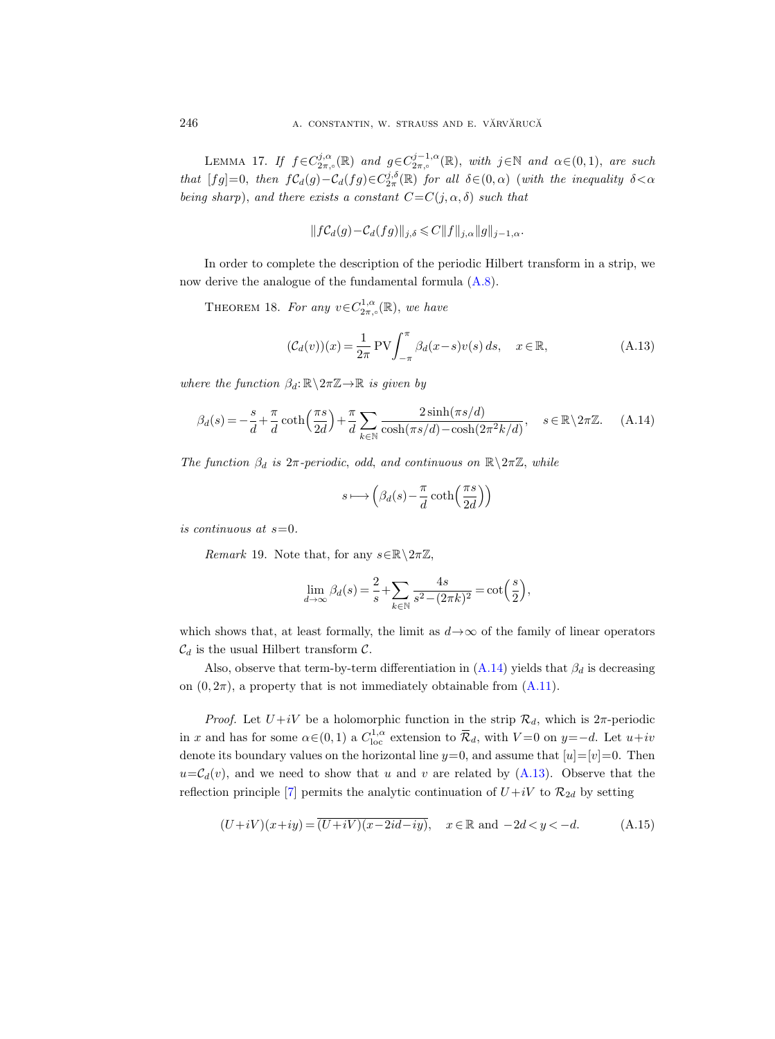LEMMA 17. *If $f \in C^{j,\alpha}_{2\pi,\circ}(\mathbb{R})$ and $g \in C^{j-1,\alpha}_{2\pi,\circ}(\mathbb{R})$, with $j \in \mathbb{N}$ and $\alpha \in (0,1)$, are such that $[fg]=0$, then $f\mathcal{C}_d(g) - \mathcal{C}_d(fg) \in C^{j,\delta}_{2\pi}(\mathbb{R})$ for all $\delta \in (0,\alpha)$ (with the inequality $\delta < \alpha$ being sharp), and there exists a constant $C = C(j,\alpha,\delta)$ such that*

$$\|f\mathcal{C}_d(g) - \mathcal{C}_d(fg)\|_{j,\delta} \leqslant C\|f\|_{j,\alpha}\|g\|_{j-1,\alpha}.$$

In order to complete the description of the periodic Hilbert transform in a strip, we now derive the analogue of the fundamental formula (A.8).

THEOREM 18. *For any $v \in C^{1,\alpha}_{2\pi,\circ}(\mathbb{R})$, we have*

$$(\mathcal{C}_d(v))(x) = \frac{1}{2\pi}\,\mathrm{PV}\!\int_{-\pi}^{\pi} \beta_d(x-s)v(s)\,ds, \quad x \in \mathbb{R}, \tag{A.13}$$

*where the function $\beta_d : \mathbb{R}\setminus 2\pi\mathbb{Z} \to \mathbb{R}$ is given by*

$$\beta_d(s) = -\frac{s}{d} + \frac{\pi}{d}\coth\Big(\frac{\pi s}{2d}\Big) + \frac{\pi}{d}\sum_{k\in\mathbb{N}} \frac{2\sinh(\pi s/d)}{\cosh(\pi s/d) - \cosh(2\pi^2 k/d)}, \quad s \in \mathbb{R}\setminus 2\pi\mathbb{Z}. \tag{A.14}$$

*The function $\beta_d$ is $2\pi$-periodic, odd, and continuous on $\mathbb{R}\setminus 2\pi\mathbb{Z}$, while*

$$s \longmapsto \Big(\beta_d(s) - \frac{\pi}{d}\coth\Big(\frac{\pi s}{2d}\Big)\Big)$$

*is continuous at $s=0$.*

*Remark* 19. Note that, for any $s \in \mathbb{R}\setminus 2\pi\mathbb{Z}$,

$$\lim_{d\to\infty} \beta_d(s) = \frac{2}{s} + \sum_{k\in\mathbb{N}} \frac{4s}{s^2 - (2\pi k)^2} = \cot\Big(\frac{s}{2}\Big),$$

which shows that, at least formally, the limit as $d \to \infty$ of the family of linear operators $\mathcal{C}_d$ is the usual Hilbert transform $\mathcal{C}$.

Also, observe that term-by-term differentiation in (A.14) yields that $\beta_d$ is decreasing on $(0, 2\pi)$, a property that is not immediately obtainable from (A.11).

*Proof.* Let $U+iV$ be a holomorphic function in the strip $\mathcal{R}_d$, which is $2\pi$-periodic in $x$ and has for some $\alpha \in (0,1)$ a $C^{1,\alpha}_{\mathrm{loc}}$ extension to $\overline{\mathcal{R}}_d$, with $V=0$ on $y=-d$. Let $u+iv$ denote its boundary values on the horizontal line $y=0$, and assume that $[u]=[v]=0$. Then $u = \mathcal{C}_d(v)$, and we need to show that $u$ and $v$ are related by (A.13). Observe that the reflection principle [7] permits the analytic continuation of $U+iV$ to $\mathcal{R}_{2d}$ by setting

$$(U+iV)(x+iy) = \overline{(U+iV)(x-2id-iy)}, \quad x \in \mathbb{R} \text{ and } -2d < y < -d. \tag{A.15}$$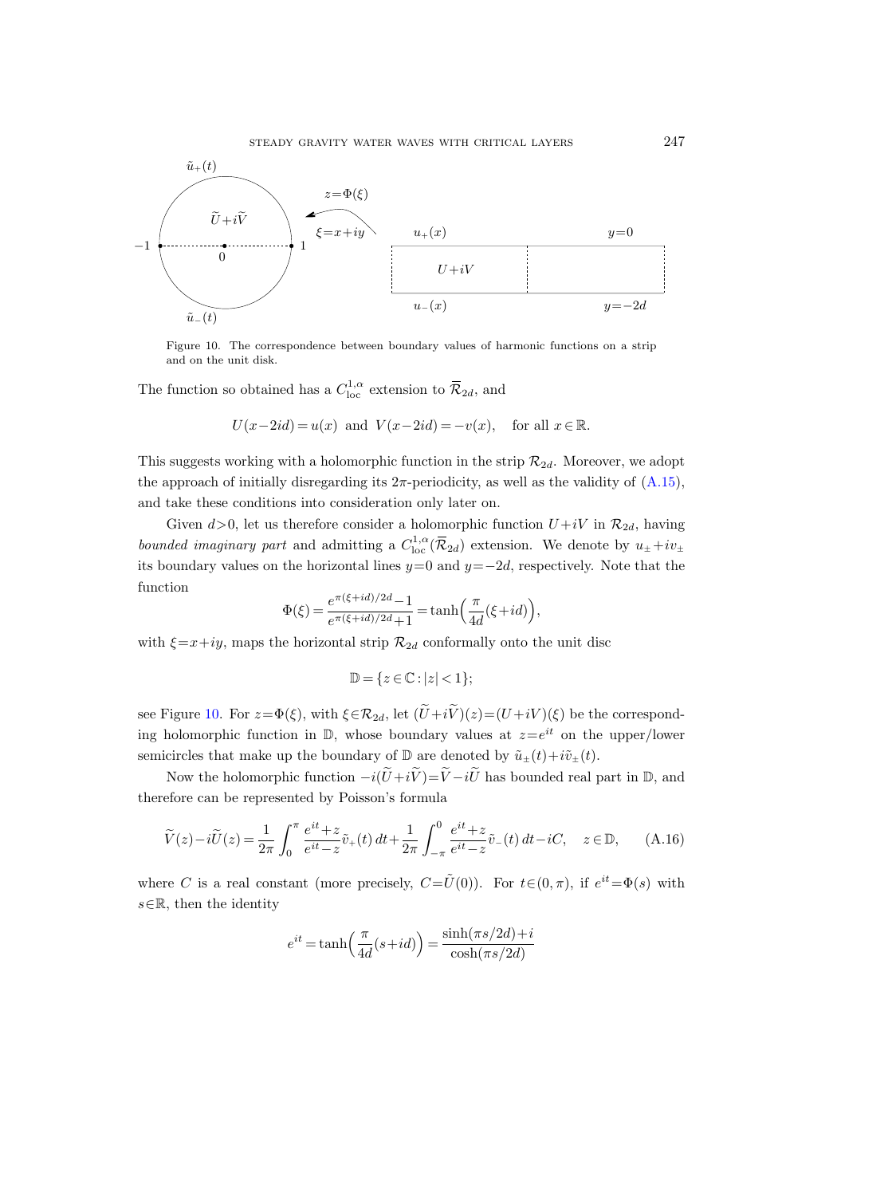Figure 10. The correspondence between boundary values of harmonic functions on a strip and on the unit disk.

The function so obtained has a $C^{1,\alpha}_{\mathrm{loc}}$ extension to $\overline{\mathcal{R}}_{2d}$, and

$$U(x-2id)=u(x) \ \text{ and } \ V(x-2id)=-v(x), \quad \text{for all } x\in\mathbb{R}.$$

This suggests working with a holomorphic function in the strip $\mathcal{R}_{2d}$. Moreover, we adopt the approach of initially disregarding its $2\pi$-periodicity, as well as the validity of (A.15), and take these conditions into consideration only later on.

Given $d>0$, let us therefore consider a holomorphic function $U+iV$ in $\mathcal{R}_{2d}$, having *bounded imaginary part* and admitting a $C^{1,\alpha}_{\mathrm{loc}}(\overline{\mathcal{R}}_{2d})$ extension. We denote by $u_\pm+iv_\pm$ its boundary values on the horizontal lines $y=0$ and $y=-2d$, respectively. Note that the function

$$\Phi(\xi)=\frac{e^{\pi(\xi+id)/2d}-1}{e^{\pi(\xi+id)/2d}+1}=\tanh\Big(\frac{\pi}{4d}(\xi+id)\Big),$$

with $\xi=x+iy$, maps the horizontal strip $\mathcal{R}_{2d}$ conformally onto the unit disc

$$\mathbb{D}=\{z\in\mathbb{C}:|z|<1\};$$

see Figure 10. For $z=\Phi(\xi)$, with $\xi\in\mathcal{R}_{2d}$, let $(\widetilde{U}+i\widetilde{V})(z)=(U+iV)(\xi)$ be the corresponding holomorphic function in $\mathbb{D}$, whose boundary values at $z=e^{it}$ on the upper/lower semicircles that make up the boundary of $\mathbb{D}$ are denoted by $\tilde{u}_\pm(t)+i\tilde{v}_\pm(t)$.

Now the holomorphic function $-i(\widetilde{U}+i\widetilde{V})=\widetilde{V}-i\widetilde{U}$ has bounded real part in $\mathbb{D}$, and therefore can be represented by Poisson's formula

$$\widetilde{V}(z)-i\widetilde{U}(z)=\frac{1}{2\pi}\int_0^\pi \frac{e^{it}+z}{e^{it}-z}\tilde{v}_+(t)\,dt+\frac{1}{2\pi}\int_{-\pi}^0 \frac{e^{it}+z}{e^{it}-z}\tilde{v}_-(t)\,dt-iC, \quad z\in\mathbb{D}, \tag{A.16}$$

where $C$ is a real constant (more precisely, $C=\tilde{U}(0)$). For $t\in(0,\pi)$, if $e^{it}=\Phi(s)$ with $s\in\mathbb{R}$, then the identity

$$e^{it}=\tanh\Big(\frac{\pi}{4d}(s+id)\Big)=\frac{\sinh(\pi s/2d)+i}{\cosh(\pi s/2d)}$$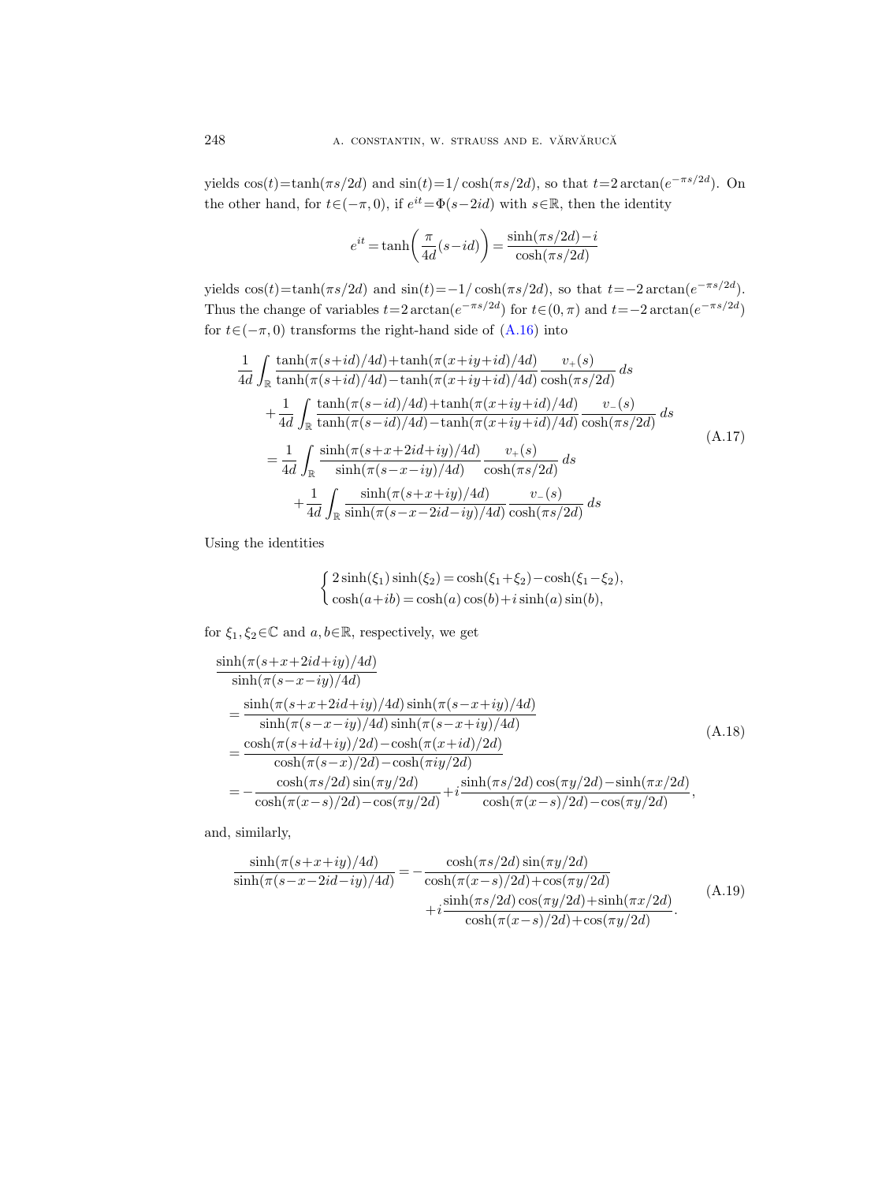yields $\cos(t)=\tanh(\pi s/2d)$ and $\sin(t)=1/\cosh(\pi s/2d)$, so that $t=2\arctan(e^{-\pi s/2d})$. On the other hand, for $t\in(-\pi,0)$, if $e^{it}=\Phi(s-2id)$ with $s\in\mathbb{R}$, then the identity

$$e^{it}=\tanh\biggl(\frac{\pi}{4d}(s-id)\biggr)=\frac{\sinh(\pi s/2d)-i}{\cosh(\pi s/2d)}$$

yields $\cos(t)=\tanh(\pi s/2d)$ and $\sin(t)=-1/\cosh(\pi s/2d)$, so that $t=-2\arctan(e^{-\pi s/2d})$. Thus the change of variables $t=2\arctan(e^{-\pi s/2d})$ for $t\in(0,\pi)$ and $t=-2\arctan(e^{-\pi s/2d})$ for $t\in(-\pi,0)$ transforms the right-hand side of (A.16) into

$$\begin{aligned}
&\frac{1}{4d}\int_{\mathbb{R}}\frac{\tanh(\pi(s+id)/4d)+\tanh(\pi(x+iy+id)/4d)}{\tanh(\pi(s+id)/4d)-\tanh(\pi(x+iy+id)/4d)}\,\frac{v_+(s)}{\cosh(\pi s/2d)}\,ds\\
&\qquad+\frac{1}{4d}\int_{\mathbb{R}}\frac{\tanh(\pi(s-id)/4d)+\tanh(\pi(x+iy+id)/4d)}{\tanh(\pi(s-id)/4d)-\tanh(\pi(x+iy+id)/4d)}\,\frac{v_-(s)}{\cosh(\pi s/2d)}\,ds\\
&\quad=\frac{1}{4d}\int_{\mathbb{R}}\frac{\sinh(\pi(s+x+2id+iy)/4d)}{\sinh(\pi(s-x-iy)/4d)}\,\frac{v_+(s)}{\cosh(\pi s/2d)}\,ds\\
&\qquad+\frac{1}{4d}\int_{\mathbb{R}}\frac{\sinh(\pi(s+x+iy)/4d)}{\sinh(\pi(s-x-2id-iy)/4d)}\,\frac{v_-(s)}{\cosh(\pi s/2d)}\,ds
\end{aligned}\tag{A.17}$$

Using the identities

$$\begin{cases}2\sinh(\xi_1)\sinh(\xi_2)=\cosh(\xi_1+\xi_2)-\cosh(\xi_1-\xi_2),\\ \cosh(a+ib)=\cosh(a)\cos(b)+i\sinh(a)\sin(b),\end{cases}$$

for $\xi_1,\xi_2\in\mathbb{C}$ and $a,b\in\mathbb{R}$, respectively, we get

$$\begin{aligned}
&\frac{\sinh(\pi(s+x+2id+iy)/4d)}{\sinh(\pi(s-x-iy)/4d)}\\
&\quad=\frac{\sinh(\pi(s+x+2id+iy)/4d)\sinh(\pi(s-x+iy)/4d)}{\sinh(\pi(s-x-iy)/4d)\sinh(\pi(s-x+iy)/4d)}\\
&\quad=\frac{\cosh(\pi(s+id+iy)/2d)-\cosh(\pi(x+id)/2d)}{\cosh(\pi(s-x)/2d)-\cosh(\pi iy/2d)}\\
&\quad=-\frac{\cosh(\pi s/2d)\sin(\pi y/2d)}{\cosh(\pi(x-s)/2d)-\cos(\pi y/2d)}+i\frac{\sinh(\pi s/2d)\cos(\pi y/2d)-\sinh(\pi x/2d)}{\cosh(\pi(x-s)/2d)-\cos(\pi y/2d)},
\end{aligned}\tag{A.18}$$

and, similarly,

$$\begin{aligned}
\frac{\sinh(\pi(s+x+iy)/4d)}{\sinh(\pi(s-x-2id-iy)/4d)}=&-\frac{\cosh(\pi s/2d)\sin(\pi y/2d)}{\cosh(\pi(x-s)/2d)+\cos(\pi y/2d)}\\
&+i\frac{\sinh(\pi s/2d)\cos(\pi y/2d)+\sinh(\pi x/2d)}{\cosh(\pi(x-s)/2d)+\cos(\pi y/2d)}.
\end{aligned}\tag{A.19}$$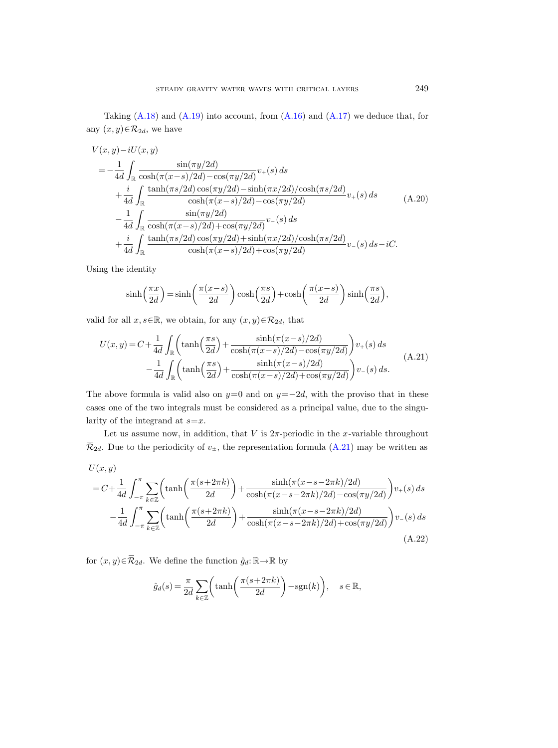Taking (A.18) and (A.19) into account, from (A.16) and (A.17) we deduce that, for any $(x,y)\in\mathcal{R}_{2d}$, we have

$$
\begin{aligned}
&V(x,y)-iU(x,y)\\
&\quad=-\frac{1}{4d}\int_{\mathbb{R}}\frac{\sin(\pi y/2d)}{\cosh(\pi(x-s)/2d)-\cos(\pi y/2d)}v_+(s)\,ds\\
&\qquad+\frac{i}{4d}\int_{\mathbb{R}}\frac{\tanh(\pi s/2d)\cos(\pi y/2d)-\sinh(\pi x/2d)/\cosh(\pi s/2d)}{\cosh(\pi(x-s)/2d)-\cos(\pi y/2d)}v_+(s)\,ds\\
&\qquad-\frac{1}{4d}\int_{\mathbb{R}}\frac{\sin(\pi y/2d)}{\cosh(\pi(x-s)/2d)+\cos(\pi y/2d)}v_-(s)\,ds\\
&\qquad+\frac{i}{4d}\int_{\mathbb{R}}\frac{\tanh(\pi s/2d)\cos(\pi y/2d)+\sinh(\pi x/2d)/\cosh(\pi s/2d)}{\cosh(\pi(x-s)/2d)+\cos(\pi y/2d)}v_-(s)\,ds-iC.
\end{aligned}
\tag{A.20}
$$

Using the identity

$$
\sinh\Big(\frac{\pi x}{2d}\Big)=\sinh\Big(\frac{\pi(x-s)}{2d}\Big)\cosh\Big(\frac{\pi s}{2d}\Big)+\cosh\Big(\frac{\pi(x-s)}{2d}\Big)\sinh\Big(\frac{\pi s}{2d}\Big),
$$

valid for all $x,s\in\mathbb{R}$, we obtain, for any $(x,y)\in\mathcal{R}_{2d}$, that

$$
\begin{aligned}
U(x,y)=C&+\frac{1}{4d}\int_{\mathbb{R}}\bigg(\tanh\Big(\frac{\pi s}{2d}\Big)+\frac{\sinh(\pi(x-s)/2d)}{\cosh(\pi(x-s)/2d)-\cos(\pi y/2d)}\bigg)v_+(s)\,ds\\
&-\frac{1}{4d}\int_{\mathbb{R}}\bigg(\tanh\Big(\frac{\pi s}{2d}\Big)+\frac{\sinh(\pi(x-s)/2d)}{\cosh(\pi(x-s)/2d)+\cos(\pi y/2d)}\bigg)v_-(s)\,ds.
\end{aligned}
\tag{A.21}
$$

The above formula is valid also on $y=0$ and on $y=-2d$, with the proviso that in these cases one of the two integrals must be considered as a principal value, due to the singularity of the integrand at $s=x$.

Let us assume now, in addition, that $V$ is $2\pi$-periodic in the $x$-variable throughout $\overline{\mathcal{R}}_{2d}$. Due to the periodicity of $v_\pm$, the representation formula (A.21) may be written as

$$
\begin{aligned}
&U(x,y)\\
&\quad=C+\frac{1}{4d}\int_{-\pi}^{\pi}\sum_{k\in\mathbb{Z}}\bigg(\tanh\Big(\frac{\pi(s+2\pi k)}{2d}\Big)+\frac{\sinh(\pi(x-s-2\pi k)/2d)}{\cosh(\pi(x-s-2\pi k)/2d)-\cos(\pi y/2d)}\bigg)v_+(s)\,ds\\
&\qquad-\frac{1}{4d}\int_{-\pi}^{\pi}\sum_{k\in\mathbb{Z}}\bigg(\tanh\Big(\frac{\pi(s+2\pi k)}{2d}\Big)+\frac{\sinh(\pi(x-s-2\pi k)/2d)}{\cosh(\pi(x-s-2\pi k)/2d)+\cos(\pi y/2d)}\bigg)v_-(s)\,ds
\end{aligned}
\tag{A.22}
$$

for $(x,y)\in\overline{\mathcal{R}}_{2d}$. We define the function $\hat{g}_d:\mathbb{R}\to\mathbb{R}$ by

$$
\hat{g}_d(s)=\frac{\pi}{2d}\sum_{k\in\mathbb{Z}}\bigg(\tanh\Big(\frac{\pi(s+2\pi k)}{2d}\Big)-\operatorname{sgn}(k)\bigg),\quad s\in\mathbb{R},
$$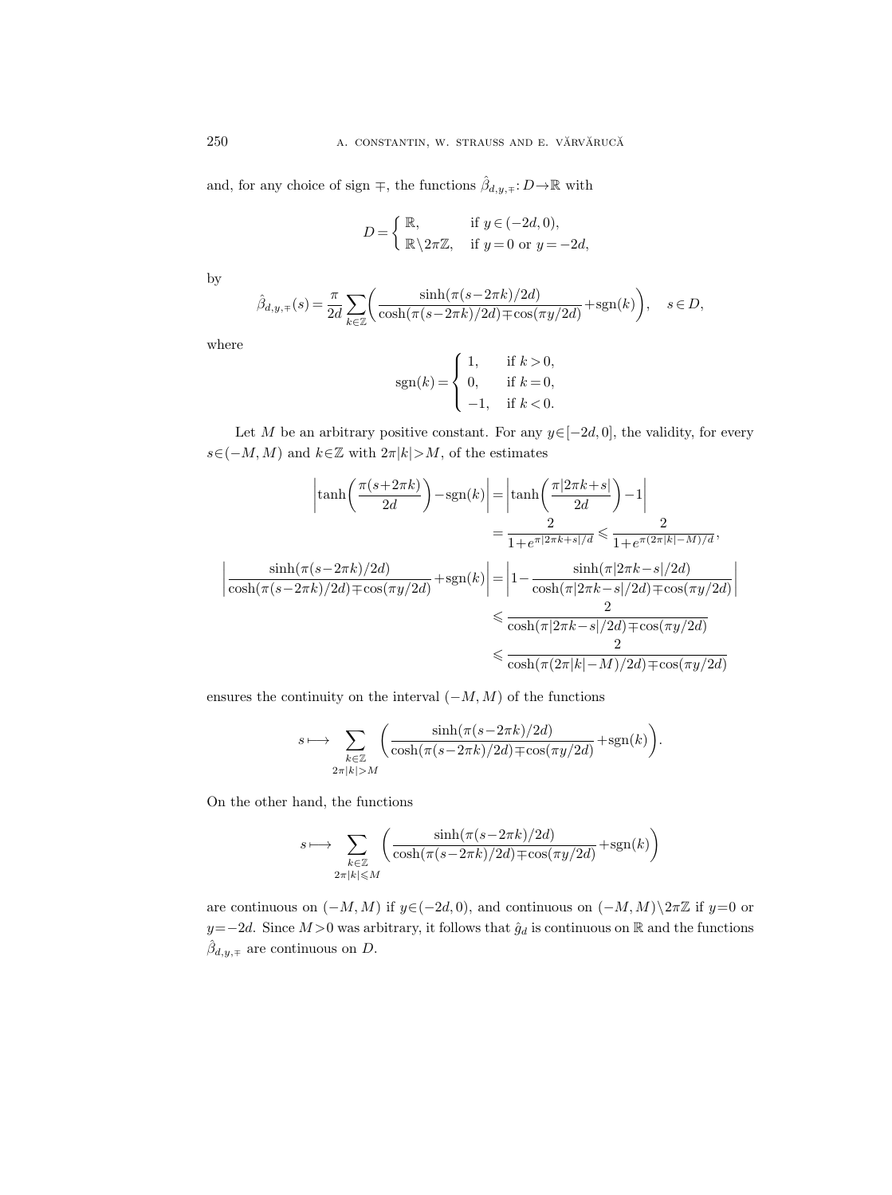and, for any choice of sign $\mp$, the functions $\hat{\beta}_{d,y,\mp}\colon D\to\mathbb{R}$ with

$$D=\begin{cases}\mathbb{R}, & \text{if } y\in(-2d,0),\\ \mathbb{R}\setminus 2\pi\mathbb{Z}, & \text{if } y=0 \text{ or } y=-2d,\end{cases}$$

by

$$\hat{\beta}_{d,y,\mp}(s)=\frac{\pi}{2d}\sum_{k\in\mathbb{Z}}\biggl(\frac{\sinh(\pi(s-2\pi k)/2d)}{\cosh(\pi(s-2\pi k)/2d)\mp\cos(\pi y/2d)}+\operatorname{sgn}(k)\biggr),\quad s\in D,$$

where

$$\operatorname{sgn}(k)=\begin{cases}1, & \text{if } k>0,\\ 0, & \text{if } k=0,\\ -1, & \text{if } k<0.\end{cases}$$

Let $M$ be an arbitrary positive constant. For any $y\in[-2d,0]$, the validity, for every $s\in(-M,M)$ and $k\in\mathbb{Z}$ with $2\pi|k|>M$, of the estimates

$$\begin{aligned}
\biggl|\tanh\biggl(\frac{\pi(s+2\pi k)}{2d}\biggr)-\operatorname{sgn}(k)\biggr| &= \biggl|\tanh\biggl(\frac{\pi|2\pi k+s|}{2d}\biggr)-1\biggr|\\
&=\frac{2}{1+e^{\pi|2\pi k+s|/d}}\leqslant\frac{2}{1+e^{\pi(2\pi|k|-M)/d}},\\
\biggl|\frac{\sinh(\pi(s-2\pi k)/2d)}{\cosh(\pi(s-2\pi k)/2d)\mp\cos(\pi y/2d)}+\operatorname{sgn}(k)\biggr| &= \biggl|1-\frac{\sinh(\pi|2\pi k-s|/2d)}{\cosh(\pi|2\pi k-s|/2d)\mp\cos(\pi y/2d)}\biggr|\\
&\leqslant\frac{2}{\cosh(\pi|2\pi k-s|/2d)\mp\cos(\pi y/2d)}\\
&\leqslant\frac{2}{\cosh(\pi(2\pi|k|-M)/2d)\mp\cos(\pi y/2d)}
\end{aligned}$$

ensures the continuity on the interval $(-M,M)$ of the functions

$$s\longmapsto\sum_{\substack{k\in\mathbb{Z}\\ 2\pi|k|>M}}\biggl(\frac{\sinh(\pi(s-2\pi k)/2d)}{\cosh(\pi(s-2\pi k)/2d)\mp\cos(\pi y/2d)}+\operatorname{sgn}(k)\biggr).$$

On the other hand, the functions

$$s\longmapsto\sum_{\substack{k\in\mathbb{Z}\\ 2\pi|k|\leqslant M}}\biggl(\frac{\sinh(\pi(s-2\pi k)/2d)}{\cosh(\pi(s-2\pi k)/2d)\mp\cos(\pi y/2d)}+\operatorname{sgn}(k)\biggr)$$

are continuous on $(-M,M)$ if $y\in(-2d,0)$, and continuous on $(-M,M)\setminus 2\pi\mathbb{Z}$ if $y=0$ or $y=-2d$. Since $M>0$ was arbitrary, it follows that $\hat{g}_d$ is continuous on $\mathbb{R}$ and the functions $\hat{\beta}_{d,y,\mp}$ are continuous on $D$.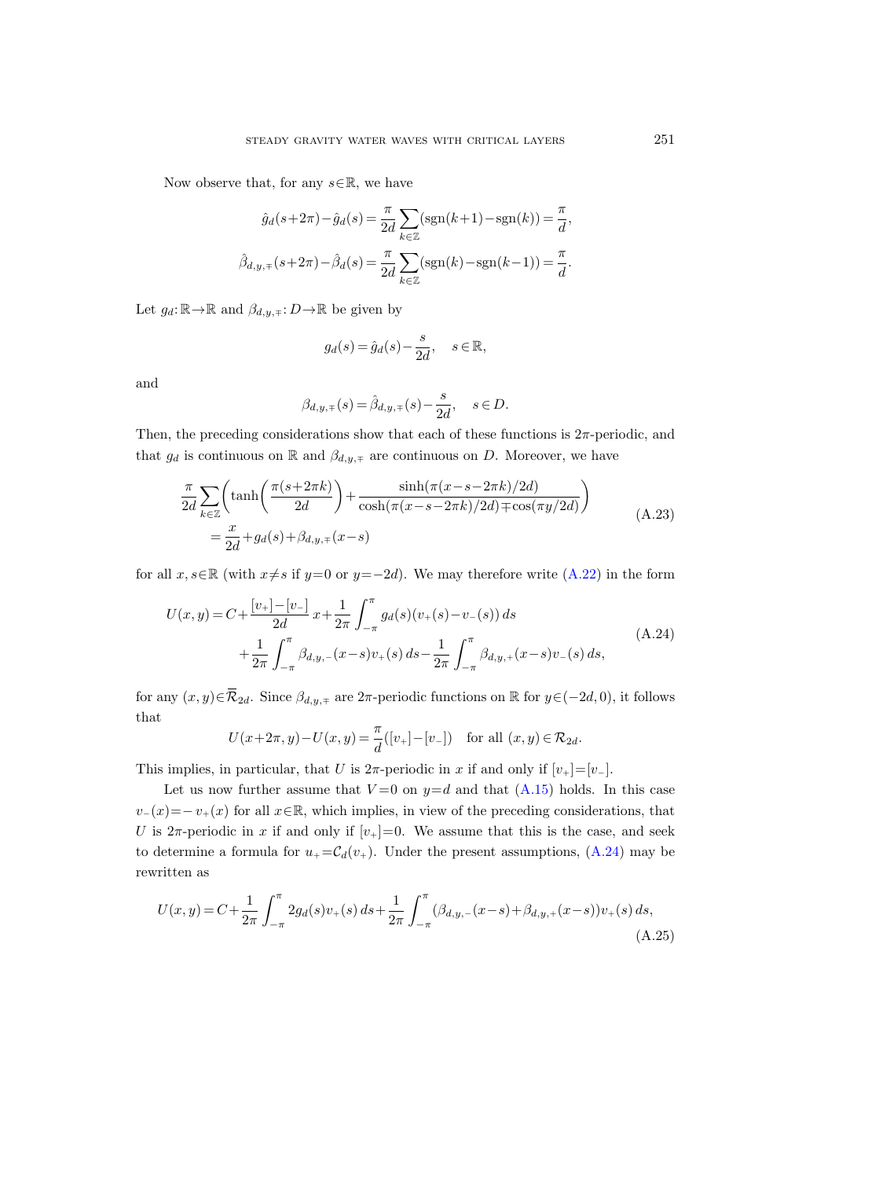Now observe that, for any $s\in\mathbb{R}$, we have

$$\hat{g}_d(s+2\pi)-\hat{g}_d(s)=\frac{\pi}{2d}\sum_{k\in\mathbb{Z}}(\operatorname{sgn}(k+1)-\operatorname{sgn}(k))=\frac{\pi}{d},$$

$$\hat{\beta}_{d,y,\mp}(s+2\pi)-\hat{\beta}_d(s)=\frac{\pi}{2d}\sum_{k\in\mathbb{Z}}(\operatorname{sgn}(k)-\operatorname{sgn}(k-1))=\frac{\pi}{d}.$$

Let $g_d\colon\mathbb{R}\to\mathbb{R}$ and $\beta_{d,y,\mp}\colon D\to\mathbb{R}$ be given by

$$g_d(s)=\hat{g}_d(s)-\frac{s}{2d},\quad s\in\mathbb{R},$$

and

$$\beta_{d,y,\mp}(s)=\hat{\beta}_{d,y,\mp}(s)-\frac{s}{2d},\quad s\in D.$$

Then, the preceding considerations show that each of these functions is $2\pi$-periodic, and that $g_d$ is continuous on $\mathbb{R}$ and $\beta_{d,y,\mp}$ are continuous on $D$. Moreover, we have

$$\begin{aligned}\frac{\pi}{2d}\sum_{k\in\mathbb{Z}}&\left(\tanh\left(\frac{\pi(s+2\pi k)}{2d}\right)+\frac{\sinh(\pi(x-s-2\pi k)/2d)}{\cosh(\pi(x-s-2\pi k)/2d)\mp\cos(\pi y/2d)}\right)\\&=\frac{x}{2d}+g_d(s)+\beta_{d,y,\mp}(x-s)\end{aligned}\tag{A.23}$$

for all $x,s\in\mathbb{R}$ (with $x\neq s$ if $y=0$ or $y=-2d$). We may therefore write (A.22) in the form

$$\begin{aligned}U(x,y)=C&+\frac{[v_+]-[v_-]}{2d}\,x+\frac{1}{2\pi}\int_{-\pi}^{\pi}g_d(s)(v_+(s)-v_-(s))\,ds\\&+\frac{1}{2\pi}\int_{-\pi}^{\pi}\beta_{d,y,-}(x-s)v_+(s)\,ds-\frac{1}{2\pi}\int_{-\pi}^{\pi}\beta_{d,y,+}(x-s)v_-(s)\,ds,\end{aligned}\tag{A.24}$$

for any $(x,y)\in\overline{\mathcal{R}}_{2d}$. Since $\beta_{d,y,\mp}$ are $2\pi$-periodic functions on $\mathbb{R}$ for $y\in(-2d,0)$, it follows that

$$U(x+2\pi,y)-U(x,y)=\frac{\pi}{d}([v_+]-[v_-])\quad\text{for all }(x,y)\in\mathcal{R}_{2d}.$$

This implies, in particular, that $U$ is $2\pi$-periodic in $x$ if and only if $[v_+]=[v_-]$.

Let us now further assume that $V=0$ on $y=d$ and that (A.15) holds. In this case $v_-(x)=-v_+(x)$ for all $x\in\mathbb{R}$, which implies, in view of the preceding considerations, that $U$ is $2\pi$-periodic in $x$ if and only if $[v_+]=0$. We assume that this is the case, and seek to determine a formula for $u_+=\mathcal{C}_d(v_+)$. Under the present assumptions, (A.24) may be rewritten as

$$U(x,y)=C+\frac{1}{2\pi}\int_{-\pi}^{\pi}2g_d(s)v_+(s)\,ds+\frac{1}{2\pi}\int_{-\pi}^{\pi}(\beta_{d,y,-}(x-s)+\beta_{d,y,+}(x-s))v_+(s)\,ds,\tag{A.25}$$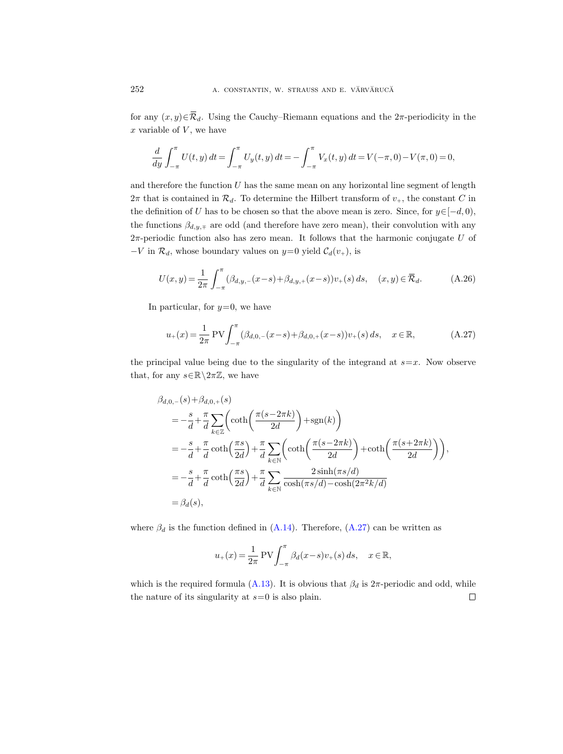for any $(x,y)\in\overline{\mathcal{R}}_d$. Using the Cauchy–Riemann equations and the $2\pi$-periodicity in the $x$ variable of $V$, we have

$$\frac{d}{dy}\int_{-\pi}^{\pi} U(t,y)\,dt=\int_{-\pi}^{\pi} U_y(t,y)\,dt=-\int_{-\pi}^{\pi} V_x(t,y)\,dt=V(-\pi,0)-V(\pi,0)=0,$$

and therefore the function $U$ has the same mean on any horizontal line segment of length $2\pi$ that is contained in $\mathcal{R}_d$. To determine the Hilbert transform of $v_+$, the constant $C$ in the definition of $U$ has to be chosen so that the above mean is zero. Since, for $y\in[-d,0)$, the functions $\beta_{d,y,\mp}$ are odd (and therefore have zero mean), their convolution with any $2\pi$-periodic function also has zero mean. It follows that the harmonic conjugate $U$ of $-V$ in $\mathcal{R}_d$, whose boundary values on $y=0$ yield $\mathcal{C}_d(v_+)$, is

$$U(x,y)=\frac{1}{2\pi}\int_{-\pi}^{\pi}(\beta_{d,y,-}(x-s)+\beta_{d,y,+}(x-s))v_+(s)\,ds,\quad (x,y)\in\overline{\mathcal{R}}_d. \tag{A.26}$$

In particular, for $y=0$, we have

$$u_+(x)=\frac{1}{2\pi}\,\mathrm{PV}\!\int_{-\pi}^{\pi}(\beta_{d,0,-}(x-s)+\beta_{d,0,+}(x-s))v_+(s)\,ds,\quad x\in\mathbb{R}, \tag{A.27}$$

the principal value being due to the singularity of the integrand at $s=x$. Now observe that, for any $s\in\mathbb{R}\setminus 2\pi\mathbb{Z}$, we have

$$\begin{aligned}
&\beta_{d,0,-}(s)+\beta_{d,0,+}(s)\\
&\quad=-\frac{s}{d}+\frac{\pi}{d}\sum_{k\in\mathbb{Z}}\biggl(\coth\biggl(\frac{\pi(s-2\pi k)}{2d}\biggr)+\operatorname{sgn}(k)\biggr)\\
&\quad=-\frac{s}{d}+\frac{\pi}{d}\coth\biggl(\frac{\pi s}{2d}\biggr)+\frac{\pi}{d}\sum_{k\in\mathbb{N}}\biggl(\coth\biggl(\frac{\pi(s-2\pi k)}{2d}\biggr)+\coth\biggl(\frac{\pi(s+2\pi k)}{2d}\biggr)\biggr),\\
&\quad=-\frac{s}{d}+\frac{\pi}{d}\coth\biggl(\frac{\pi s}{2d}\biggr)+\frac{\pi}{d}\sum_{k\in\mathbb{N}}\frac{2\sinh(\pi s/d)}{\cosh(\pi s/d)-\cosh(2\pi^2k/d)}\\
&\quad=\beta_d(s),
\end{aligned}$$

where $\beta_d$ is the function defined in (A.14). Therefore, (A.27) can be written as

$$u_+(x)=\frac{1}{2\pi}\,\mathrm{PV}\!\int_{-\pi}^{\pi}\beta_d(x-s)v_+(s)\,ds,\quad x\in\mathbb{R},$$

which is the required formula (A.13). It is obvious that $\beta_d$ is $2\pi$-periodic and odd, while the nature of its singularity at $s=0$ is also plain. □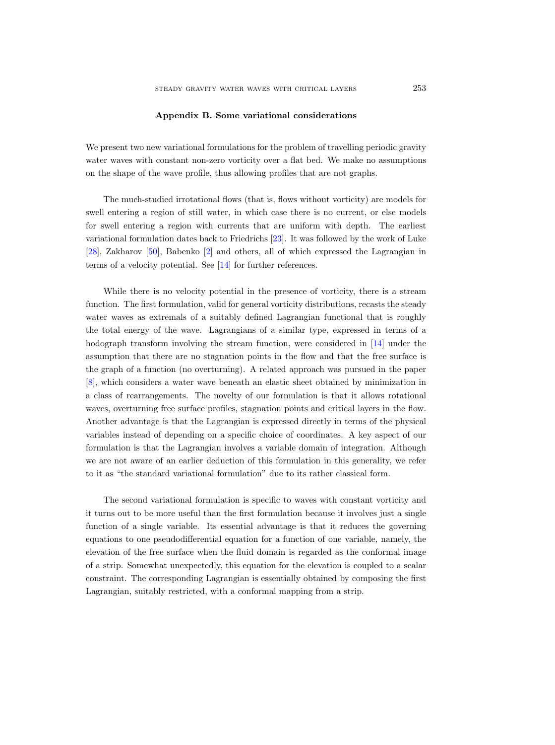## Appendix B. Some variational considerations

We present two new variational formulations for the problem of travelling periodic gravity water waves with constant non-zero vorticity over a flat bed. We make no assumptions on the shape of the wave profile, thus allowing profiles that are not graphs.

The much-studied irrotational flows (that is, flows without vorticity) are models for swell entering a region of still water, in which case there is no current, or else models for swell entering a region with currents that are uniform with depth. The earliest variational formulation dates back to Friedrichs [23]. It was followed by the work of Luke [28], Zakharov [50], Babenko [2] and others, all of which expressed the Lagrangian in terms of a velocity potential. See [14] for further references.

While there is no velocity potential in the presence of vorticity, there is a stream function. The first formulation, valid for general vorticity distributions, recasts the steady water waves as extremals of a suitably defined Lagrangian functional that is roughly the total energy of the wave. Lagrangians of a similar type, expressed in terms of a hodograph transform involving the stream function, were considered in [14] under the assumption that there are no stagnation points in the flow and that the free surface is the graph of a function (no overturning). A related approach was pursued in the paper [8], which considers a water wave beneath an elastic sheet obtained by minimization in a class of rearrangements. The novelty of our formulation is that it allows rotational waves, overturning free surface profiles, stagnation points and critical layers in the flow. Another advantage is that the Lagrangian is expressed directly in terms of the physical variables instead of depending on a specific choice of coordinates. A key aspect of our formulation is that the Lagrangian involves a variable domain of integration. Although we are not aware of an earlier deduction of this formulation in this generality, we refer to it as "the standard variational formulation" due to its rather classical form.

The second variational formulation is specific to waves with constant vorticity and it turns out to be more useful than the first formulation because it involves just a single function of a single variable. Its essential advantage is that it reduces the governing equations to one pseudodifferential equation for a function of one variable, namely, the elevation of the free surface when the fluid domain is regarded as the conformal image of a strip. Somewhat unexpectedly, this equation for the elevation is coupled to a scalar constraint. The corresponding Lagrangian is essentially obtained by composing the first Lagrangian, suitably restricted, with a conformal mapping from a strip.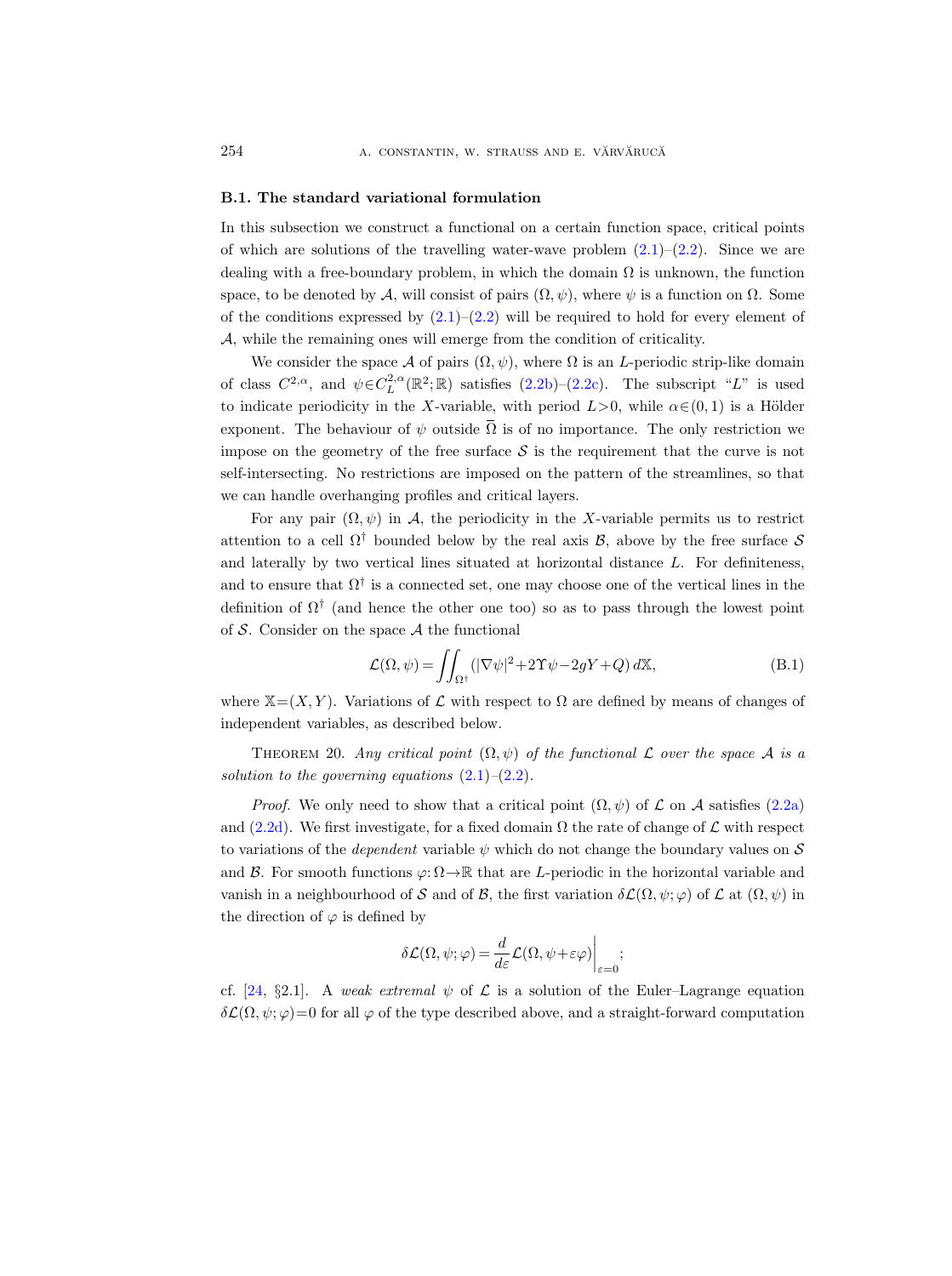### B.1. The standard variational formulation

In this subsection we construct a functional on a certain function space, critical points of which are solutions of the travelling water-wave problem (2.1)–(2.2). Since we are dealing with a free-boundary problem, in which the domain $\Omega$ is unknown, the function space, to be denoted by $\mathcal{A}$, will consist of pairs $(\Omega, \psi)$, where $\psi$ is a function on $\Omega$. Some of the conditions expressed by (2.1)–(2.2) will be required to hold for every element of $\mathcal{A}$, while the remaining ones will emerge from the condition of criticality.

We consider the space $\mathcal{A}$ of pairs $(\Omega, \psi)$, where $\Omega$ is an $L$-periodic strip-like domain of class $C^{2,\alpha}$, and $\psi \in C^{2,\alpha}_L(\mathbb{R}^2;\mathbb{R})$ satisfies (2.2b)–(2.2c). The subscript "$L$" is used to indicate periodicity in the $X$-variable, with period $L>0$, while $\alpha\in(0,1)$ is a Hölder exponent. The behaviour of $\psi$ outside $\overline{\Omega}$ is of no importance. The only restriction we impose on the geometry of the free surface $\mathcal{S}$ is the requirement that the curve is not self-intersecting. No restrictions are imposed on the pattern of the streamlines, so that we can handle overhanging profiles and critical layers.

For any pair $(\Omega, \psi)$ in $\mathcal{A}$, the periodicity in the $X$-variable permits us to restrict attention to a cell $\Omega^\dagger$ bounded below by the real axis $\mathcal{B}$, above by the free surface $\mathcal{S}$ and laterally by two vertical lines situated at horizontal distance $L$. For definiteness, and to ensure that $\Omega^\dagger$ is a connected set, one may choose one of the vertical lines in the definition of $\Omega^\dagger$ (and hence the other one too) so as to pass through the lowest point of $\mathcal{S}$. Consider on the space $\mathcal{A}$ the functional

$$\mathcal{L}(\Omega,\psi) = \iint_{\Omega^\dagger} (|\nabla\psi|^2 + 2\Upsilon\psi - 2gY + Q)\, d\mathbb{X}, \tag{B.1}$$

where $\mathbb{X}=(X,Y)$. Variations of $\mathcal{L}$ with respect to $\Omega$ are defined by means of changes of independent variables, as described below.

THEOREM 20. *Any critical point $(\Omega,\psi)$ of the functional $\mathcal{L}$ over the space $\mathcal{A}$ is a solution to the governing equations* (2.1)–(2.2).

*Proof.* We only need to show that a critical point $(\Omega,\psi)$ of $\mathcal{L}$ on $\mathcal{A}$ satisfies (2.2a) and (2.2d). We first investigate, for a fixed domain $\Omega$ the rate of change of $\mathcal{L}$ with respect to variations of the *dependent* variable $\psi$ which do not change the boundary values on $\mathcal{S}$ and $\mathcal{B}$. For smooth functions $\varphi\colon\Omega\to\mathbb{R}$ that are $L$-periodic in the horizontal variable and vanish in a neighbourhood of $\mathcal{S}$ and of $\mathcal{B}$, the first variation $\delta\mathcal{L}(\Omega,\psi;\varphi)$ of $\mathcal{L}$ at $(\Omega,\psi)$ in the direction of $\varphi$ is defined by

$$\delta\mathcal{L}(\Omega,\psi;\varphi) = \frac{d}{d\varepsilon}\mathcal{L}(\Omega,\psi+\varepsilon\varphi)\bigg|_{\varepsilon=0};$$

cf. [24, §2.1]. A *weak extremal* $\psi$ of $\mathcal{L}$ is a solution of the Euler–Lagrange equation $\delta\mathcal{L}(\Omega,\psi;\varphi)=0$ for all $\varphi$ of the type described above, and a straight-forward computation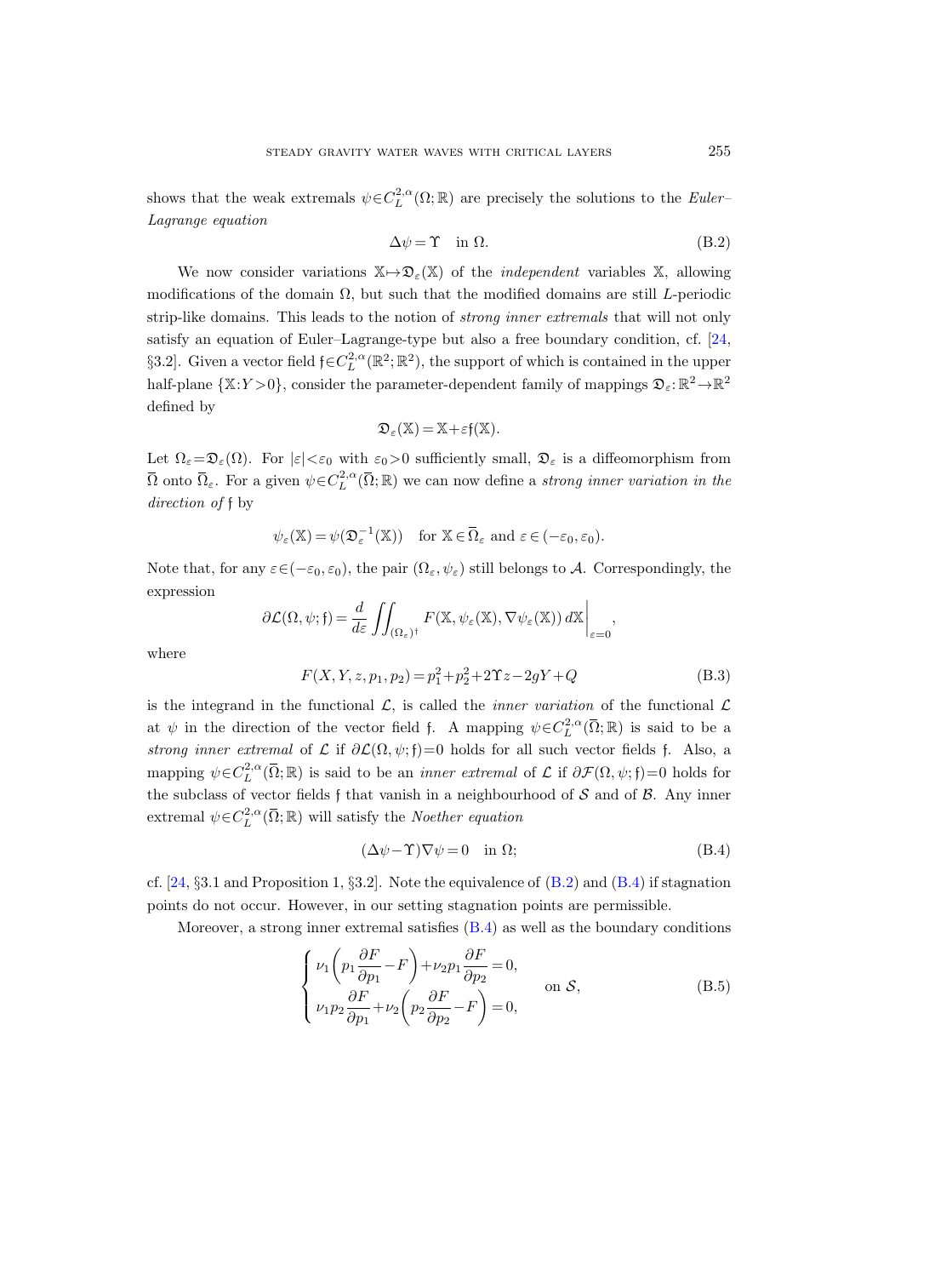shows that the weak extremals $\psi\in C_L^{2,\alpha}(\Omega;\mathbb{R})$ are precisely the solutions to the *Euler–Lagrange equation*

$$\Delta\psi = \Upsilon \quad \text{in } \Omega. \tag{B.2}$$

We now consider variations $\mathbb{X}\mapsto\mathfrak{D}_\varepsilon(\mathbb{X})$ of the *independent* variables $\mathbb{X}$, allowing modifications of the domain $\Omega$, but such that the modified domains are still $L$-periodic strip-like domains. This leads to the notion of *strong inner extremals* that will not only satisfy an equation of Euler–Lagrange-type but also a free boundary condition, cf. [24, §3.2]. Given a vector field $\mathfrak{f}\in C_L^{2,\alpha}(\mathbb{R}^2;\mathbb{R}^2)$, the support of which is contained in the upper half-plane $\{\mathbb{X}:Y>0\}$, consider the parameter-dependent family of mappings $\mathfrak{D}_\varepsilon:\mathbb{R}^2\to\mathbb{R}^2$ defined by

$$\mathfrak{D}_\varepsilon(\mathbb{X}) = \mathbb{X}+\varepsilon\mathfrak{f}(\mathbb{X}).$$

Let $\Omega_\varepsilon=\mathfrak{D}_\varepsilon(\Omega)$. For $|\varepsilon|<\varepsilon_0$ with $\varepsilon_0>0$ sufficiently small, $\mathfrak{D}_\varepsilon$ is a diffeomorphism from $\overline{\Omega}$ onto $\overline{\Omega}_\varepsilon$. For a given $\psi\in C_L^{2,\alpha}(\overline{\Omega};\mathbb{R})$ we can now define a *strong inner variation in the direction of* $\mathfrak{f}$ by

$$\psi_\varepsilon(\mathbb{X}) = \psi(\mathfrak{D}_\varepsilon^{-1}(\mathbb{X})) \quad \text{for } \mathbb{X}\in\overline{\Omega}_\varepsilon \text{ and } \varepsilon\in(-\varepsilon_0,\varepsilon_0).$$

Note that, for any $\varepsilon\in(-\varepsilon_0,\varepsilon_0)$, the pair $(\Omega_\varepsilon,\psi_\varepsilon)$ still belongs to $\mathcal{A}$. Correspondingly, the expression

$$\partial\mathcal{L}(\Omega,\psi;\mathfrak{f}) = \frac{d}{d\varepsilon}\iint_{(\Omega_\varepsilon)^\dagger} F(\mathbb{X},\psi_\varepsilon(\mathbb{X}),\nabla\psi_\varepsilon(\mathbb{X}))\,d\mathbb{X}\bigg|_{\varepsilon=0},$$

where

$$F(X,Y,z,p_1,p_2) = p_1^2+p_2^2+2\Upsilon z-2gY+Q \tag{B.3}$$

is the integrand in the functional $\mathcal{L}$, is called the *inner variation* of the functional $\mathcal{L}$ at $\psi$ in the direction of the vector field $\mathfrak{f}$. A mapping $\psi\in C_L^{2,\alpha}(\overline{\Omega};\mathbb{R})$ is said to be a *strong inner extremal* of $\mathcal{L}$ if $\partial\mathcal{L}(\Omega,\psi;\mathfrak{f})=0$ holds for all such vector fields $\mathfrak{f}$. Also, a mapping $\psi\in C_L^{2,\alpha}(\overline{\Omega};\mathbb{R})$ is said to be an *inner extremal* of $\mathcal{L}$ if $\partial\mathcal{F}(\Omega,\psi;\mathfrak{f})=0$ holds for the subclass of vector fields $\mathfrak{f}$ that vanish in a neighbourhood of $\mathcal{S}$ and of $\mathcal{B}$. Any inner extremal $\psi\in C_L^{2,\alpha}(\overline{\Omega};\mathbb{R})$ will satisfy the *Noether equation*

$$(\Delta\psi-\Upsilon)\nabla\psi = 0 \quad \text{in } \Omega; \tag{B.4}$$

cf. [24, §3.1 and Proposition 1, §3.2]. Note the equivalence of (B.2) and (B.4) if stagnation points do not occur. However, in our setting stagnation points are permissible.

Moreover, a strong inner extremal satisfies (B.4) as well as the boundary conditions

$$\begin{cases} \nu_1\left(p_1\dfrac{\partial F}{\partial p_1}-F\right)+\nu_2 p_1\dfrac{\partial F}{\partial p_2}=0, \\[2mm] \nu_1 p_2\dfrac{\partial F}{\partial p_1}+\nu_2\left(p_2\dfrac{\partial F}{\partial p_2}-F\right)=0, \end{cases} \quad \text{on } \mathcal{S}, \tag{B.5}$$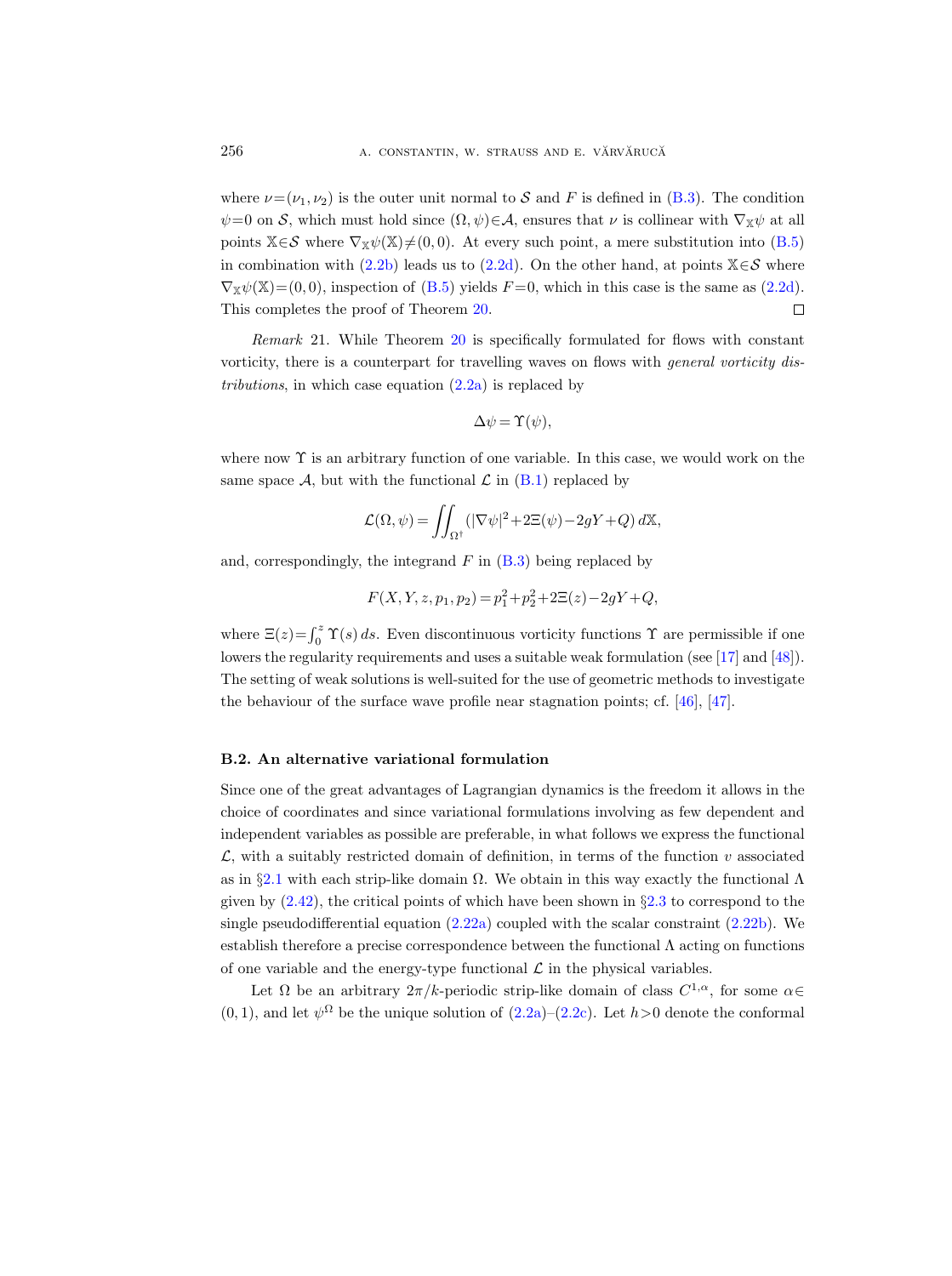where $\nu=(\nu_1,\nu_2)$ is the outer unit normal to $\mathcal{S}$ and $F$ is defined in (B.3). The condition $\psi=0$ on $\mathcal{S}$, which must hold since $(\Omega,\psi)\in\mathcal{A}$, ensures that $\nu$ is collinear with $\nabla_{\mathbb{X}}\psi$ at all points $\mathbb{X}\in\mathcal{S}$ where $\nabla_{\mathbb{X}}\psi(\mathbb{X})\neq(0,0)$. At every such point, a mere substitution into (B.5) in combination with (2.2b) leads us to (2.2d). On the other hand, at points $\mathbb{X}\in\mathcal{S}$ where $\nabla_{\mathbb{X}}\psi(\mathbb{X})=(0,0)$, inspection of (B.5) yields $F=0$, which in this case is the same as (2.2d). This completes the proof of Theorem 20. $\square$

*Remark* 21. While Theorem 20 is specifically formulated for flows with constant vorticity, there is a counterpart for travelling waves on flows with *general vorticity distributions*, in which case equation (2.2a) is replaced by

$$\Delta\psi=\Upsilon(\psi),$$

where now $\Upsilon$ is an arbitrary function of one variable. In this case, we would work on the same space $\mathcal{A}$, but with the functional $\mathcal{L}$ in (B.1) replaced by

$$\mathcal{L}(\Omega,\psi)=\iint_{\Omega^\dagger}(|\nabla\psi|^2+2\Xi(\psi)-2gY+Q)\,d\mathbb{X},$$

and, correspondingly, the integrand $F$ in (B.3) being replaced by

$$F(X,Y,z,p_1,p_2)=p_1^2+p_2^2+2\Xi(z)-2gY+Q,$$

where $\Xi(z)=\int_0^z\Upsilon(s)\,ds$. Even discontinuous vorticity functions $\Upsilon$ are permissible if one lowers the regularity requirements and uses a suitable weak formulation (see [17] and [48]). The setting of weak solutions is well-suited for the use of geometric methods to investigate the behaviour of the surface wave profile near stagnation points; cf. [46], [47].

### B.2. An alternative variational formulation

Since one of the great advantages of Lagrangian dynamics is the freedom it allows in the choice of coordinates and since variational formulations involving as few dependent and independent variables as possible are preferable, in what follows we express the functional $\mathcal{L}$, with a suitably restricted domain of definition, in terms of the function $v$ associated as in §2.1 with each strip-like domain $\Omega$. We obtain in this way exactly the functional $\Lambda$ given by (2.42), the critical points of which have been shown in §2.3 to correspond to the single pseudodifferential equation (2.22a) coupled with the scalar constraint (2.22b). We establish therefore a precise correspondence between the functional $\Lambda$ acting on functions of one variable and the energy-type functional $\mathcal{L}$ in the physical variables.

Let $\Omega$ be an arbitrary $2\pi/k$-periodic strip-like domain of class $C^{1,\alpha}$, for some $\alpha\in(0,1)$, and let $\psi^\Omega$ be the unique solution of (2.2a)–(2.2c). Let $h>0$ denote the conformal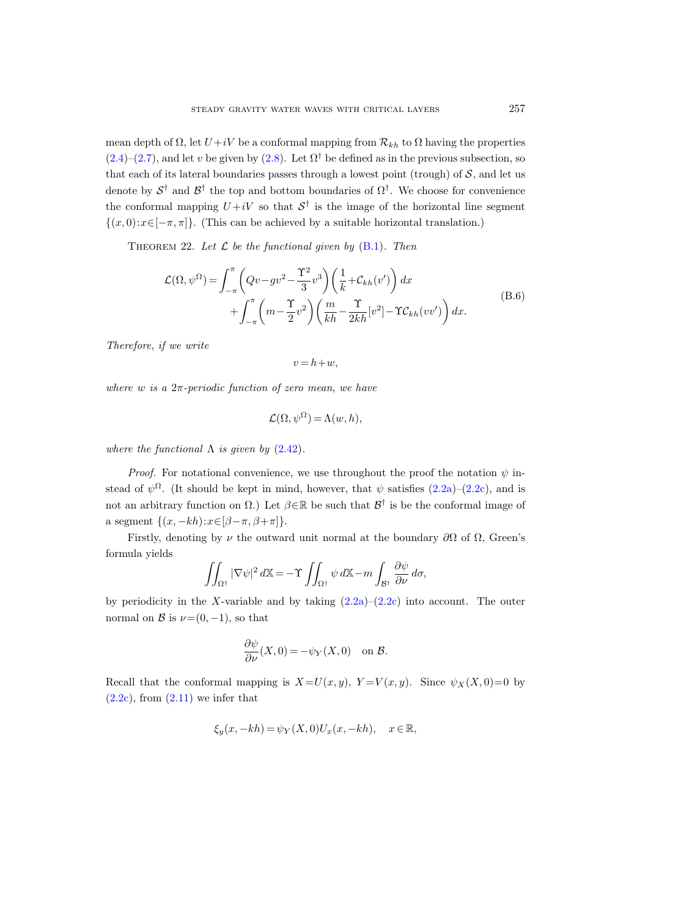mean depth of $\Omega$, let $U+iV$ be a conformal mapping from $\mathcal{R}_{kh}$ to $\Omega$ having the properties (2.4)–(2.7), and let $v$ be given by (2.8). Let $\Omega^\dagger$ be defined as in the previous subsection, so that each of its lateral boundaries passes through a lowest point (trough) of $\mathcal{S}$, and let us denote by $\mathcal{S}^\dagger$ and $\mathcal{B}^\dagger$ the top and bottom boundaries of $\Omega^\dagger$. We choose for convenience the conformal mapping $U+iV$ so that $\mathcal{S}^\dagger$ is the image of the horizontal line segment $\{(x,0): x\in[-\pi,\pi]\}$. (This can be achieved by a suitable horizontal translation.)

Theorem 22. *Let $\mathcal{L}$ be the functional given by (B.1). Then*

$$
\begin{aligned}
\mathcal{L}(\Omega,\psi^\Omega) &= \int_{-\pi}^{\pi}\left(Qv-gv^2-\frac{\Upsilon^2}{3}v^3\right)\left(\frac{1}{k}+\mathcal{C}_{kh}(v')\right)dx \\
&\quad+\int_{-\pi}^{\pi}\left(m-\frac{\Upsilon}{2}v^2\right)\left(\frac{m}{kh}-\frac{\Upsilon}{2kh}[v^2]-\Upsilon\mathcal{C}_{kh}(vv')\right)dx.
\end{aligned}
\tag{B.6}
$$

*Therefore, if we write*

$$
v=h+w,
$$

*where $w$ is a $2\pi$-periodic function of zero mean, we have*

$$
\mathcal{L}(\Omega,\psi^\Omega)=\Lambda(w,h),
$$

*where the functional $\Lambda$ is given by (2.42).*

*Proof.* For notational convenience, we use throughout the proof the notation $\psi$ instead of $\psi^\Omega$. (It should be kept in mind, however, that $\psi$ satisfies (2.2a)–(2.2c), and is not an arbitrary function on $\Omega$.) Let $\beta\in\mathbb{R}$ be such that $\mathcal{B}^\dagger$ is be the conformal image of a segment $\{(x,-kh): x\in[\beta-\pi,\beta+\pi]\}$.

Firstly, denoting by $\nu$ the outward unit normal at the boundary $\partial\Omega$ of $\Omega$, Green's formula yields

$$
\iint_{\Omega^\dagger}|\nabla\psi|^2\,d\mathbb{X}=-\Upsilon\iint_{\Omega^\dagger}\psi\,d\mathbb{X}-m\int_{\mathcal{B}^\dagger}\frac{\partial\psi}{\partial\nu}\,d\sigma,
$$

by periodicity in the $X$-variable and by taking (2.2a)–(2.2c) into account. The outer normal on $\mathcal{B}$ is $\nu=(0,-1)$, so that

$$
\frac{\partial\psi}{\partial\nu}(X,0)=-\psi_Y(X,0)\quad\text{on }\mathcal{B}.
$$

Recall that the conformal mapping is $X=U(x,y)$, $Y=V(x,y)$. Since $\psi_X(X,0)=0$ by (2.2c), from (2.11) we infer that

$$
\xi_y(x,-kh)=\psi_Y(X,0)U_x(x,-kh),\quad x\in\mathbb{R},
$$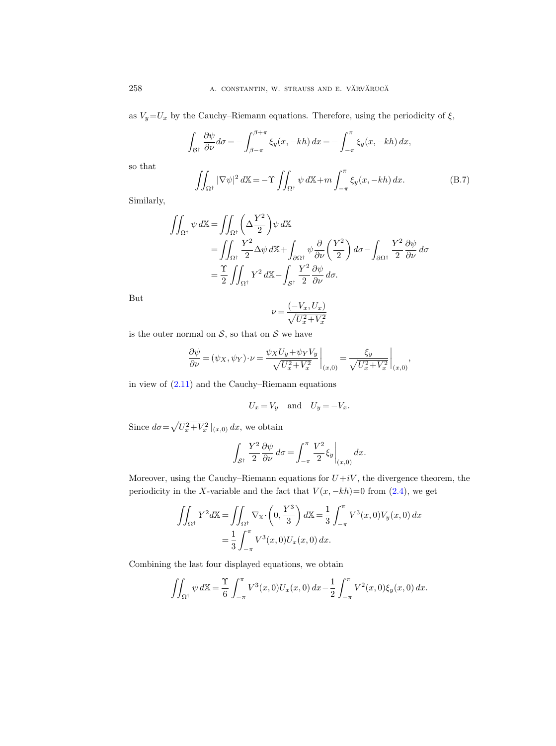as $V_y = U_x$ by the Cauchy–Riemann equations. Therefore, using the periodicity of $\xi$,

$$\int_{\mathcal{B}^\dagger} \frac{\partial \psi}{\partial \nu} d\sigma = -\int_{\beta-\pi}^{\beta+\pi} \xi_y(x, -kh)\, dx = -\int_{-\pi}^{\pi} \xi_y(x, -kh)\, dx,$$

so that

$$\iint_{\Omega^\dagger} |\nabla \psi|^2 \, d\mathbb{X} = -\Upsilon \iint_{\Omega^\dagger} \psi \, d\mathbb{X} + m \int_{-\pi}^{\pi} \xi_y(x, -kh)\, dx. \tag{B.7}$$

Similarly,

$$\begin{aligned}
\iint_{\Omega^\dagger} \psi \, d\mathbb{X} &= \iint_{\Omega^\dagger} \left( \Delta \frac{Y^2}{2} \right) \psi \, d\mathbb{X} \\
&= \iint_{\Omega^\dagger} \frac{Y^2}{2} \Delta \psi \, d\mathbb{X} + \int_{\partial \Omega^\dagger} \psi \frac{\partial}{\partial \nu} \left( \frac{Y^2}{2} \right) d\sigma - \int_{\partial \Omega^\dagger} \frac{Y^2}{2} \frac{\partial \psi}{\partial \nu} \, d\sigma \\
&= \frac{\Upsilon}{2} \iint_{\Omega^\dagger} Y^2 \, d\mathbb{X} - \int_{\mathcal{S}^\dagger} \frac{Y^2}{2} \frac{\partial \psi}{\partial \nu} \, d\sigma.
\end{aligned}$$

But

$$\nu = \frac{(-V_x, U_x)}{\sqrt{U_x^2 + V_x^2}}$$

is the outer normal on $\mathcal{S}$, so that on $\mathcal{S}$ we have

$$\frac{\partial \psi}{\partial \nu} = (\psi_X, \psi_Y) \cdot \nu = \frac{\psi_X U_y + \psi_Y V_y}{\sqrt{U_x^2 + V_x^2}} \bigg|_{(x,0)} = \frac{\xi_y}{\sqrt{U_x^2 + V_x^2}} \bigg|_{(x,0)},$$

in view of (2.11) and the Cauchy–Riemann equations

$$U_x = V_y \quad \text{and} \quad U_y = -V_x.$$

Since $d\sigma = \sqrt{U_x^2 + V_x^2}\,|_{(x,0)}\, dx$, we obtain

$$\int_{\mathcal{S}^\dagger} \frac{Y^2}{2} \frac{\partial \psi}{\partial \nu} \, d\sigma = \int_{-\pi}^{\pi} \frac{V^2}{2} \xi_y \bigg|_{(x,0)} dx.$$

Moreover, using the Cauchy–Riemann equations for $U + iV$, the divergence theorem, the periodicity in the $X$-variable and the fact that $V(x, -kh) = 0$ from (2.4), we get

$$\begin{aligned}
\iint_{\Omega^\dagger} Y^2 d\mathbb{X} &= \iint_{\Omega^\dagger} \nabla_{\mathbb{X}} \cdot \left( 0, \frac{Y^3}{3} \right) d\mathbb{X} = \frac{1}{3} \int_{-\pi}^{\pi} V^3(x,0) V_y(x,0)\, dx \\
&= \frac{1}{3} \int_{-\pi}^{\pi} V^3(x,0) U_x(x,0)\, dx.
\end{aligned}$$

Combining the last four displayed equations, we obtain

$$\iint_{\Omega^\dagger} \psi \, d\mathbb{X} = \frac{\Upsilon}{6} \int_{-\pi}^{\pi} V^3(x,0) U_x(x,0)\, dx - \frac{1}{2} \int_{-\pi}^{\pi} V^2(x,0) \xi_y(x,0)\, dx.$$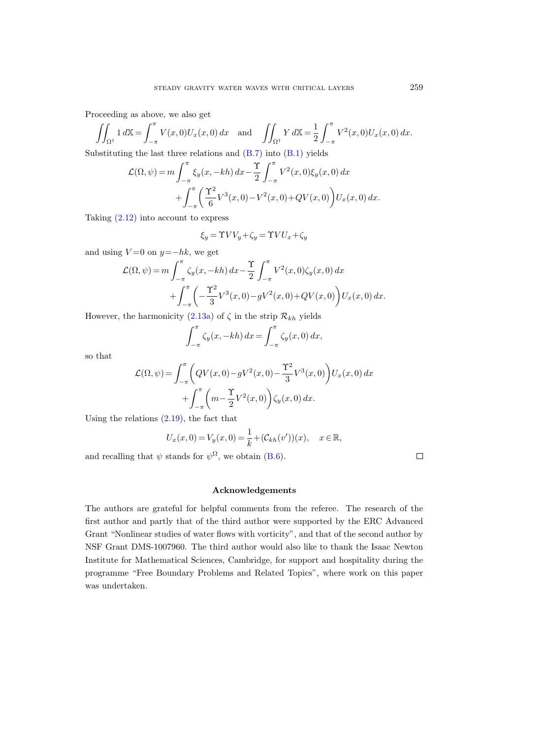Proceeding as above, we also get

$$\iint_{\Omega^\dagger} 1\, d\mathbb{X} = \int_{-\pi}^{\pi} V(x,0) U_x(x,0)\, dx \quad \text{and} \quad \iint_{\Omega^\dagger} Y\, d\mathbb{X} = \frac{1}{2}\int_{-\pi}^{\pi} V^2(x,0) U_x(x,0)\, dx.$$

Substituting the last three relations and (B.7) into (B.1) yields

$$\begin{aligned}
\mathcal{L}(\Omega,\psi) = m \int_{-\pi}^{\pi} \xi_y(x,-kh)\, dx - \frac{\Upsilon}{2}\int_{-\pi}^{\pi} V^2(x,0)\xi_y(x,0)\, dx \\
+ \int_{-\pi}^{\pi} \left( \frac{\Upsilon^2}{6} V^3(x,0) - V^2(x,0) + QV(x,0) \right) U_x(x,0)\, dx.
\end{aligned}$$

Taking (2.12) into account to express

$$\xi_y = \Upsilon V V_y + \zeta_y = \Upsilon V U_x + \zeta_y$$

and using $V=0$ on $y=-hk$, we get

$$\begin{aligned}
\mathcal{L}(\Omega,\psi) = m \int_{-\pi}^{\pi} \zeta_y(x,-kh)\, dx - \frac{\Upsilon}{2}\int_{-\pi}^{\pi} V^2(x,0)\zeta_y(x,0)\, dx \\
+ \int_{-\pi}^{\pi} \left( -\frac{\Upsilon^2}{3} V^3(x,0) - gV^2(x,0) + QV(x,0) \right) U_x(x,0)\, dx.
\end{aligned}$$

However, the harmonicity (2.13a) of $\zeta$ in the strip $\mathcal{R}_{kh}$ yields

$$\int_{-\pi}^{\pi} \zeta_y(x,-kh)\, dx = \int_{-\pi}^{\pi} \zeta_y(x,0)\, dx,$$

so that

$$\begin{aligned}
\mathcal{L}(\Omega,\psi) = \int_{-\pi}^{\pi} \left( QV(x,0) - gV^2(x,0) - \frac{\Upsilon^2}{3} V^3(x,0) \right) U_x(x,0)\, dx \\
+ \int_{-\pi}^{\pi} \left( m - \frac{\Upsilon}{2} V^2(x,0) \right) \zeta_y(x,0)\, dx.
\end{aligned}$$

Using the relations (2.19), the fact that

$$U_x(x,0) = V_y(x,0) = \frac{1}{k} + (\mathcal{C}_{kh}(v'))(x), \quad x \in \mathbb{R},$$

and recalling that $\psi$ stands for $\psi^\Omega$, we obtain (B.6). $\square$

## Acknowledgements

The authors are grateful for helpful comments from the referee. The research of the first author and partly that of the third author were supported by the ERC Advanced Grant "Nonlinear studies of water flows with vorticity", and that of the second author by NSF Grant DMS-1007960. The third author would also like to thank the Isaac Newton Institute for Mathematical Sciences, Cambridge, for support and hospitality during the programme "Free Boundary Problems and Related Topics", where work on this paper was undertaken.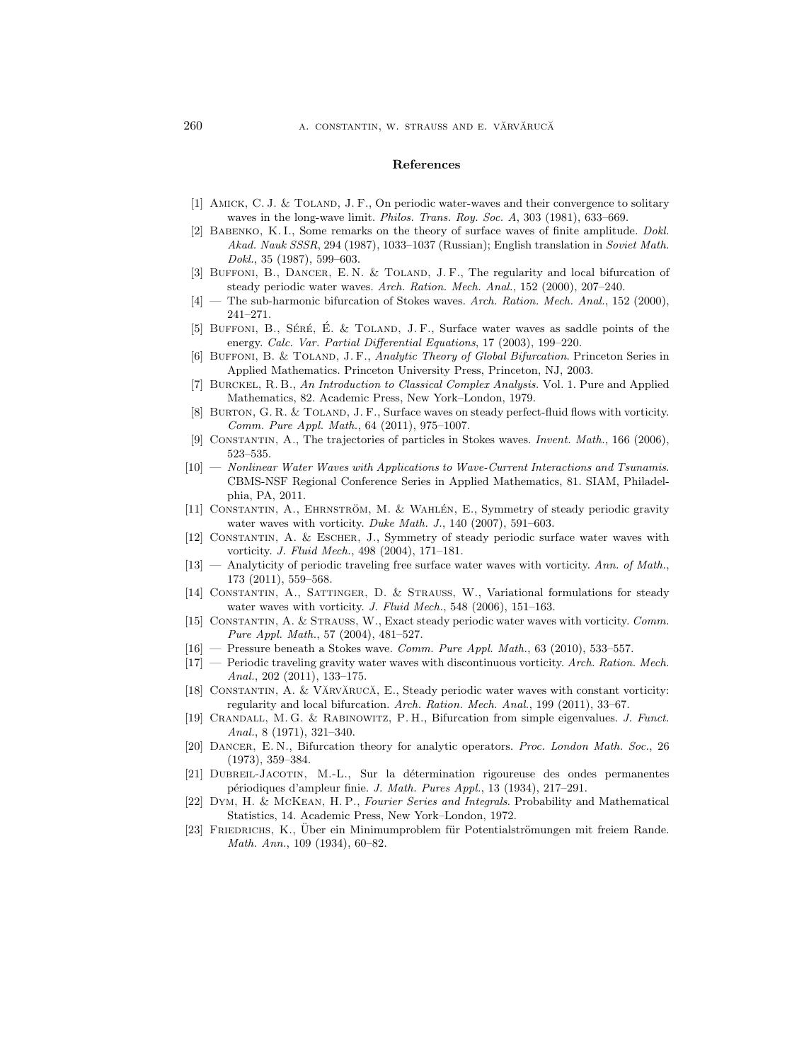## References

[1] Amick, C. J. & Toland, J. F., On periodic water-waves and their convergence to solitary waves in the long-wave limit. *Philos. Trans. Roy. Soc. A*, 303 (1981), 633–669.

[2] Babenko, K. I., Some remarks on the theory of surface waves of finite amplitude. *Dokl. Akad. Nauk SSSR*, 294 (1987), 1033–1037 (Russian); English translation in *Soviet Math. Dokl.*, 35 (1987), 599–603.

[3] Buffoni, B., Dancer, E. N. & Toland, J. F., The regularity and local bifurcation of steady periodic water waves. *Arch. Ration. Mech. Anal.*, 152 (2000), 207–240.

[4] — The sub-harmonic bifurcation of Stokes waves. *Arch. Ration. Mech. Anal.*, 152 (2000), 241–271.

[5] Buffoni, B., Séré, É. & Toland, J. F., Surface water waves as saddle points of the energy. *Calc. Var. Partial Differential Equations*, 17 (2003), 199–220.

[6] Buffoni, B. & Toland, J. F., *Analytic Theory of Global Bifurcation*. Princeton Series in Applied Mathematics. Princeton University Press, Princeton, NJ, 2003.

[7] Burckel, R. B., *An Introduction to Classical Complex Analysis*. Vol. 1. Pure and Applied Mathematics, 82. Academic Press, New York–London, 1979.

[8] Burton, G. R. & Toland, J. F., Surface waves on steady perfect-fluid flows with vorticity. *Comm. Pure Appl. Math.*, 64 (2011), 975–1007.

[9] Constantin, A., The trajectories of particles in Stokes waves. *Invent. Math.*, 166 (2006), 523–535.

[10] — *Nonlinear Water Waves with Applications to Wave-Current Interactions and Tsunamis*. CBMS-NSF Regional Conference Series in Applied Mathematics, 81. SIAM, Philadelphia, PA, 2011.

[11] Constantin, A., Ehrnström, M. & Wahlén, E., Symmetry of steady periodic gravity water waves with vorticity. *Duke Math. J.*, 140 (2007), 591–603.

[12] Constantin, A. & Escher, J., Symmetry of steady periodic surface water waves with vorticity. *J. Fluid Mech.*, 498 (2004), 171–181.

[13] — Analyticity of periodic traveling free surface water waves with vorticity. *Ann. of Math.*, 173 (2011), 559–568.

[14] Constantin, A., Sattinger, D. & Strauss, W., Variational formulations for steady water waves with vorticity. *J. Fluid Mech.*, 548 (2006), 151–163.

[15] Constantin, A. & Strauss, W., Exact steady periodic water waves with vorticity. *Comm. Pure Appl. Math.*, 57 (2004), 481–527.

[16] — Pressure beneath a Stokes wave. *Comm. Pure Appl. Math.*, 63 (2010), 533–557.

[17] — Periodic traveling gravity water waves with discontinuous vorticity. *Arch. Ration. Mech. Anal.*, 202 (2011), 133–175.

[18] Constantin, A. & Vărvărucă, E., Steady periodic water waves with constant vorticity: regularity and local bifurcation. *Arch. Ration. Mech. Anal.*, 199 (2011), 33–67.

[19] Crandall, M. G. & Rabinowitz, P. H., Bifurcation from simple eigenvalues. *J. Funct. Anal.*, 8 (1971), 321–340.

[20] Dancer, E. N., Bifurcation theory for analytic operators. *Proc. London Math. Soc.*, 26 (1973), 359–384.

[21] Dubreil-Jacotin, M.-L., Sur la détermination rigoureuse des ondes permanentes périodiques d'ampleur finie. *J. Math. Pures Appl.*, 13 (1934), 217–291.

[22] Dym, H. & McKean, H. P., *Fourier Series and Integrals*. Probability and Mathematical Statistics, 14. Academic Press, New York–London, 1972.

[23] Friedrichs, K., Über ein Minimumproblem für Potentialströmungen mit freiem Rande. *Math. Ann.*, 109 (1934), 60–82.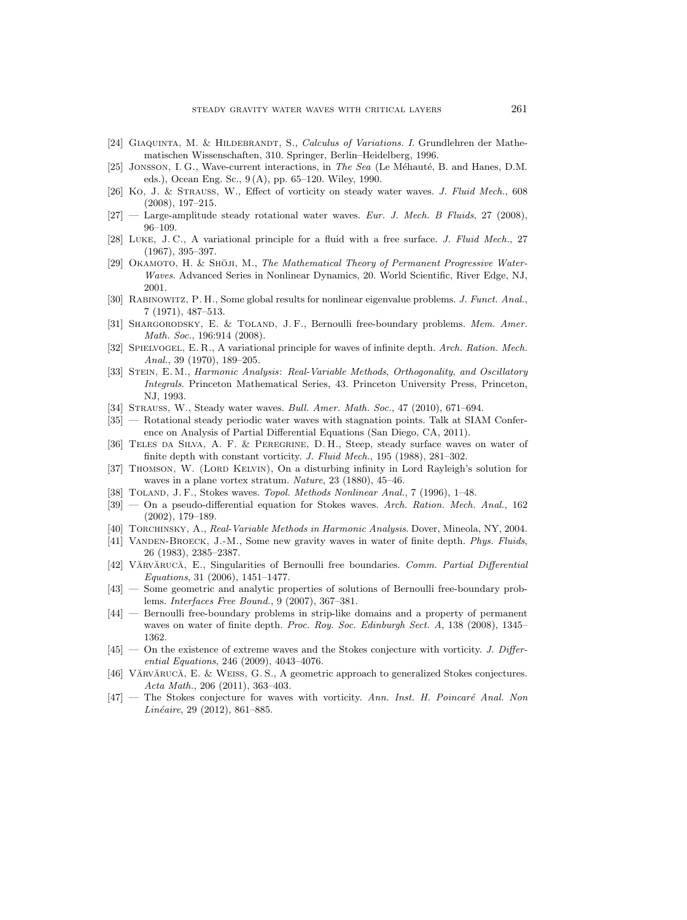[24] Giaquinta, M. & Hildebrandt, S., *Calculus of Variations. I*. Grundlehren der Mathematischen Wissenschaften, 310. Springer, Berlin–Heidelberg, 1996.

[25] Jonsson, I. G., Wave-current interactions, in *The Sea* (Le Méhauté, B. and Hanes, D.M. eds.), Ocean Eng. Sc., 9 (A), pp. 65–120. Wiley, 1990.

[26] Ko, J. & Strauss, W., Effect of vorticity on steady water waves. *J. Fluid Mech.*, 608 (2008), 197–215.

[27] — Large-amplitude steady rotational water waves. *Eur. J. Mech. B Fluids*, 27 (2008), 96–109.

[28] Luke, J. C., A variational principle for a fluid with a free surface. *J. Fluid Mech.*, 27 (1967), 395–397.

[29] Okamoto, H. & Shōji, M., *The Mathematical Theory of Permanent Progressive Water-Waves*. Advanced Series in Nonlinear Dynamics, 20. World Scientific, River Edge, NJ, 2001.

[30] Rabinowitz, P. H., Some global results for nonlinear eigenvalue problems. *J. Funct. Anal.*, 7 (1971), 487–513.

[31] Shargorodsky, E. & Toland, J. F., Bernoulli free-boundary problems. *Mem. Amer. Math. Soc.*, 196:914 (2008).

[32] Spielvogel, E. R., A variational principle for waves of infinite depth. *Arch. Ration. Mech. Anal.*, 39 (1970), 189–205.

[33] Stein, E. M., *Harmonic Analysis*: *Real-Variable Methods*, *Orthogonality*, *and Oscillatory Integrals*. Princeton Mathematical Series, 43. Princeton University Press, Princeton, NJ, 1993.

[34] Strauss, W., Steady water waves. *Bull. Amer. Math. Soc.*, 47 (2010), 671–694.

[35] — Rotational steady periodic water waves with stagnation points. Talk at SIAM Conference on Analysis of Partial Differential Equations (San Diego, CA, 2011).

[36] Teles da Silva, A. F. & Peregrine, D. H., Steep, steady surface waves on water of finite depth with constant vorticity. *J. Fluid Mech.*, 195 (1988), 281–302.

[37] Thomson, W. (Lord Kelvin), On a disturbing infinity in Lord Rayleigh's solution for waves in a plane vortex stratum. *Nature*, 23 (1880), 45–46.

[38] Toland, J. F., Stokes waves. *Topol. Methods Nonlinear Anal.*, 7 (1996), 1–48.

[39] — On a pseudo-differential equation for Stokes waves. *Arch. Ration. Mech. Anal.*, 162 (2002), 179–189.

[40] Torchinsky, A., *Real-Variable Methods in Harmonic Analysis*. Dover, Mineola, NY, 2004.

[41] Vanden-Broeck, J.-M., Some new gravity waves in water of finite depth. *Phys. Fluids*, 26 (1983), 2385–2387.

[42] Vărvărucă, E., Singularities of Bernoulli free boundaries. *Comm. Partial Differential Equations*, 31 (2006), 1451–1477.

[43] — Some geometric and analytic properties of solutions of Bernoulli free-boundary problems. *Interfaces Free Bound.*, 9 (2007), 367–381.

[44] — Bernoulli free-boundary problems in strip-like domains and a property of permanent waves on water of finite depth. *Proc. Roy. Soc. Edinburgh Sect. A*, 138 (2008), 1345–1362.

[45] — On the existence of extreme waves and the Stokes conjecture with vorticity. *J. Differential Equations*, 246 (2009), 4043–4076.

[46] Vărvărucă, E. & Weiss, G. S., A geometric approach to generalized Stokes conjectures. *Acta Math.*, 206 (2011), 363–403.

[47] — The Stokes conjecture for waves with vorticity. *Ann. Inst. H. Poincaré Anal. Non Linéaire*, 29 (2012), 861–885.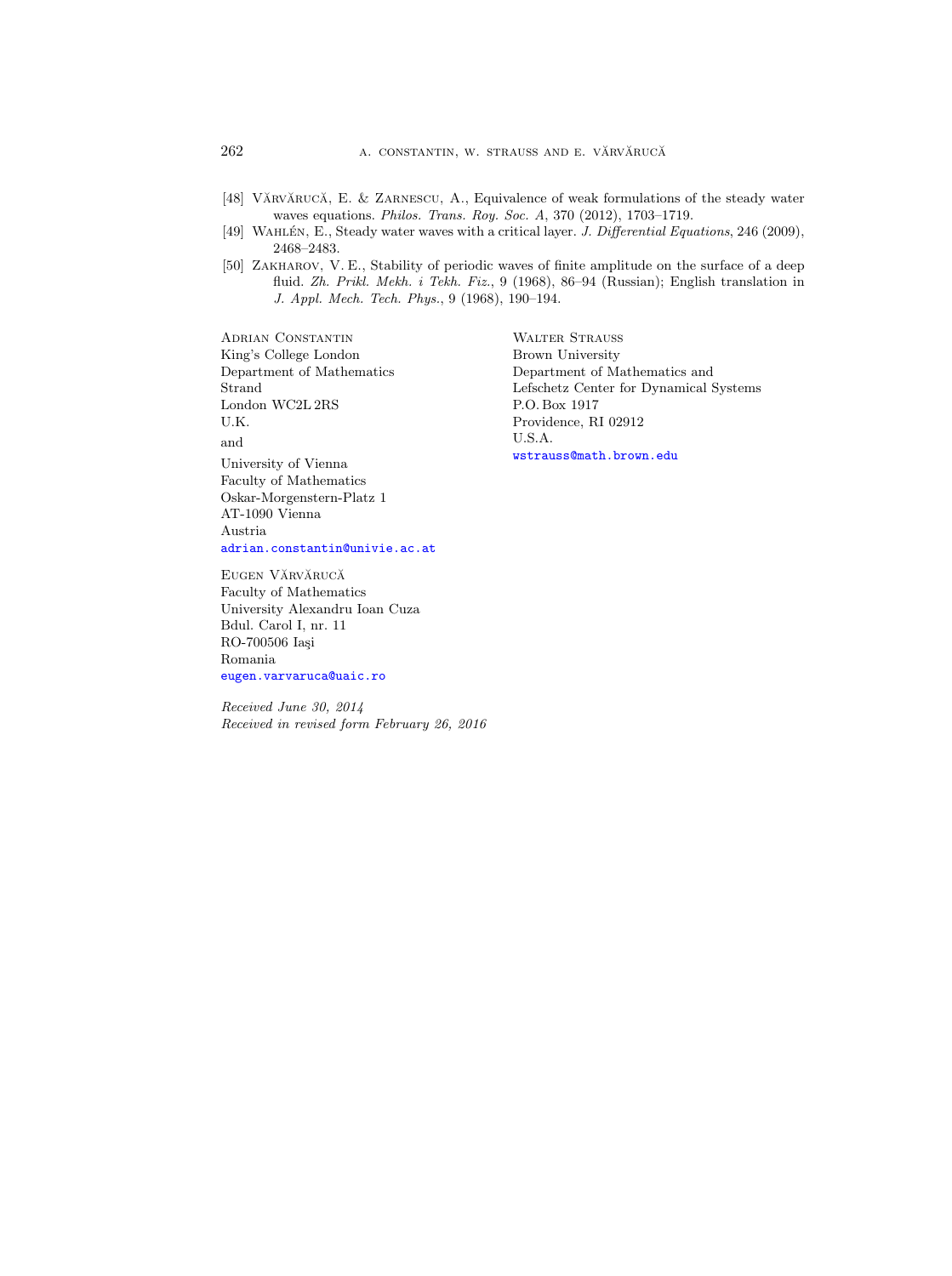[48] Vărvărucă, E. & Zarnescu, A., Equivalence of weak formulations of the steady water waves equations. *Philos. Trans. Roy. Soc. A*, 370 (2012), 1703–1719.

[49] Wahlén, E., Steady water waves with a critical layer. *J. Differential Equations*, 246 (2009), 2468–2483.

[50] Zakharov, V. E., Stability of periodic waves of finite amplitude on the surface of a deep fluid. *Zh. Prikl. Mekh. i Tekh. Fiz.*, 9 (1968), 86–94 (Russian); English translation in *J. Appl. Mech. Tech. Phys.*, 9 (1968), 190–194.

Adrian Constantin
King's College London
Department of Mathematics
Strand
London WC2L 2RS
U.K.
and
University of Vienna
Faculty of Mathematics
Oskar-Morgenstern-Platz 1
AT-1090 Vienna
Austria
adrian.constantin@univie.ac.at

Walter Strauss
Brown University
Department of Mathematics and
Lefschetz Center for Dynamical Systems
P.O. Box 1917
Providence, RI 02912
U.S.A.
wstrauss@math.brown.edu

Eugen Vărvărucă
Faculty of Mathematics
University Alexandru Ioan Cuza
Bdul. Carol I, nr. 11
RO-700506 Iaşi
Romania
eugen.varvaruca@uaic.ro

*Received June 30, 2014*
*Received in revised form February 26, 2016*